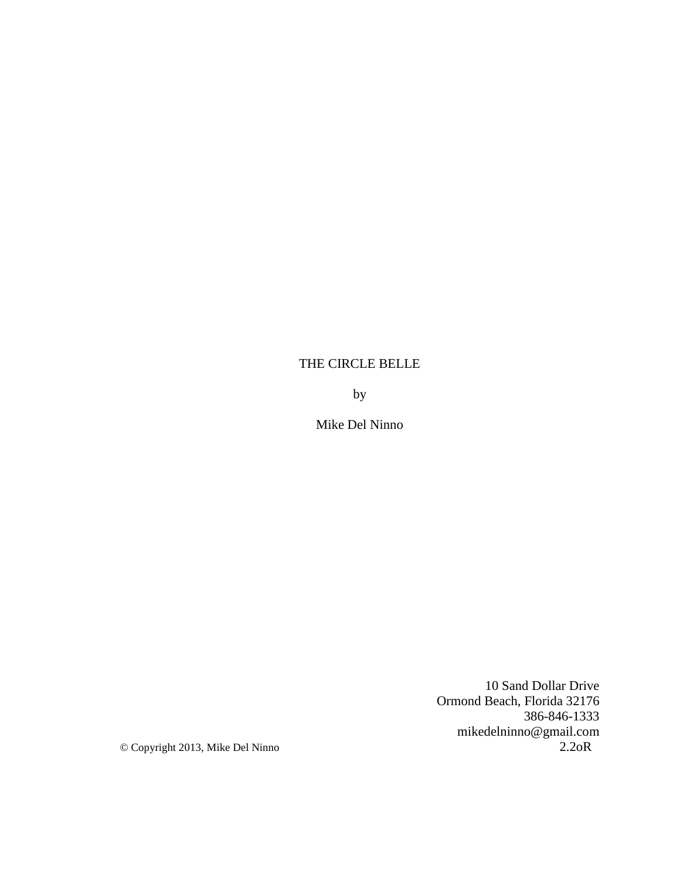THE CIRCLE BELLE

by

Mike Del Ninno

10 Sand Dollar Drive
Ormond Beach, Florida 32176
386-846-1333
mikedelninno@gmail.com

© Copyright 2013, Mike Del Ninno

2.2oR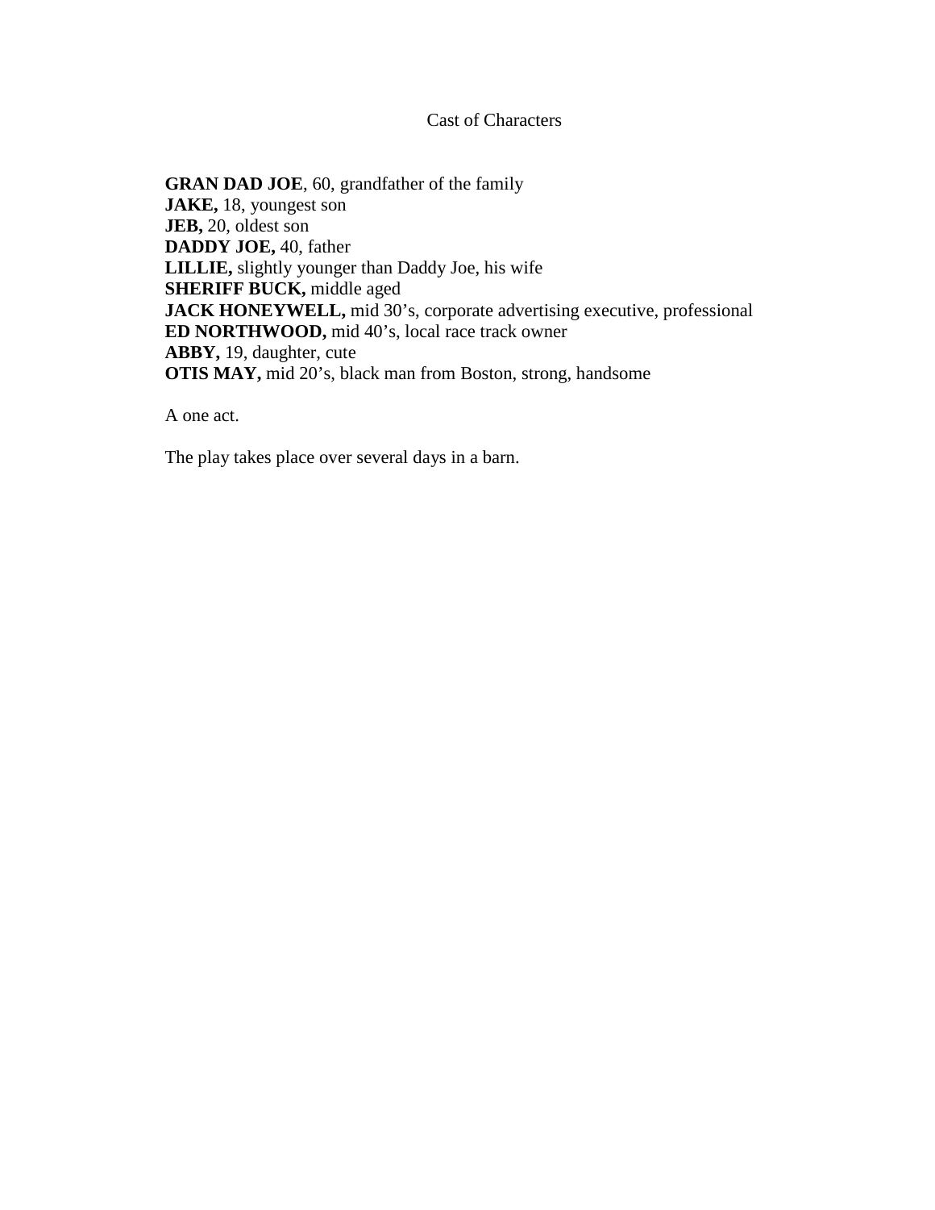# Cast of Characters

**GRAN DAD JOE**, 60, grandfather of the family
**JAKE,** 18, youngest son
**JEB,** 20, oldest son
**DADDY JOE,** 40, father
**LILLIE,** slightly younger than Daddy Joe, his wife
**SHERIFF BUCK,** middle aged
**JACK HONEYWELL,** mid 30's, corporate advertising executive, professional
**ED NORTHWOOD,** mid 40's, local race track owner
**ABBY,** 19, daughter, cute
**OTIS MAY,** mid 20's, black man from Boston, strong, handsome

A one act.

The play takes place over several days in a barn.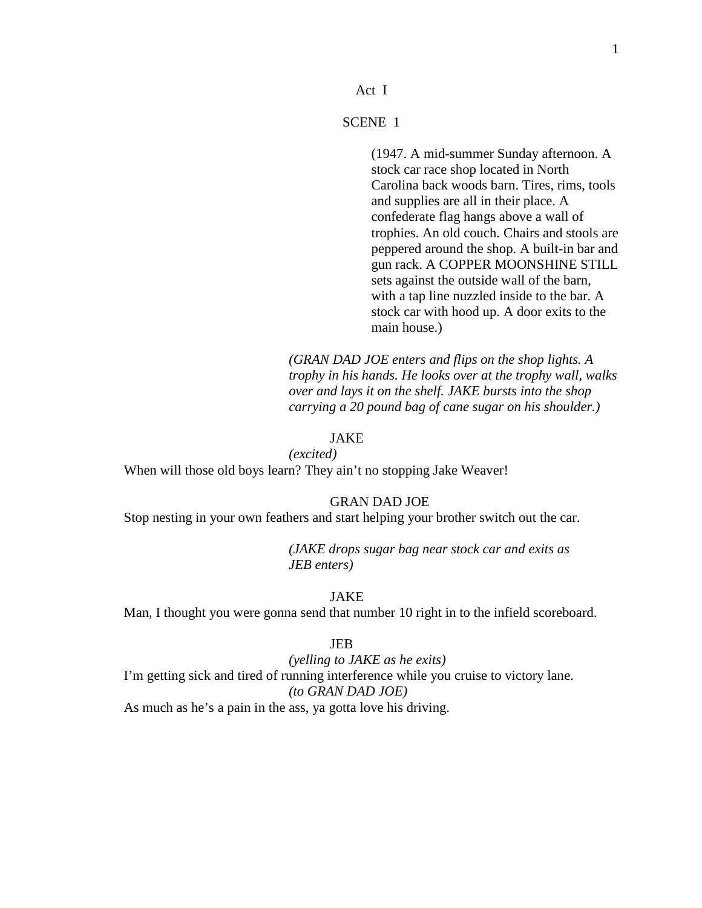Act I

SCENE 1

(1947. A mid-summer Sunday afternoon. A stock car race shop located in North Carolina back woods barn. Tires, rims, tools and supplies are all in their place. A confederate flag hangs above a wall of trophies. An old couch. Chairs and stools are peppered around the shop. A built-in bar and gun rack. A COPPER MOONSHINE STILL sets against the outside wall of the barn, with a tap line nuzzled inside to the bar. A stock car with hood up. A door exits to the main house.)

*(GRAN DAD JOE enters and flips on the shop lights. A trophy in his hands. He looks over at the trophy wall, walks over and lays it on the shelf. JAKE bursts into the shop carrying a 20 pound bag of cane sugar on his shoulder.)*

JAKE
*(excited)*
When will those old boys learn? They ain't no stopping Jake Weaver!

GRAN DAD JOE
Stop nesting in your own feathers and start helping your brother switch out the car.

*(JAKE drops sugar bag near stock car and exits as JEB enters)*

JAKE
Man, I thought you were gonna send that number 10 right in to the infield scoreboard.

JEB
*(yelling to JAKE as he exits)*
I'm getting sick and tired of running interference while you cruise to victory lane.
*(to GRAN DAD JOE)*
As much as he's a pain in the ass, ya gotta love his driving.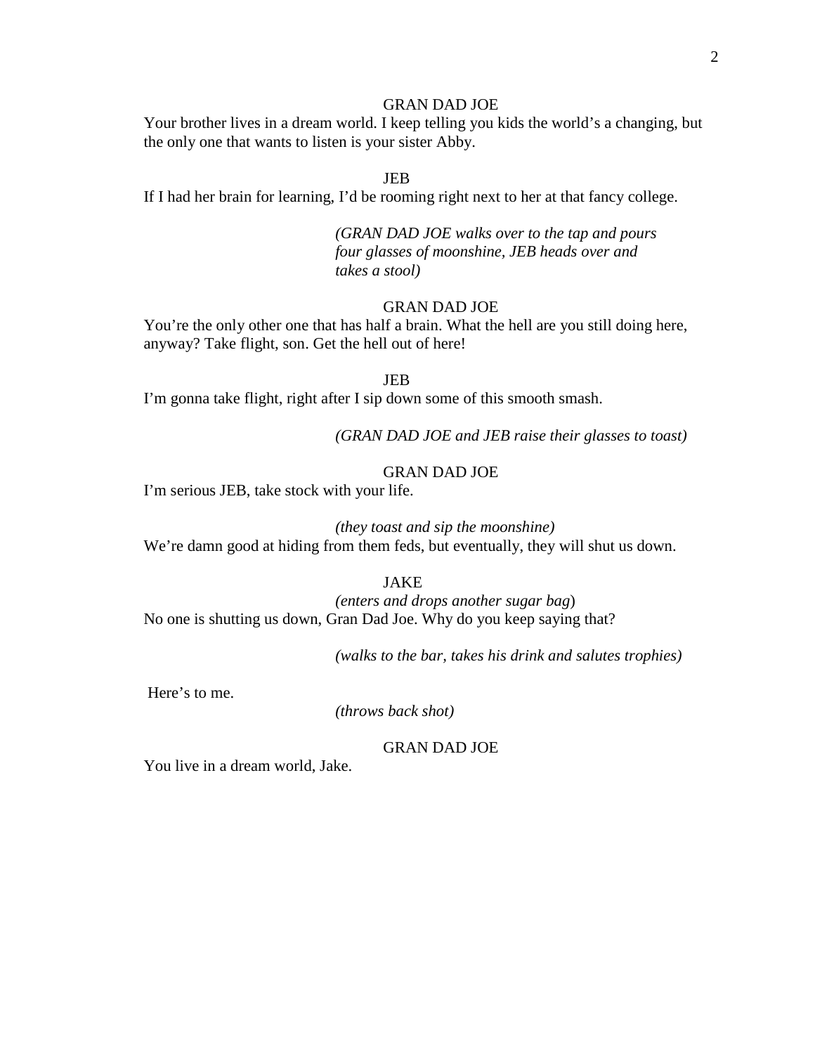GRAN DAD JOE

Your brother lives in a dream world. I keep telling you kids the world's a changing, but the only one that wants to listen is your sister Abby.

JEB

If I had her brain for learning, I'd be rooming right next to her at that fancy college.

*(GRAN DAD JOE walks over to the tap and pours four glasses of moonshine, JEB heads over and takes a stool)*

GRAN DAD JOE

You're the only other one that has half a brain. What the hell are you still doing here, anyway? Take flight, son. Get the hell out of here!

JEB

I'm gonna take flight, right after I sip down some of this smooth smash.

*(GRAN DAD JOE and JEB raise their glasses to toast)*

GRAN DAD JOE

I'm serious JEB, take stock with your life.

*(they toast and sip the moonshine)*

We're damn good at hiding from them feds, but eventually, they will shut us down.

JAKE

*(enters and drops another sugar bag)*

No one is shutting us down, Gran Dad Joe. Why do you keep saying that?

*(walks to the bar, takes his drink and salutes trophies)*

Here's to me.

*(throws back shot)*

GRAN DAD JOE

You live in a dream world, Jake.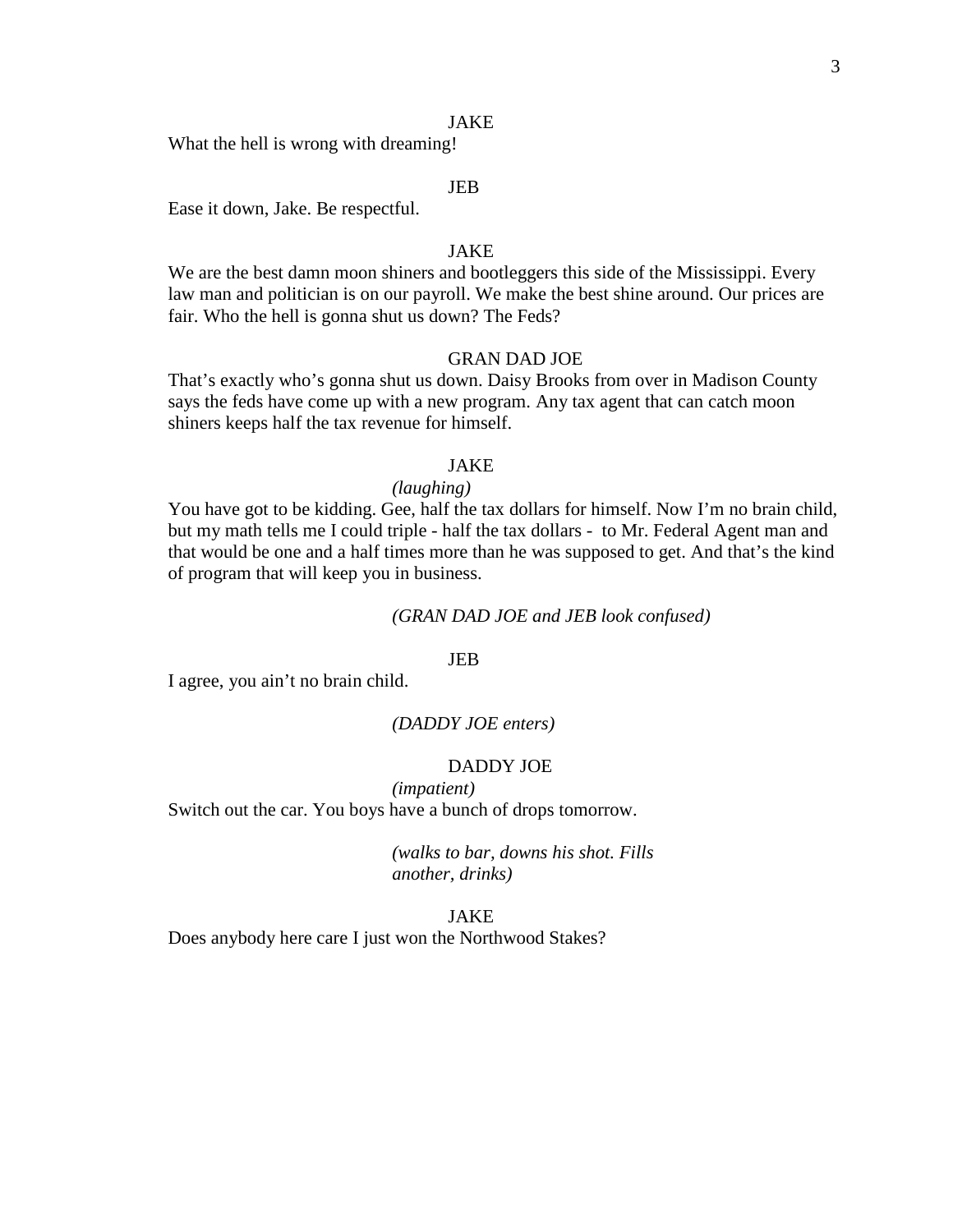JAKE

What the hell is wrong with dreaming!

JEB

Ease it down, Jake. Be respectful.

JAKE

We are the best damn moon shiners and bootleggers this side of the Mississippi. Every law man and politician is on our payroll. We make the best shine around. Our prices are fair. Who the hell is gonna shut us down? The Feds?

GRAN DAD JOE

That's exactly who's gonna shut us down. Daisy Brooks from over in Madison County says the feds have come up with a new program. Any tax agent that can catch moon shiners keeps half the tax revenue for himself.

JAKE

*(laughing)*

You have got to be kidding. Gee, half the tax dollars for himself. Now I'm no brain child, but my math tells me I could triple - half the tax dollars - to Mr. Federal Agent man and that would be one and a half times more than he was supposed to get. And that's the kind of program that will keep you in business.

*(GRAN DAD JOE and JEB look confused)*

JEB

I agree, you ain't no brain child.

*(DADDY JOE enters)*

DADDY JOE

*(impatient)*

Switch out the car. You boys have a bunch of drops tomorrow.

*(walks to bar, downs his shot. Fills another, drinks)*

JAKE

Does anybody here care I just won the Northwood Stakes?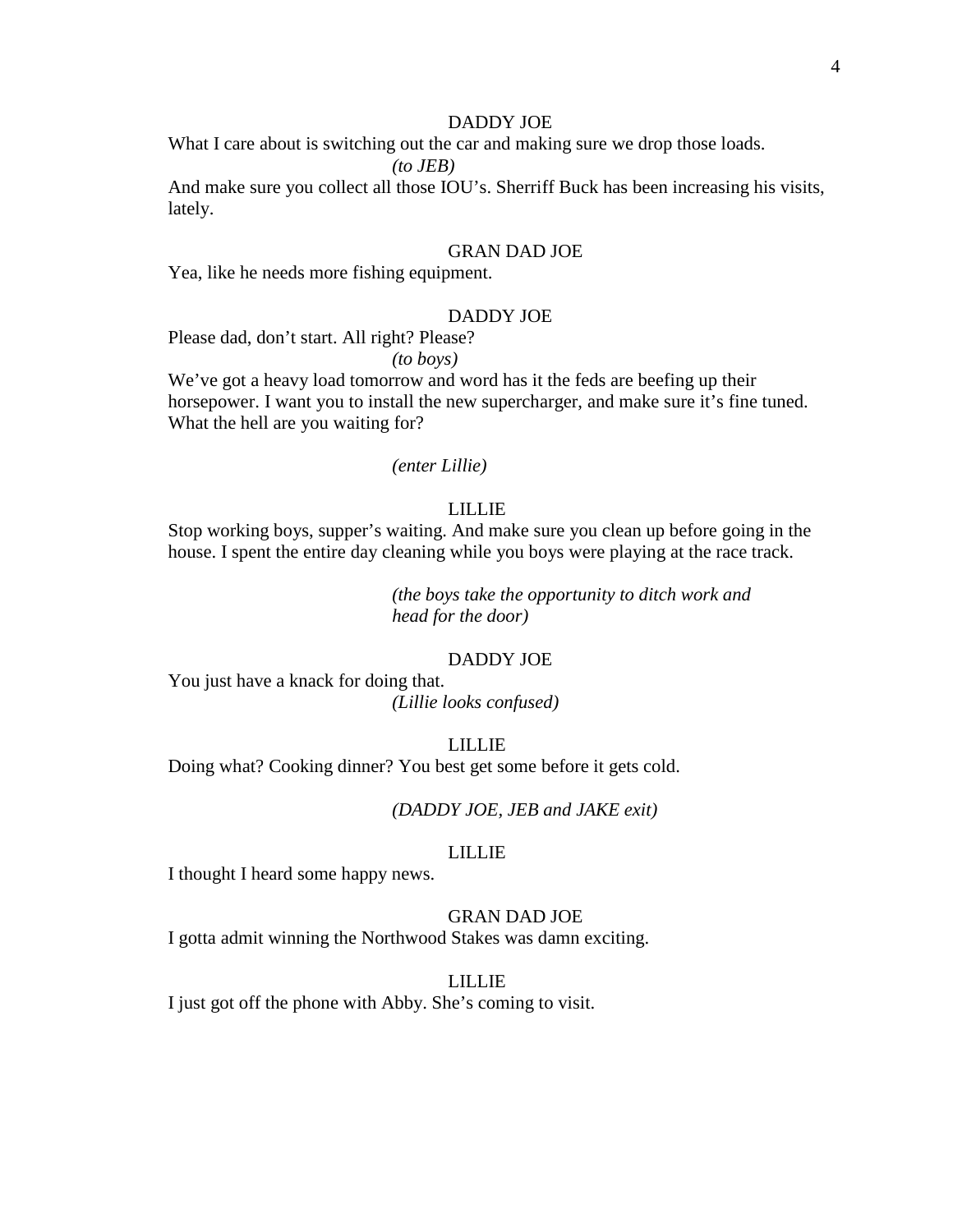DADDY JOE

What I care about is switching out the car and making sure we drop those loads.

*(to JEB)*

And make sure you collect all those IOU's. Sherriff Buck has been increasing his visits, lately.

GRAN DAD JOE

Yea, like he needs more fishing equipment.

DADDY JOE

Please dad, don't start. All right? Please?

*(to boys)*

We've got a heavy load tomorrow and word has it the feds are beefing up their horsepower. I want you to install the new supercharger, and make sure it's fine tuned. What the hell are you waiting for?

*(enter Lillie)*

LILLIE

Stop working boys, supper's waiting. And make sure you clean up before going in the house. I spent the entire day cleaning while you boys were playing at the race track.

*(the boys take the opportunity to ditch work and head for the door)*

DADDY JOE

You just have a knack for doing that.

*(Lillie looks confused)*

LILLIE

Doing what? Cooking dinner? You best get some before it gets cold.

*(DADDY JOE, JEB and JAKE exit)*

LILLIE

I thought I heard some happy news.

GRAN DAD JOE

I gotta admit winning the Northwood Stakes was damn exciting.

LILLIE

I just got off the phone with Abby. She's coming to visit.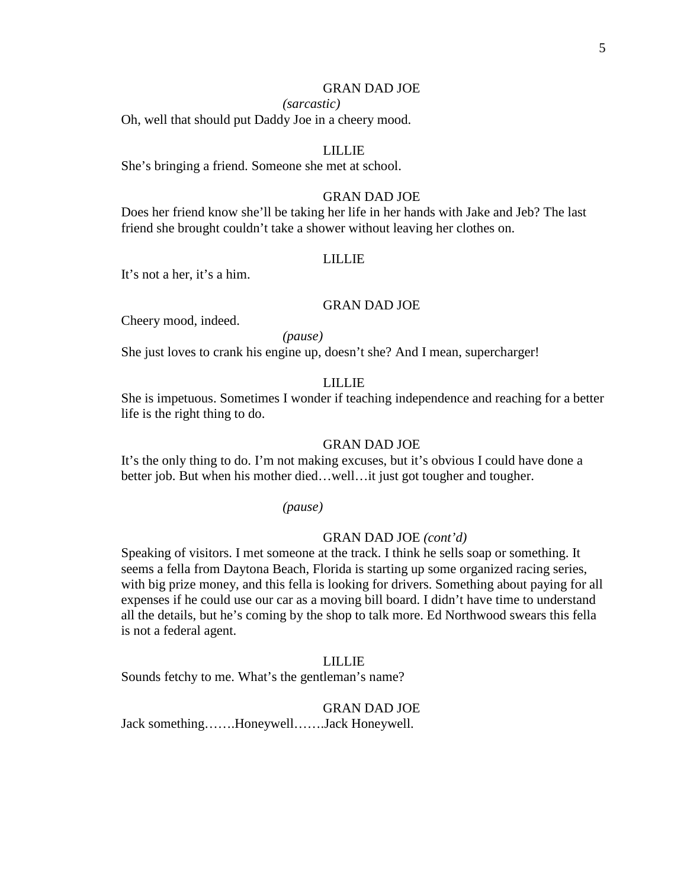GRAN DAD JOE

*(sarcastic)*

Oh, well that should put Daddy Joe in a cheery mood.

LILLIE

She's bringing a friend. Someone she met at school.

GRAN DAD JOE

Does her friend know she'll be taking her life in her hands with Jake and Jeb? The last friend she brought couldn't take a shower without leaving her clothes on.

LILLIE

It's not a her, it's a him.

GRAN DAD JOE

Cheery mood, indeed.

*(pause)*

She just loves to crank his engine up, doesn't she? And I mean, supercharger!

LILLIE

She is impetuous. Sometimes I wonder if teaching independence and reaching for a better life is the right thing to do.

GRAN DAD JOE

It's the only thing to do. I'm not making excuses, but it's obvious I could have done a better job. But when his mother died…well…it just got tougher and tougher.

*(pause)*

GRAN DAD JOE *(cont'd)*

Speaking of visitors. I met someone at the track. I think he sells soap or something. It seems a fella from Daytona Beach, Florida is starting up some organized racing series, with big prize money, and this fella is looking for drivers. Something about paying for all expenses if he could use our car as a moving bill board. I didn't have time to understand all the details, but he's coming by the shop to talk more. Ed Northwood swears this fella is not a federal agent.

LILLIE

Sounds fetchy to me. What's the gentleman's name?

GRAN DAD JOE

Jack something…….Honeywell…….Jack Honeywell.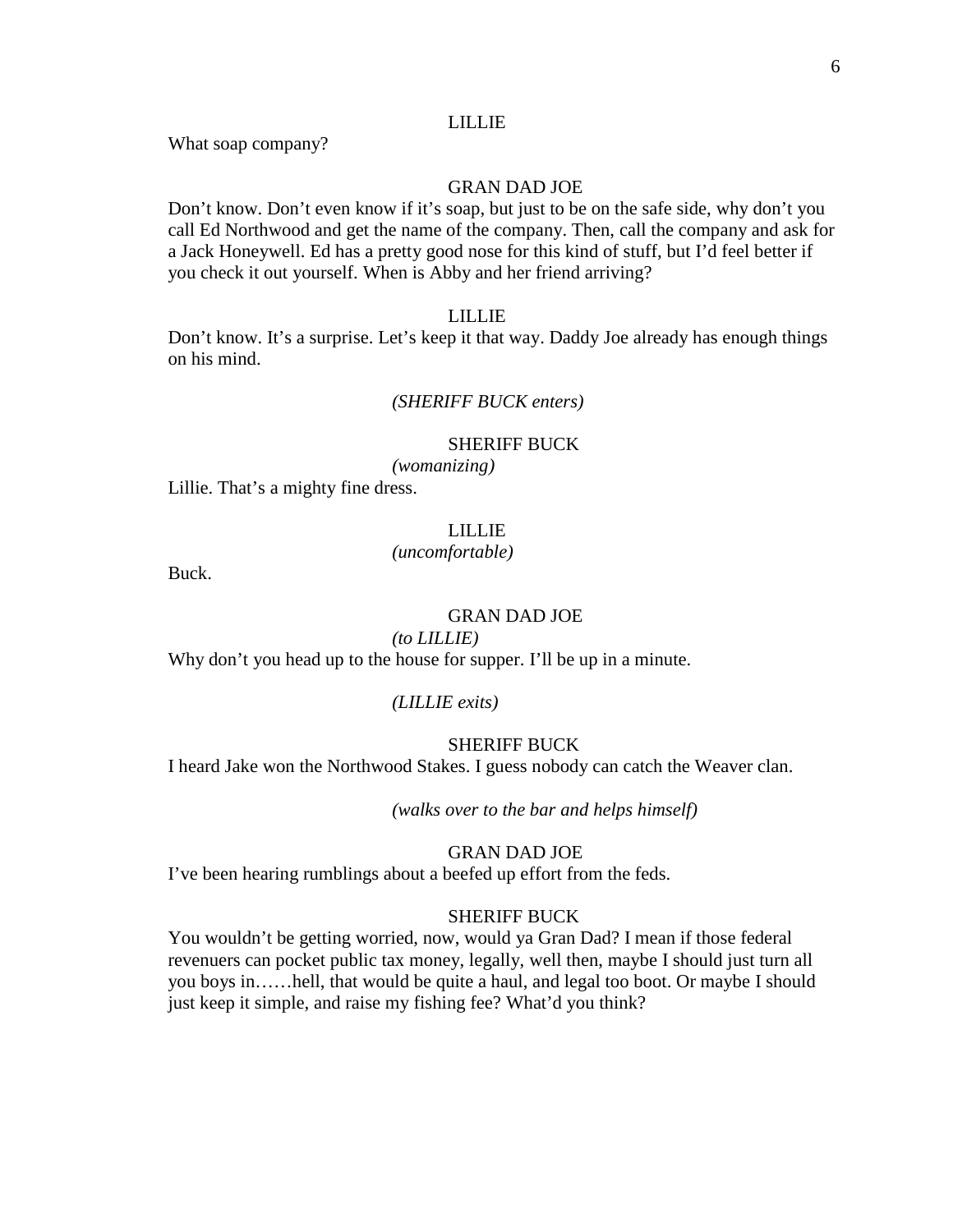LILLIE

What soap company?

GRAN DAD JOE

Don't know. Don't even know if it's soap, but just to be on the safe side, why don't you call Ed Northwood and get the name of the company. Then, call the company and ask for a Jack Honeywell. Ed has a pretty good nose for this kind of stuff, but I'd feel better if you check it out yourself. When is Abby and her friend arriving?

LILLIE

Don't know. It's a surprise. Let's keep it that way. Daddy Joe already has enough things on his mind.

*(SHERIFF BUCK enters)*

SHERIFF BUCK

*(womanizing)*

Lillie. That's a mighty fine dress.

LILLIE

*(uncomfortable)*

Buck.

GRAN DAD JOE

*(to LILLIE)*

Why don't you head up to the house for supper. I'll be up in a minute.

*(LILLIE exits)*

SHERIFF BUCK

I heard Jake won the Northwood Stakes. I guess nobody can catch the Weaver clan.

*(walks over to the bar and helps himself)*

GRAN DAD JOE

I've been hearing rumblings about a beefed up effort from the feds.

SHERIFF BUCK

You wouldn't be getting worried, now, would ya Gran Dad? I mean if those federal revenuers can pocket public tax money, legally, well then, maybe I should just turn all you boys in……hell, that would be quite a haul, and legal too boot. Or maybe I should just keep it simple, and raise my fishing fee? What'd you think?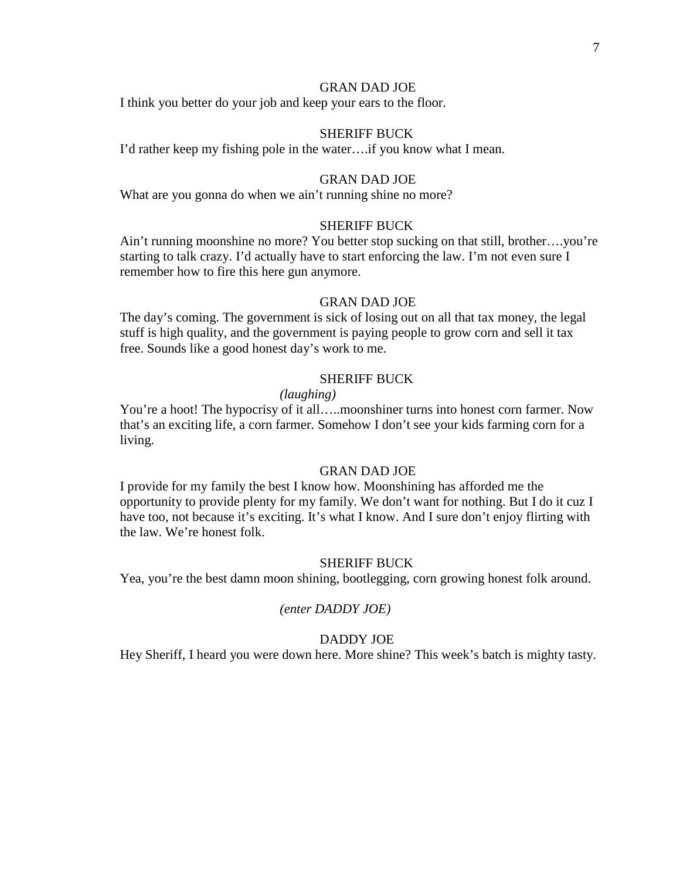GRAN DAD JOE

I think you better do your job and keep your ears to the floor.

SHERIFF BUCK

I'd rather keep my fishing pole in the water….if you know what I mean.

GRAN DAD JOE

What are you gonna do when we ain't running shine no more?

SHERIFF BUCK

Ain't running moonshine no more? You better stop sucking on that still, brother….you're starting to talk crazy. I'd actually have to start enforcing the law. I'm not even sure I remember how to fire this here gun anymore.

GRAN DAD JOE

The day's coming. The government is sick of losing out on all that tax money, the legal stuff is high quality, and the government is paying people to grow corn and sell it tax free. Sounds like a good honest day's work to me.

SHERIFF BUCK

*(laughing)*

You're a hoot! The hypocrisy of it all…..moonshiner turns into honest corn farmer. Now that's an exciting life, a corn farmer. Somehow I don't see your kids farming corn for a living.

GRAN DAD JOE

I provide for my family the best I know how. Moonshining has afforded me the opportunity to provide plenty for my family. We don't want for nothing. But I do it cuz I have too, not because it's exciting. It's what I know. And I sure don't enjoy flirting with the law. We're honest folk.

SHERIFF BUCK

Yea, you're the best damn moon shining, bootlegging, corn growing honest folk around.

*(enter DADDY JOE)*

DADDY JOE

Hey Sheriff, I heard you were down here. More shine? This week's batch is mighty tasty.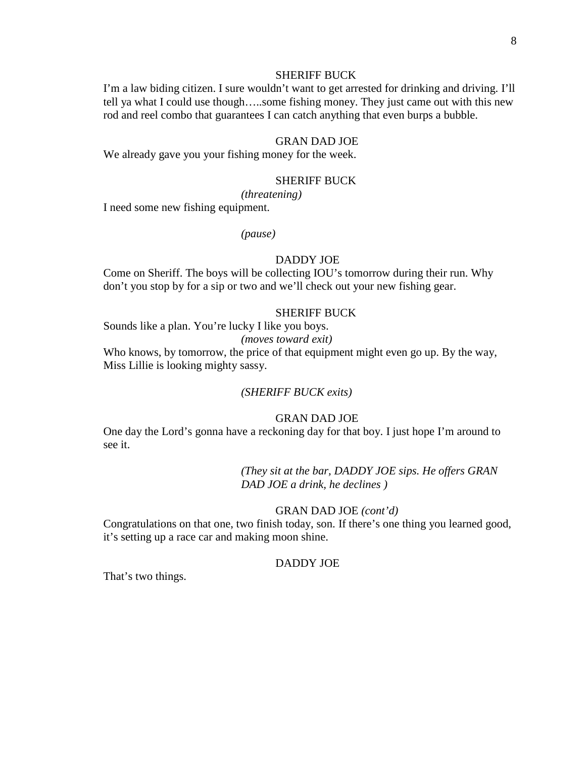SHERIFF BUCK

I'm a law biding citizen. I sure wouldn't want to get arrested for drinking and driving. I'll tell ya what I could use though…..some fishing money. They just came out with this new rod and reel combo that guarantees I can catch anything that even burps a bubble.

GRAN DAD JOE

We already gave you your fishing money for the week.

SHERIFF BUCK

*(threatening)*

I need some new fishing equipment.

*(pause)*

DADDY JOE

Come on Sheriff. The boys will be collecting IOU's tomorrow during their run. Why don't you stop by for a sip or two and we'll check out your new fishing gear.

SHERIFF BUCK

Sounds like a plan. You're lucky I like you boys.

*(moves toward exit)*

Who knows, by tomorrow, the price of that equipment might even go up. By the way, Miss Lillie is looking mighty sassy.

*(SHERIFF BUCK exits)*

GRAN DAD JOE

One day the Lord's gonna have a reckoning day for that boy. I just hope I'm around to see it.

*(They sit at the bar, DADDY JOE sips. He offers GRAN DAD JOE a drink, he declines )*

GRAN DAD JOE *(cont'd)*

Congratulations on that one, two finish today, son. If there's one thing you learned good, it's setting up a race car and making moon shine.

DADDY JOE

That's two things.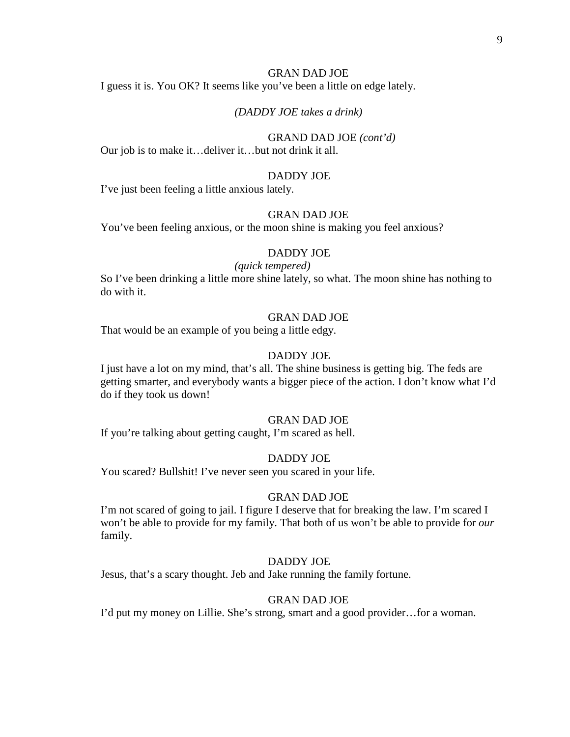GRAN DAD JOE

I guess it is. You OK? It seems like you've been a little on edge lately.

*(DADDY JOE takes a drink)*

GRAND DAD JOE *(cont'd)*

Our job is to make it…deliver it…but not drink it all.

DADDY JOE

I've just been feeling a little anxious lately.

GRAN DAD JOE

You've been feeling anxious, or the moon shine is making you feel anxious?

DADDY JOE

*(quick tempered)*

So I've been drinking a little more shine lately, so what. The moon shine has nothing to do with it.

GRAN DAD JOE

That would be an example of you being a little edgy.

DADDY JOE

I just have a lot on my mind, that's all. The shine business is getting big. The feds are getting smarter, and everybody wants a bigger piece of the action. I don't know what I'd do if they took us down!

GRAN DAD JOE

If you're talking about getting caught, I'm scared as hell.

DADDY JOE

You scared? Bullshit! I've never seen you scared in your life.

GRAN DAD JOE

I'm not scared of going to jail. I figure I deserve that for breaking the law. I'm scared I won't be able to provide for my family. That both of us won't be able to provide for *our* family.

DADDY JOE

Jesus, that's a scary thought. Jeb and Jake running the family fortune.

GRAN DAD JOE

I'd put my money on Lillie. She's strong, smart and a good provider…for a woman.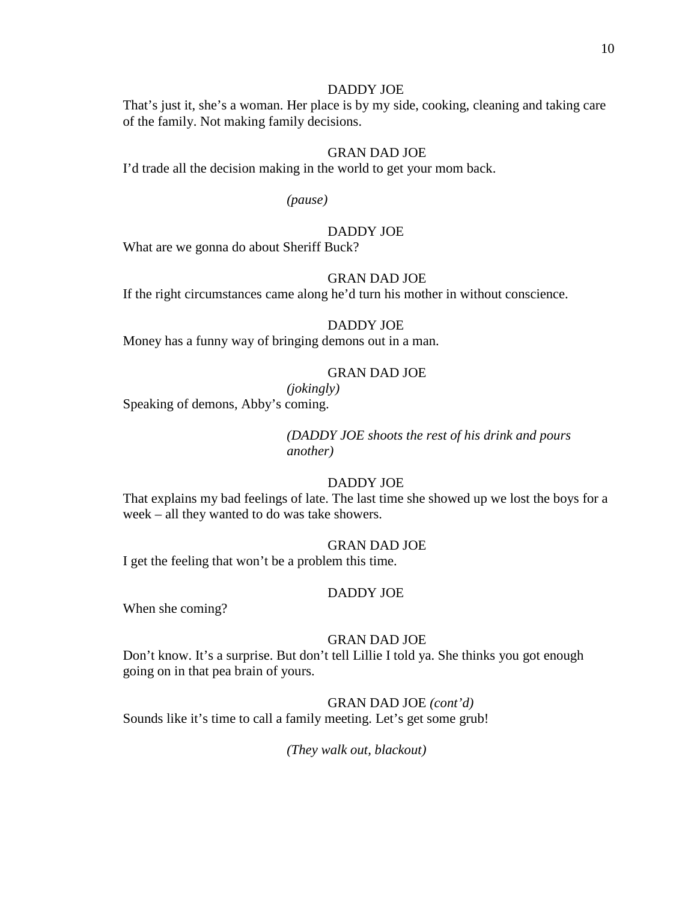DADDY JOE

That's just it, she's a woman. Her place is by my side, cooking, cleaning and taking care of the family. Not making family decisions.

GRAN DAD JOE

I'd trade all the decision making in the world to get your mom back.

*(pause)*

DADDY JOE

What are we gonna do about Sheriff Buck?

GRAN DAD JOE

If the right circumstances came along he'd turn his mother in without conscience.

DADDY JOE

Money has a funny way of bringing demons out in a man.

GRAN DAD JOE

*(jokingly)*

Speaking of demons, Abby's coming.

*(DADDY JOE shoots the rest of his drink and pours another)*

DADDY JOE

That explains my bad feelings of late. The last time she showed up we lost the boys for a week – all they wanted to do was take showers.

GRAN DAD JOE

I get the feeling that won't be a problem this time.

DADDY JOE

When she coming?

GRAN DAD JOE

Don't know. It's a surprise. But don't tell Lillie I told ya. She thinks you got enough going on in that pea brain of yours.

GRAN DAD JOE *(cont'd)*

Sounds like it's time to call a family meeting. Let's get some grub!

*(They walk out, blackout)*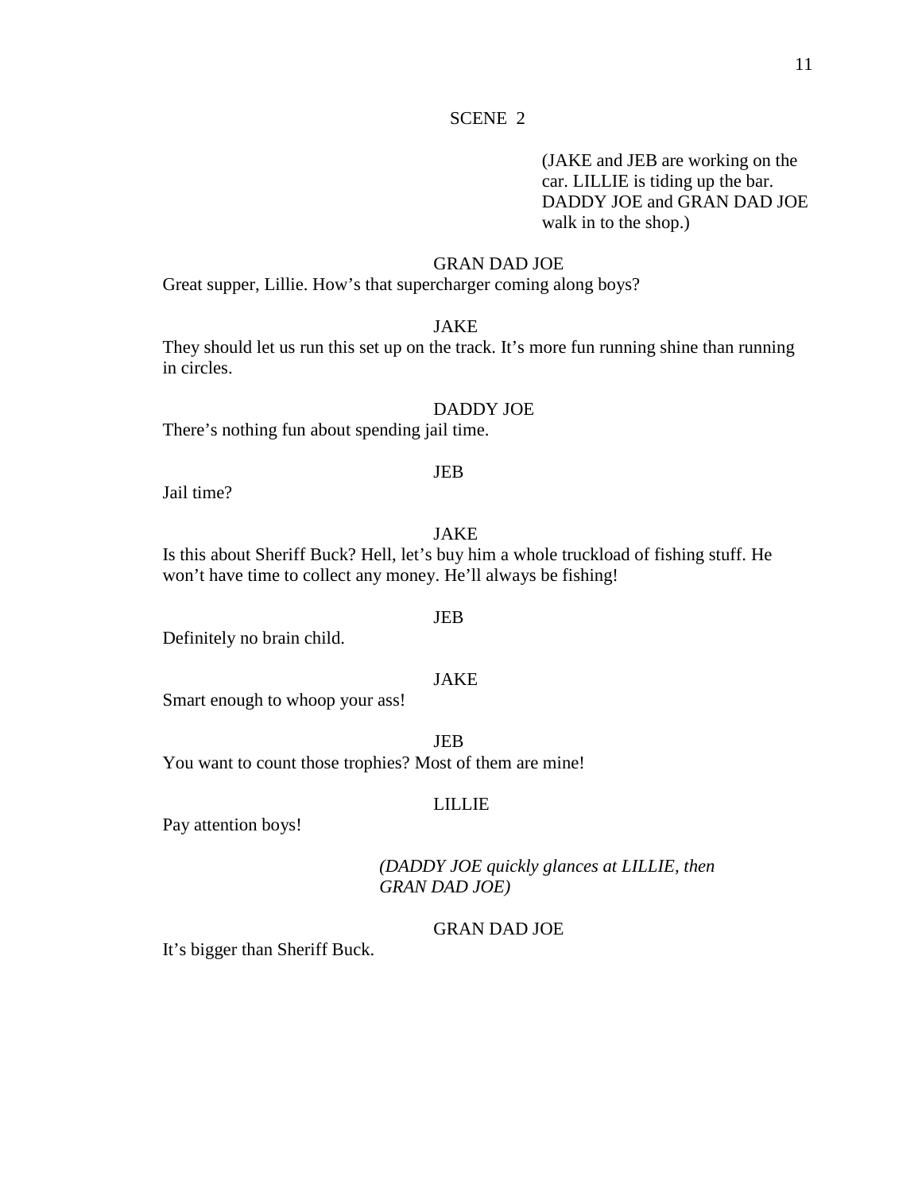SCENE 2

(JAKE and JEB are working on the car. LILLIE is tiding up the bar. DADDY JOE and GRAN DAD JOE walk in to the shop.)

GRAN DAD JOE

Great supper, Lillie. How's that supercharger coming along boys?

JAKE

They should let us run this set up on the track. It's more fun running shine than running in circles.

DADDY JOE

There's nothing fun about spending jail time.

JEB

Jail time?

JAKE

Is this about Sheriff Buck? Hell, let's buy him a whole truckload of fishing stuff. He won't have time to collect any money. He'll always be fishing!

JEB

Definitely no brain child.

JAKE

Smart enough to whoop your ass!

JEB

You want to count those trophies? Most of them are mine!

LILLIE

Pay attention boys!

*(DADDY JOE quickly glances at LILLIE, then GRAN DAD JOE)*

GRAN DAD JOE

It's bigger than Sheriff Buck.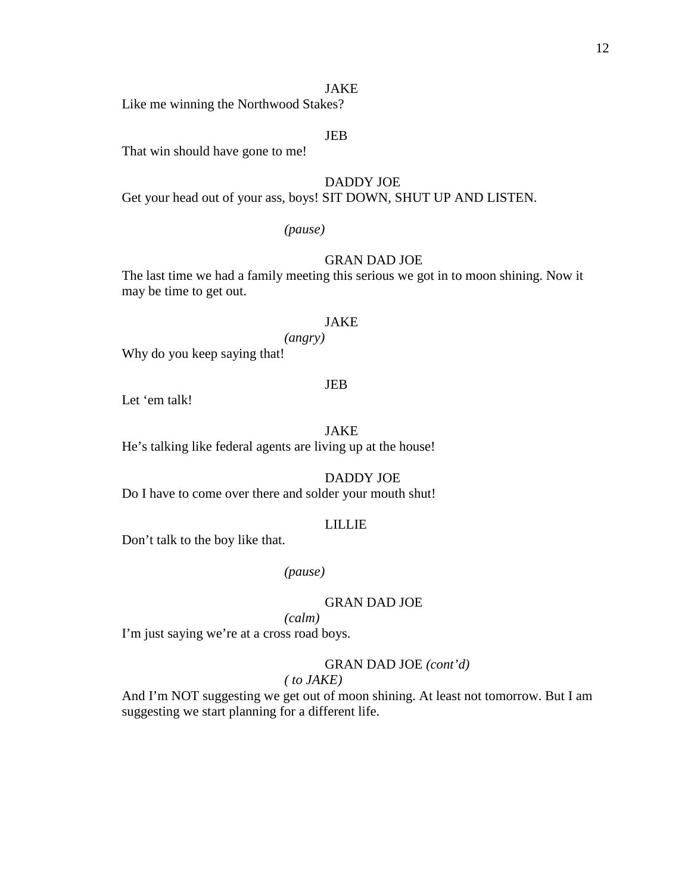JAKE

Like me winning the Northwood Stakes?

JEB

That win should have gone to me!

DADDY JOE

Get your head out of your ass, boys! SIT DOWN, SHUT UP AND LISTEN.

*(pause)*

GRAN DAD JOE

The last time we had a family meeting this serious we got in to moon shining. Now it may be time to get out.

JAKE

*(angry)*

Why do you keep saying that!

JEB

Let ‘em talk!

JAKE

He’s talking like federal agents are living up at the house!

DADDY JOE

Do I have to come over there and solder your mouth shut!

LILLIE

Don’t talk to the boy like that.

*(pause)*

GRAN DAD JOE

*(calm)*

I’m just saying we’re at a cross road boys.

GRAN DAD JOE *(cont’d)*

*( to JAKE)*

And I’m NOT suggesting we get out of moon shining. At least not tomorrow. But I am suggesting we start planning for a different life.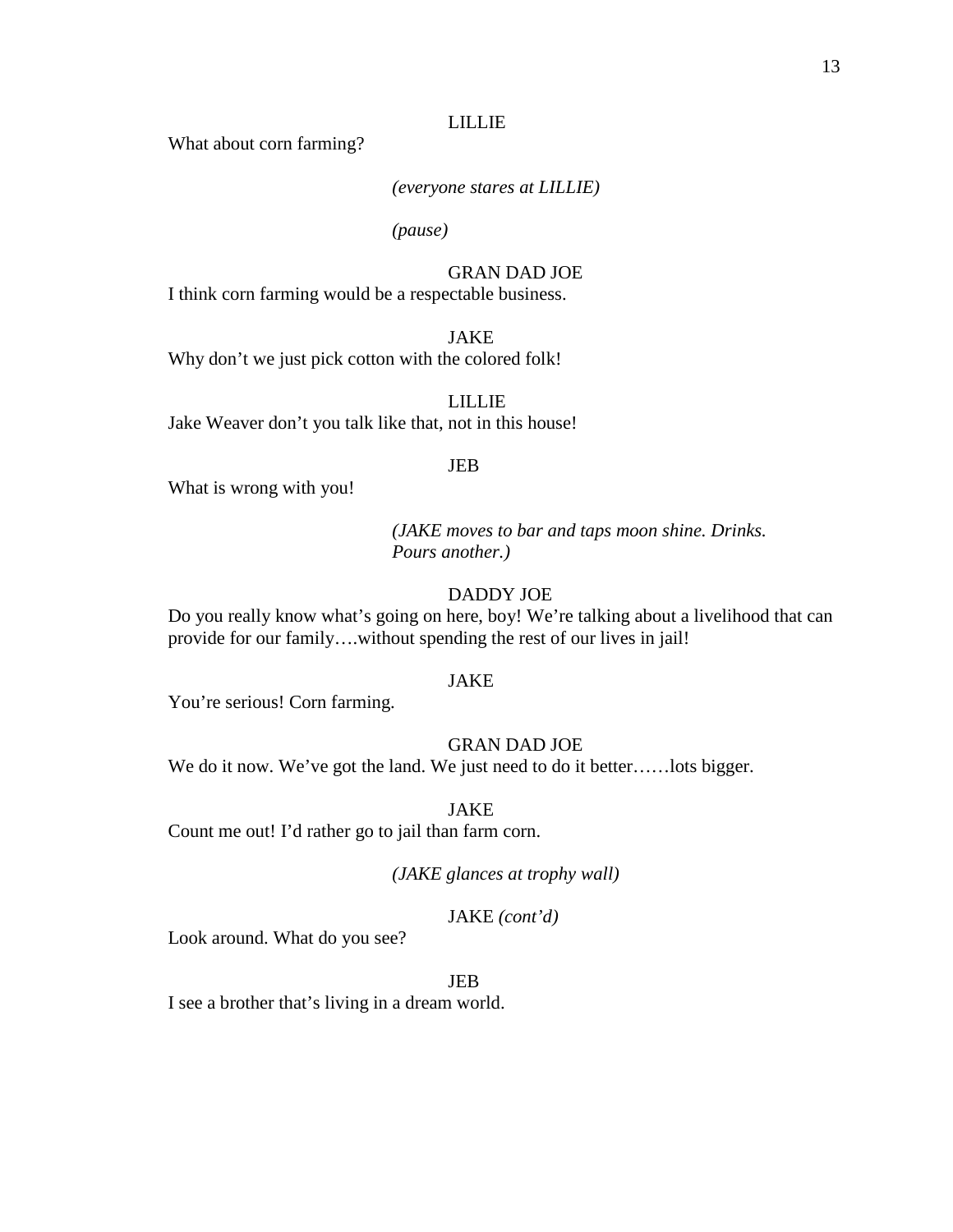LILLIE

What about corn farming?

*(everyone stares at LILLIE)*

*(pause)*

GRAN DAD JOE

I think corn farming would be a respectable business.

JAKE

Why don't we just pick cotton with the colored folk!

LILLIE

Jake Weaver don't you talk like that, not in this house!

JEB

What is wrong with you!

*(JAKE moves to bar and taps moon shine. Drinks. Pours another.)*

DADDY JOE

Do you really know what's going on here, boy! We're talking about a livelihood that can provide for our family….without spending the rest of our lives in jail!

JAKE

You're serious! Corn farming.

GRAN DAD JOE

We do it now. We've got the land. We just need to do it better……lots bigger.

JAKE

Count me out! I'd rather go to jail than farm corn.

*(JAKE glances at trophy wall)*

JAKE *(cont'd)*

Look around. What do you see?

JEB

I see a brother that's living in a dream world.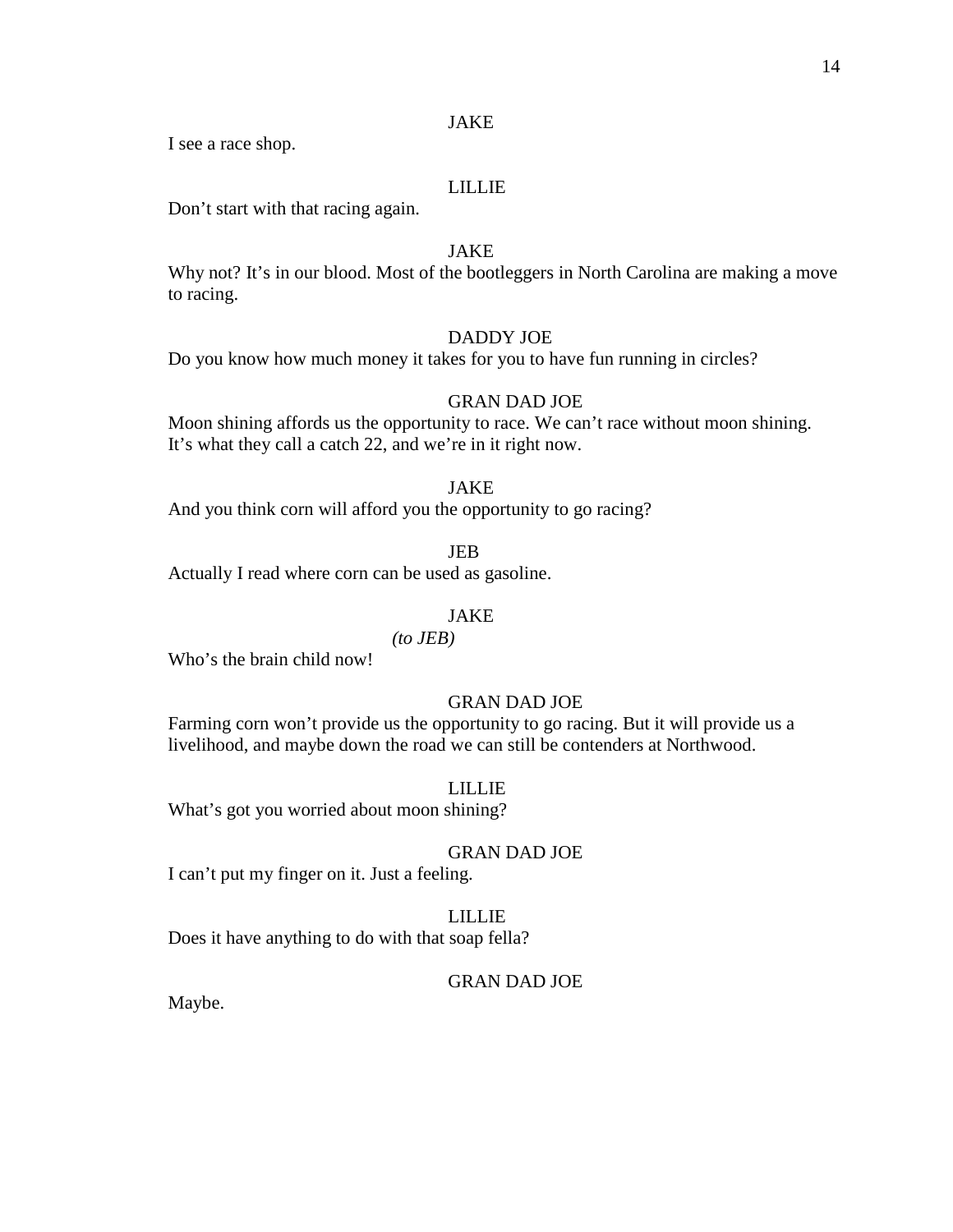JAKE

I see a race shop.

LILLIE

Don't start with that racing again.

JAKE

Why not? It's in our blood. Most of the bootleggers in North Carolina are making a move to racing.

DADDY JOE

Do you know how much money it takes for you to have fun running in circles?

GRAN DAD JOE

Moon shining affords us the opportunity to race. We can't race without moon shining. It's what they call a catch 22, and we're in it right now.

JAKE

And you think corn will afford you the opportunity to go racing?

JEB

Actually I read where corn can be used as gasoline.

JAKE

*(to JEB)*

Who's the brain child now!

GRAN DAD JOE

Farming corn won't provide us the opportunity to go racing. But it will provide us a livelihood, and maybe down the road we can still be contenders at Northwood.

LILLIE

What's got you worried about moon shining?

GRAN DAD JOE

I can't put my finger on it. Just a feeling.

LILLIE

Does it have anything to do with that soap fella?

GRAN DAD JOE

Maybe.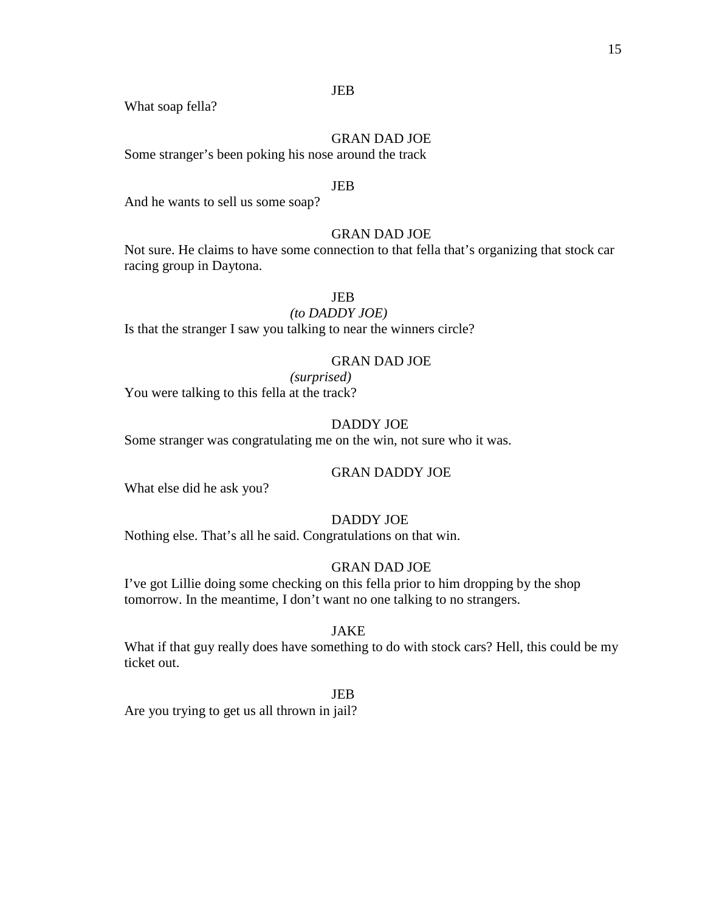JEB

What soap fella?

GRAN DAD JOE

Some stranger's been poking his nose around the track

JEB

And he wants to sell us some soap?

GRAN DAD JOE

Not sure. He claims to have some connection to that fella that's organizing that stock car racing group in Daytona.

JEB

*(to DADDY JOE)*

Is that the stranger I saw you talking to near the winners circle?

GRAN DAD JOE

*(surprised)*

You were talking to this fella at the track?

DADDY JOE

Some stranger was congratulating me on the win, not sure who it was.

GRAN DADDY JOE

What else did he ask you?

DADDY JOE

Nothing else. That's all he said. Congratulations on that win.

GRAN DAD JOE

I've got Lillie doing some checking on this fella prior to him dropping by the shop tomorrow. In the meantime, I don't want no one talking to no strangers.

JAKE

What if that guy really does have something to do with stock cars? Hell, this could be my ticket out.

JEB

Are you trying to get us all thrown in jail?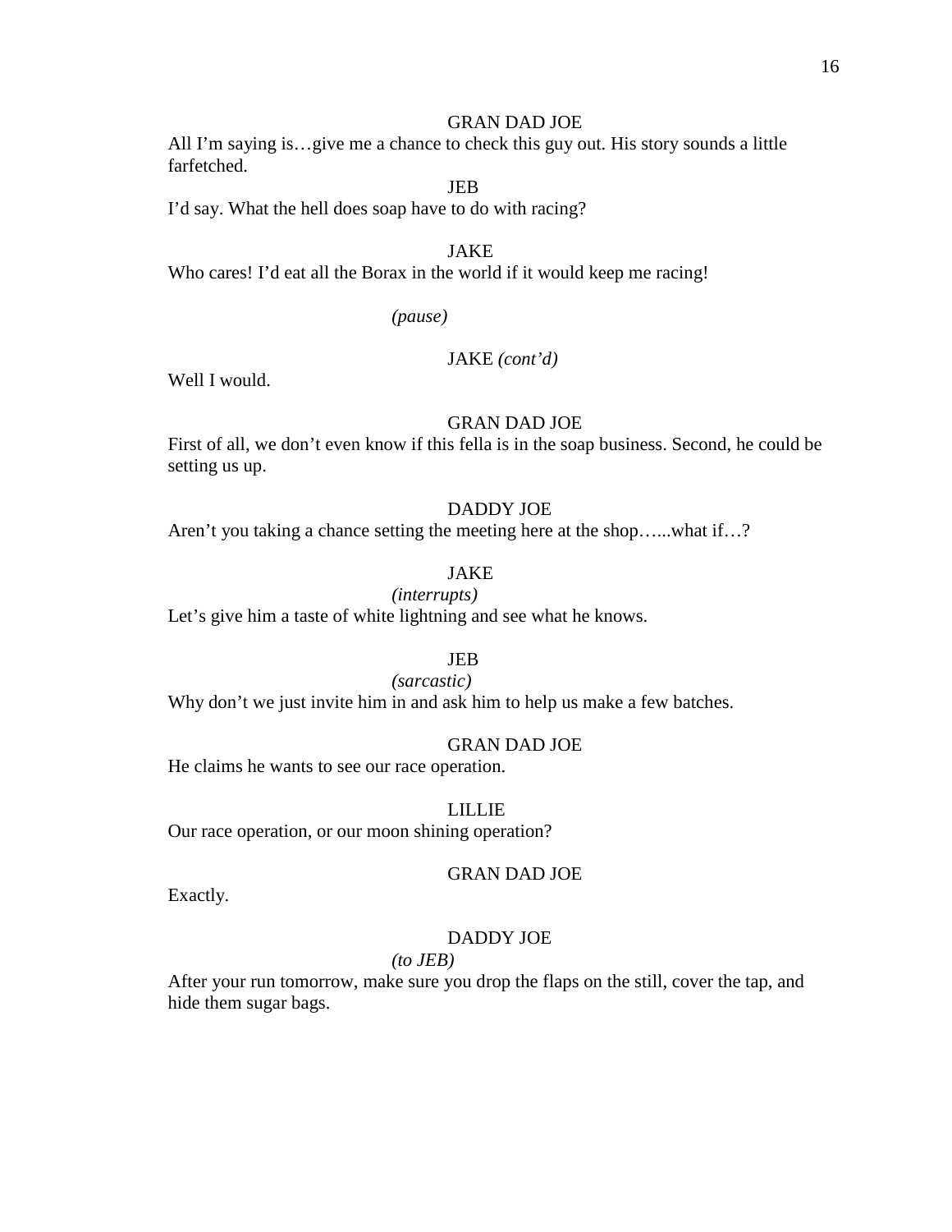GRAN DAD JOE

All I'm saying is…give me a chance to check this guy out. His story sounds a little farfetched.

JEB

I'd say. What the hell does soap have to do with racing?

JAKE

Who cares! I'd eat all the Borax in the world if it would keep me racing!

*(pause)*

JAKE *(cont'd)*

Well I would.

GRAN DAD JOE

First of all, we don't even know if this fella is in the soap business. Second, he could be setting us up.

DADDY JOE

Aren't you taking a chance setting the meeting here at the shop…...what if…?

JAKE

*(interrupts)*

Let's give him a taste of white lightning and see what he knows.

JEB

*(sarcastic)*

Why don't we just invite him in and ask him to help us make a few batches.

GRAN DAD JOE

He claims he wants to see our race operation.

LILLIE

Our race operation, or our moon shining operation?

GRAN DAD JOE

Exactly.

DADDY JOE

*(to JEB)*

After your run tomorrow, make sure you drop the flaps on the still, cover the tap, and hide them sugar bags.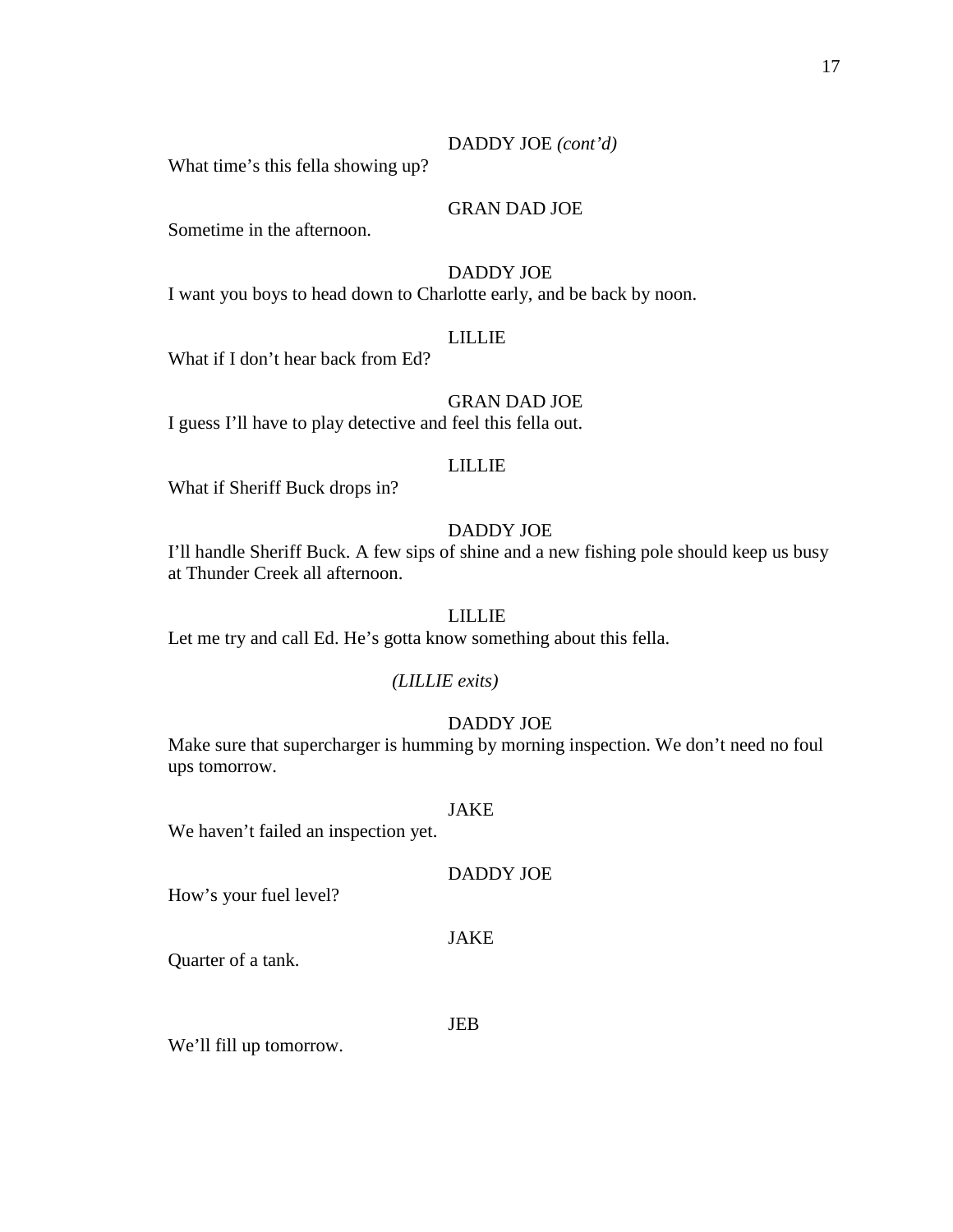DADDY JOE *(cont'd)*

What time's this fella showing up?

GRAN DAD JOE

Sometime in the afternoon.

DADDY JOE

I want you boys to head down to Charlotte early, and be back by noon.

LILLIE

What if I don't hear back from Ed?

GRAN DAD JOE

I guess I'll have to play detective and feel this fella out.

LILLIE

What if Sheriff Buck drops in?

DADDY JOE

I'll handle Sheriff Buck. A few sips of shine and a new fishing pole should keep us busy at Thunder Creek all afternoon.

LILLIE

Let me try and call Ed. He's gotta know something about this fella.

*(LILLIE exits)*

DADDY JOE

Make sure that supercharger is humming by morning inspection. We don't need no foul ups tomorrow.

JAKE

We haven't failed an inspection yet.

DADDY JOE

How's your fuel level?

JAKE

Quarter of a tank.

JEB

We'll fill up tomorrow.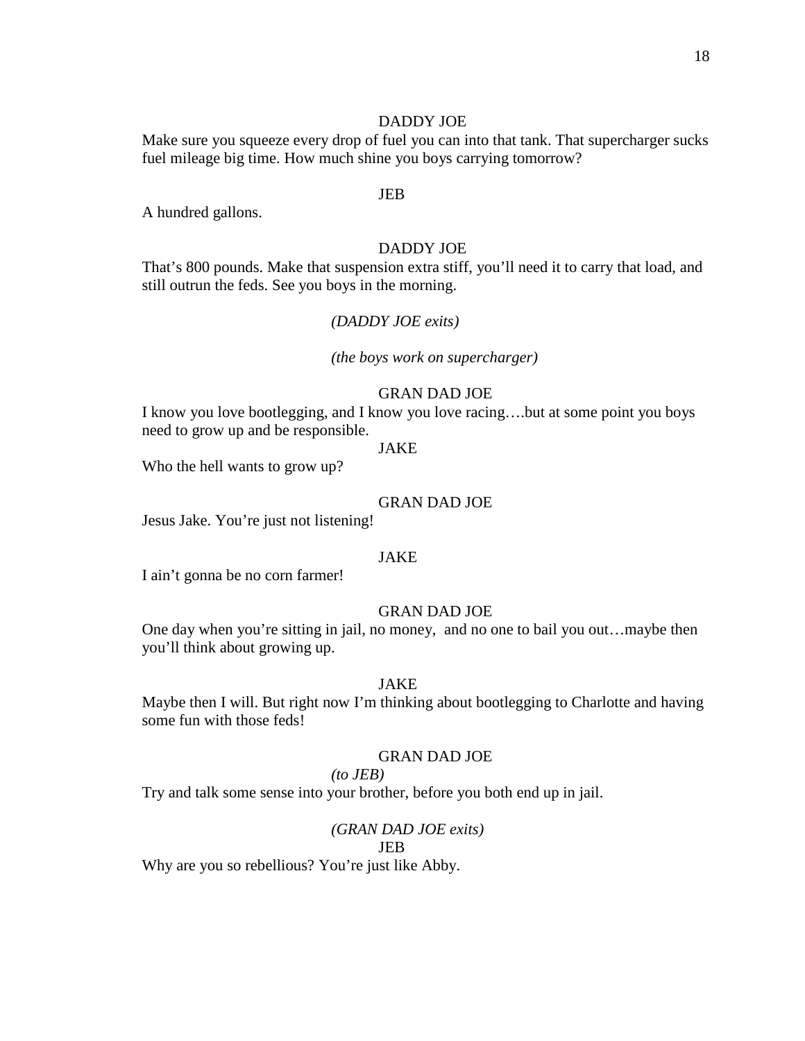DADDY JOE

Make sure you squeeze every drop of fuel you can into that tank. That supercharger sucks fuel mileage big time. How much shine you boys carrying tomorrow?

JEB

A hundred gallons.

DADDY JOE

That's 800 pounds. Make that suspension extra stiff, you'll need it to carry that load, and still outrun the feds. See you boys in the morning.

*(DADDY JOE exits)*

*(the boys work on supercharger)*

GRAN DAD JOE

I know you love bootlegging, and I know you love racing….but at some point you boys need to grow up and be responsible.

JAKE

Who the hell wants to grow up?

GRAN DAD JOE

Jesus Jake. You're just not listening!

JAKE

I ain't gonna be no corn farmer!

GRAN DAD JOE

One day when you're sitting in jail, no money, and no one to bail you out…maybe then you'll think about growing up.

JAKE

Maybe then I will. But right now I'm thinking about bootlegging to Charlotte and having some fun with those feds!

GRAN DAD JOE

*(to JEB)*

Try and talk some sense into your brother, before you both end up in jail.

*(GRAN DAD JOE exits)*

JEB

Why are you so rebellious? You're just like Abby.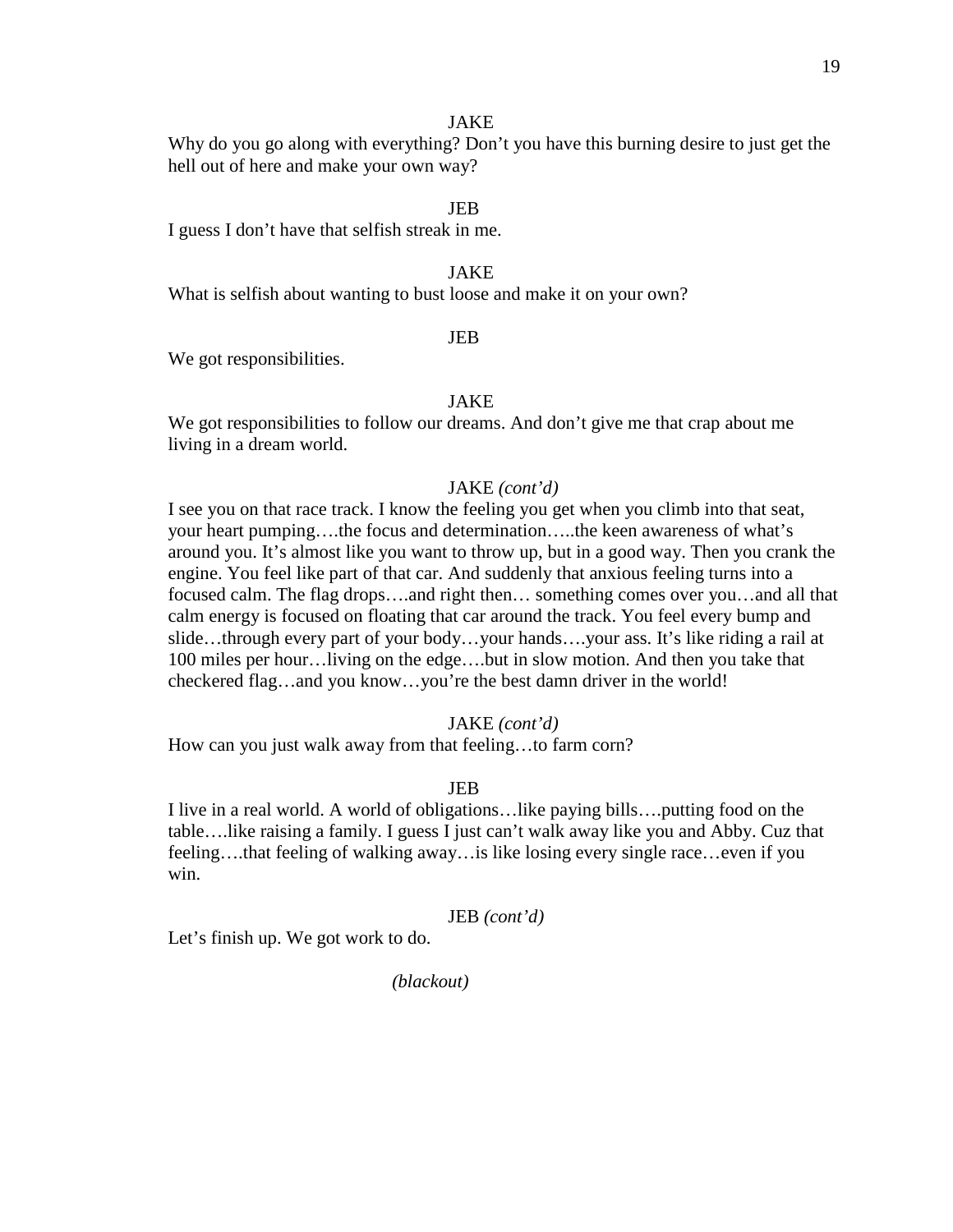JAKE

Why do you go along with everything? Don't you have this burning desire to just get the hell out of here and make your own way?

JEB

I guess I don't have that selfish streak in me.

JAKE

What is selfish about wanting to bust loose and make it on your own?

JEB

We got responsibilities.

JAKE

We got responsibilities to follow our dreams. And don't give me that crap about me living in a dream world.

JAKE *(cont'd)*

I see you on that race track. I know the feeling you get when you climb into that seat, your heart pumping….the focus and determination…..the keen awareness of what's around you. It's almost like you want to throw up, but in a good way. Then you crank the engine. You feel like part of that car. And suddenly that anxious feeling turns into a focused calm. The flag drops….and right then… something comes over you…and all that calm energy is focused on floating that car around the track. You feel every bump and slide…through every part of your body…your hands….your ass. It's like riding a rail at 100 miles per hour…living on the edge….but in slow motion. And then you take that checkered flag…and you know…you're the best damn driver in the world!

JAKE *(cont'd)*

How can you just walk away from that feeling…to farm corn?

JEB

I live in a real world. A world of obligations…like paying bills….putting food on the table….like raising a family. I guess I just can't walk away like you and Abby. Cuz that feeling….that feeling of walking away…is like losing every single race…even if you win.

JEB *(cont'd)*

Let's finish up. We got work to do.

*(blackout)*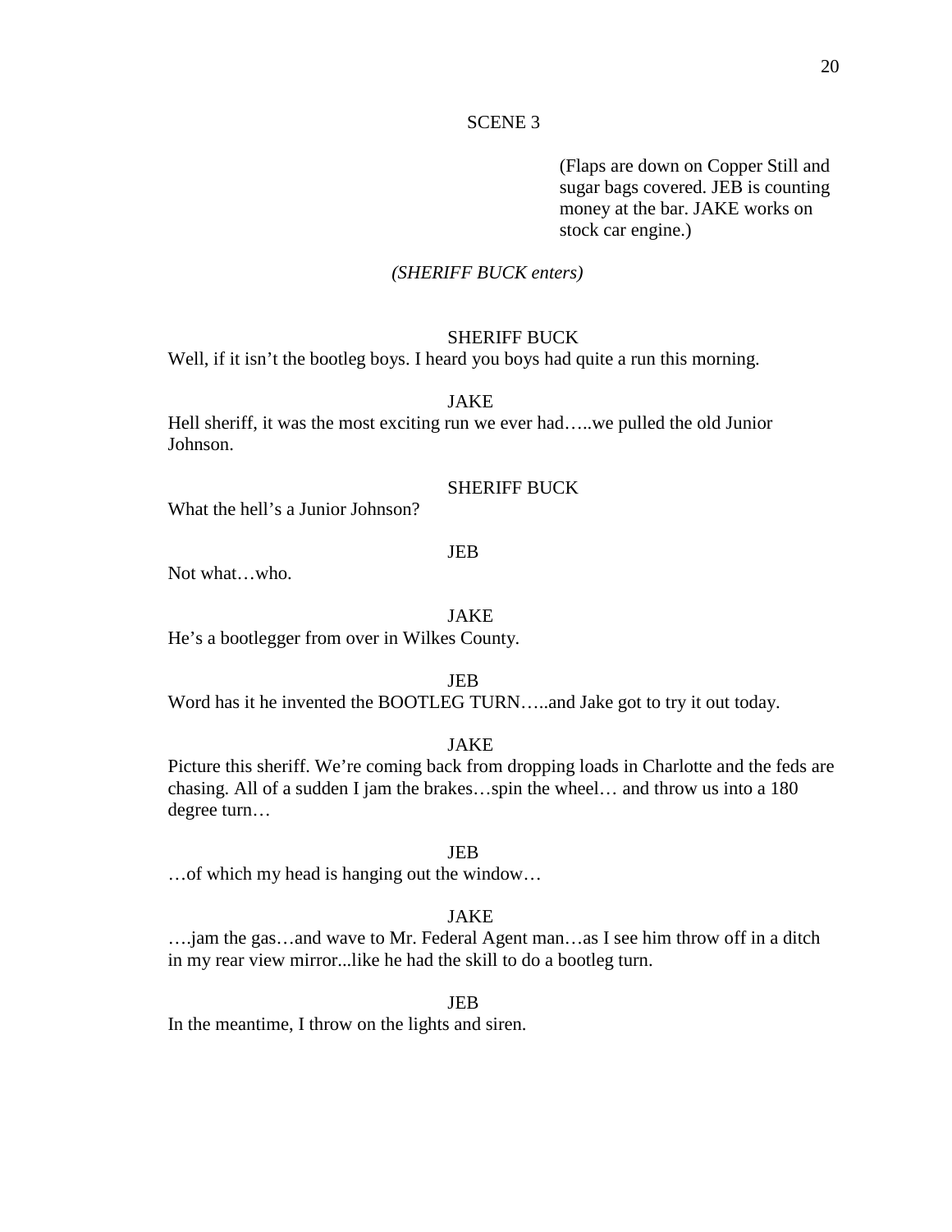SCENE 3

(Flaps are down on Copper Still and sugar bags covered. JEB is counting money at the bar. JAKE works on stock car engine.)

*(SHERIFF BUCK enters)*

SHERIFF BUCK

Well, if it isn't the bootleg boys. I heard you boys had quite a run this morning.

JAKE

Hell sheriff, it was the most exciting run we ever had…..we pulled the old Junior Johnson.

SHERIFF BUCK

What the hell's a Junior Johnson?

JEB

Not what…who.

JAKE

He's a bootlegger from over in Wilkes County.

JEB

Word has it he invented the BOOTLEG TURN…..and Jake got to try it out today.

JAKE

Picture this sheriff. We're coming back from dropping loads in Charlotte and the feds are chasing. All of a sudden I jam the brakes…spin the wheel… and throw us into a 180 degree turn…

JEB

…of which my head is hanging out the window…

JAKE

….jam the gas…and wave to Mr. Federal Agent man…as I see him throw off in a ditch in my rear view mirror...like he had the skill to do a bootleg turn.

JEB

In the meantime, I throw on the lights and siren.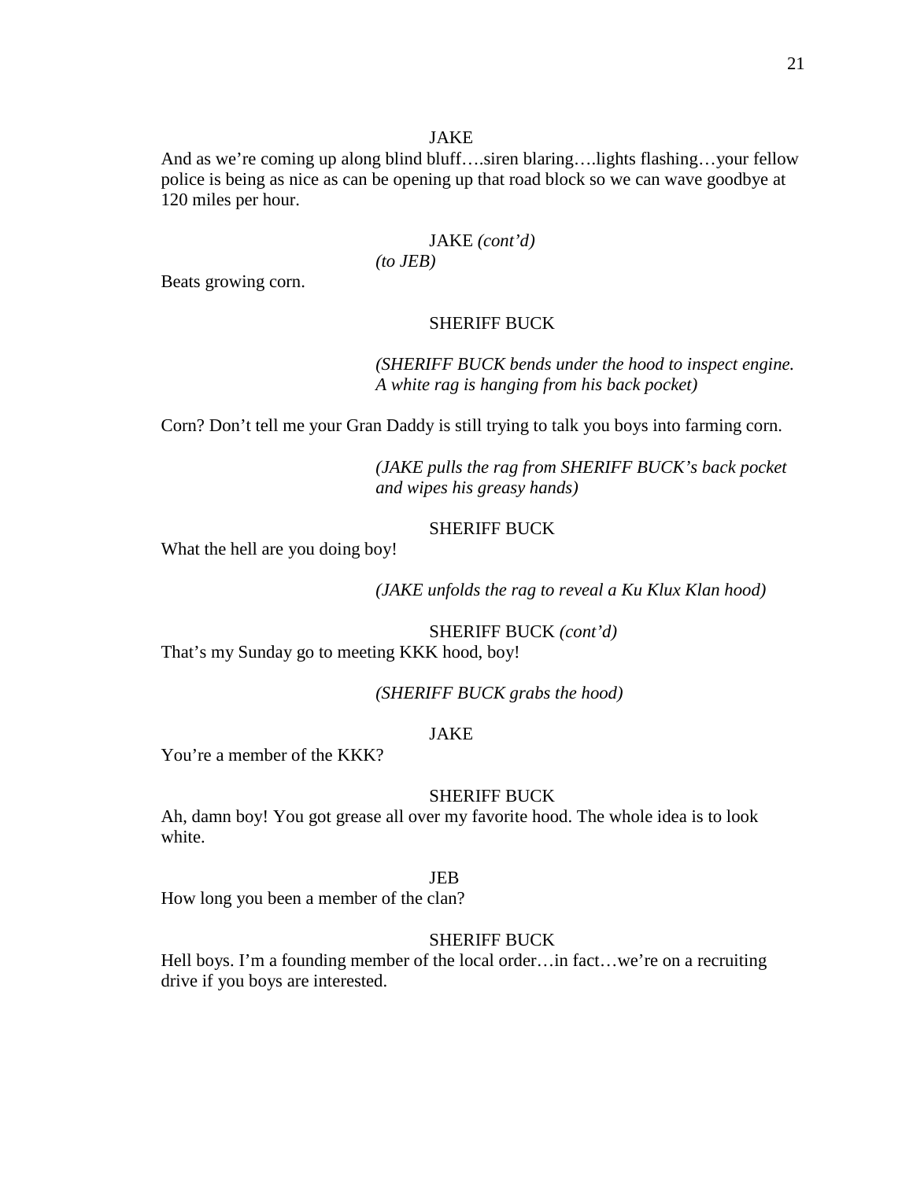JAKE

And as we're coming up along blind bluff….siren blaring….lights flashing…your fellow police is being as nice as can be opening up that road block so we can wave goodbye at 120 miles per hour.

JAKE *(cont'd)*
*(to JEB)*

Beats growing corn.

SHERIFF BUCK

*(SHERIFF BUCK bends under the hood to inspect engine. A white rag is hanging from his back pocket)*

Corn? Don't tell me your Gran Daddy is still trying to talk you boys into farming corn.

*(JAKE pulls the rag from SHERIFF BUCK's back pocket and wipes his greasy hands)*

SHERIFF BUCK

What the hell are you doing boy!

*(JAKE unfolds the rag to reveal a Ku Klux Klan hood)*

SHERIFF BUCK *(cont'd)*

That's my Sunday go to meeting KKK hood, boy!

*(SHERIFF BUCK grabs the hood)*

JAKE

You're a member of the KKK?

SHERIFF BUCK

Ah, damn boy! You got grease all over my favorite hood. The whole idea is to look white.

JEB

How long you been a member of the clan?

SHERIFF BUCK

Hell boys. I'm a founding member of the local order…in fact…we're on a recruiting drive if you boys are interested.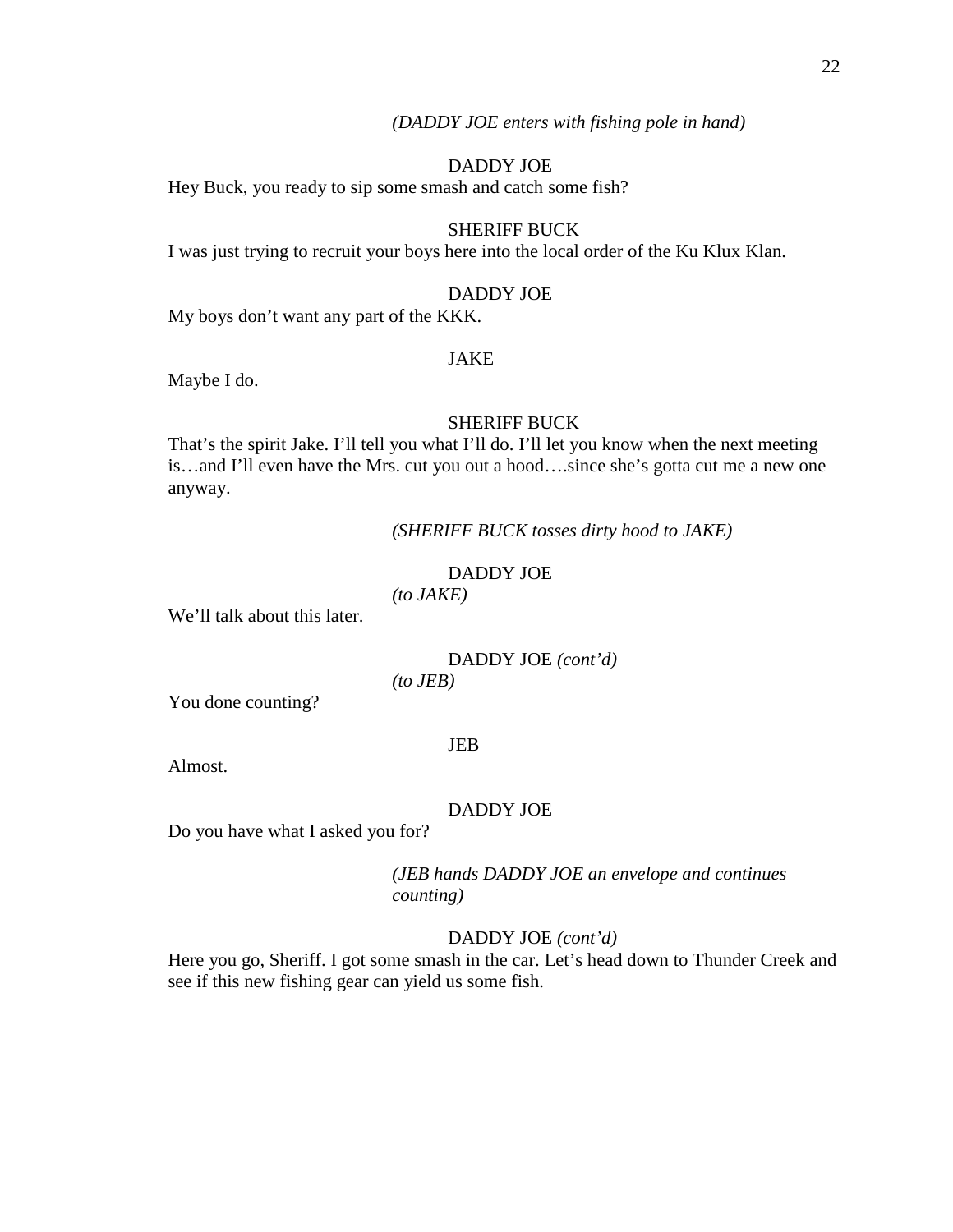*(DADDY JOE enters with fishing pole in hand)*

DADDY JOE

Hey Buck, you ready to sip some smash and catch some fish?

SHERIFF BUCK

I was just trying to recruit your boys here into the local order of the Ku Klux Klan.

DADDY JOE

My boys don't want any part of the KKK.

JAKE

Maybe I do.

SHERIFF BUCK

That's the spirit Jake. I'll tell you what I'll do. I'll let you know when the next meeting is…and I'll even have the Mrs. cut you out a hood….since she's gotta cut me a new one anyway.

*(SHERIFF BUCK tosses dirty hood to JAKE)*

DADDY JOE
*(to JAKE)*

We'll talk about this later.

DADDY JOE *(cont'd)*
*(to JEB)*

You done counting?

JEB

Almost.

DADDY JOE

Do you have what I asked you for?

*(JEB hands DADDY JOE an envelope and continues counting)*

DADDY JOE *(cont'd)*

Here you go, Sheriff. I got some smash in the car. Let's head down to Thunder Creek and see if this new fishing gear can yield us some fish.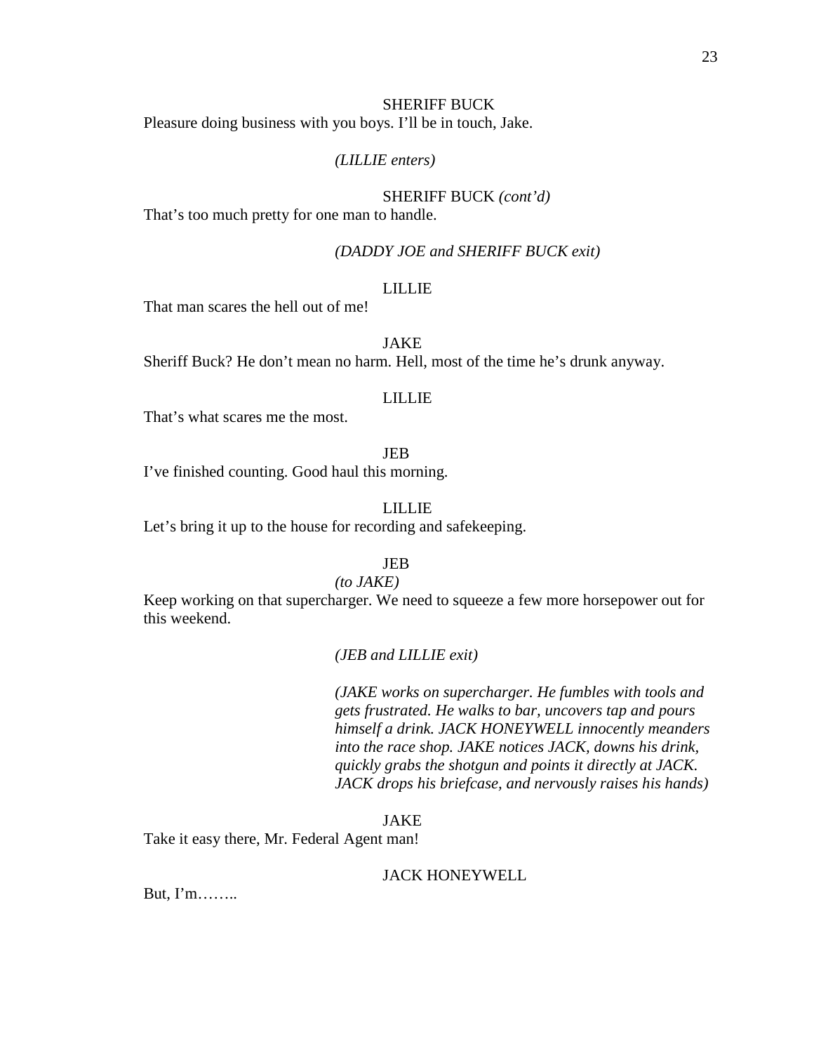SHERIFF BUCK

Pleasure doing business with you boys. I'll be in touch, Jake.

*(LILLIE enters)*

SHERIFF BUCK *(cont'd)*

That's too much pretty for one man to handle.

*(DADDY JOE and SHERIFF BUCK exit)*

LILLIE

That man scares the hell out of me!

JAKE

Sheriff Buck? He don't mean no harm. Hell, most of the time he's drunk anyway.

LILLIE

That's what scares me the most.

JEB

I've finished counting. Good haul this morning.

LILLIE

Let's bring it up to the house for recording and safekeeping.

JEB

*(to JAKE)*

Keep working on that supercharger. We need to squeeze a few more horsepower out for this weekend.

*(JEB and LILLIE exit)*

*(JAKE works on supercharger. He fumbles with tools and gets frustrated. He walks to bar, uncovers tap and pours himself a drink. JACK HONEYWELL innocently meanders into the race shop. JAKE notices JACK, downs his drink, quickly grabs the shotgun and points it directly at JACK. JACK drops his briefcase, and nervously raises his hands)*

JAKE

Take it easy there, Mr. Federal Agent man!

JACK HONEYWELL

But, I'm……..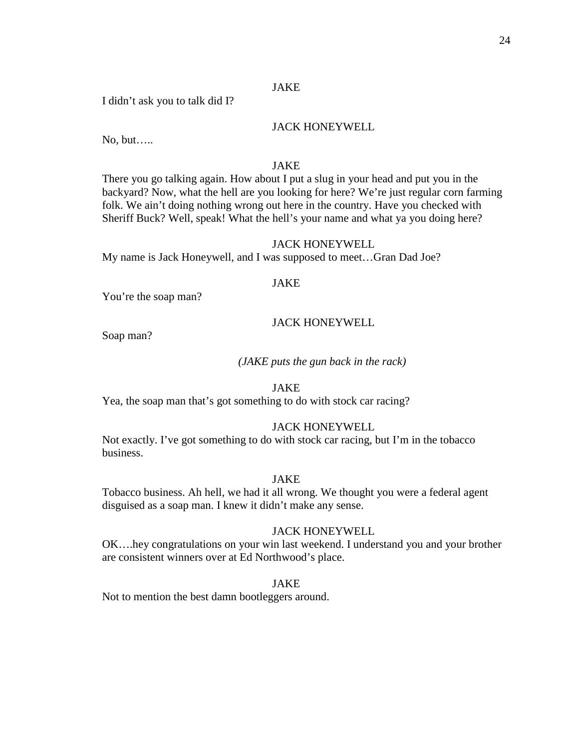JAKE

I didn't ask you to talk did I?

JACK HONEYWELL

No, but…..

JAKE

There you go talking again. How about I put a slug in your head and put you in the backyard? Now, what the hell are you looking for here? We're just regular corn farming folk. We ain't doing nothing wrong out here in the country. Have you checked with Sheriff Buck? Well, speak! What the hell's your name and what ya you doing here?

JACK HONEYWELL

My name is Jack Honeywell, and I was supposed to meet…Gran Dad Joe?

JAKE

You're the soap man?

JACK HONEYWELL

Soap man?

*(JAKE puts the gun back in the rack)*

JAKE

Yea, the soap man that's got something to do with stock car racing?

JACK HONEYWELL

Not exactly. I've got something to do with stock car racing, but I'm in the tobacco business.

JAKE

Tobacco business. Ah hell, we had it all wrong. We thought you were a federal agent disguised as a soap man. I knew it didn't make any sense.

JACK HONEYWELL

OK….hey congratulations on your win last weekend. I understand you and your brother are consistent winners over at Ed Northwood's place.

JAKE

Not to mention the best damn bootleggers around.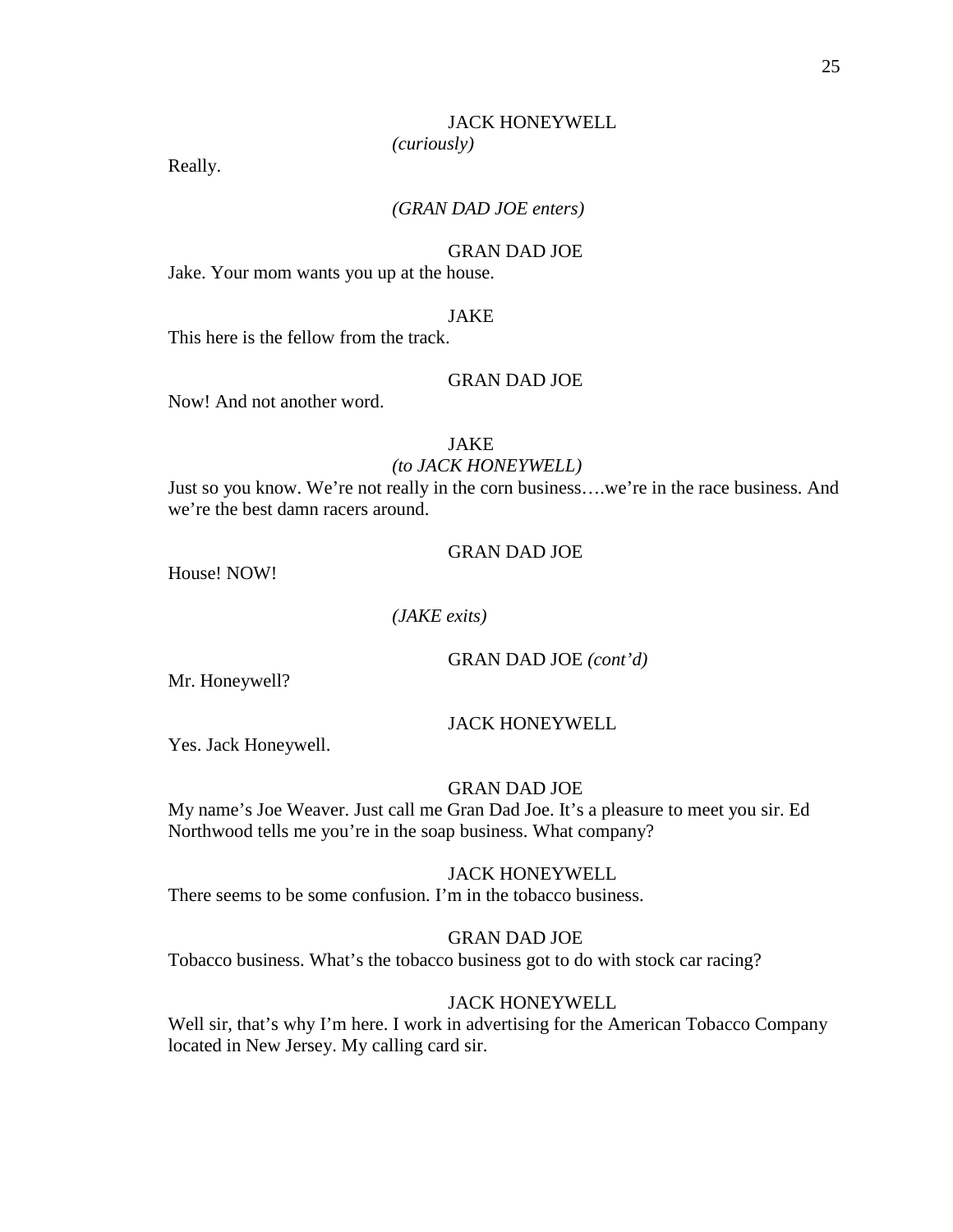JACK HONEYWELL
*(curiously)*

Really.

*(GRAN DAD JOE enters)*

GRAN DAD JOE

Jake. Your mom wants you up at the house.

JAKE

This here is the fellow from the track.

GRAN DAD JOE

Now! And not another word.

JAKE
*(to JACK HONEYWELL)*

Just so you know. We're not really in the corn business….we're in the race business. And we're the best damn racers around.

GRAN DAD JOE

House! NOW!

*(JAKE exits)*

GRAN DAD JOE *(cont'd)*

Mr. Honeywell?

JACK HONEYWELL

Yes. Jack Honeywell.

GRAN DAD JOE

My name's Joe Weaver. Just call me Gran Dad Joe. It's a pleasure to meet you sir. Ed Northwood tells me you're in the soap business. What company?

JACK HONEYWELL

There seems to be some confusion. I'm in the tobacco business.

GRAN DAD JOE

Tobacco business. What's the tobacco business got to do with stock car racing?

JACK HONEYWELL

Well sir, that's why I'm here. I work in advertising for the American Tobacco Company located in New Jersey. My calling card sir.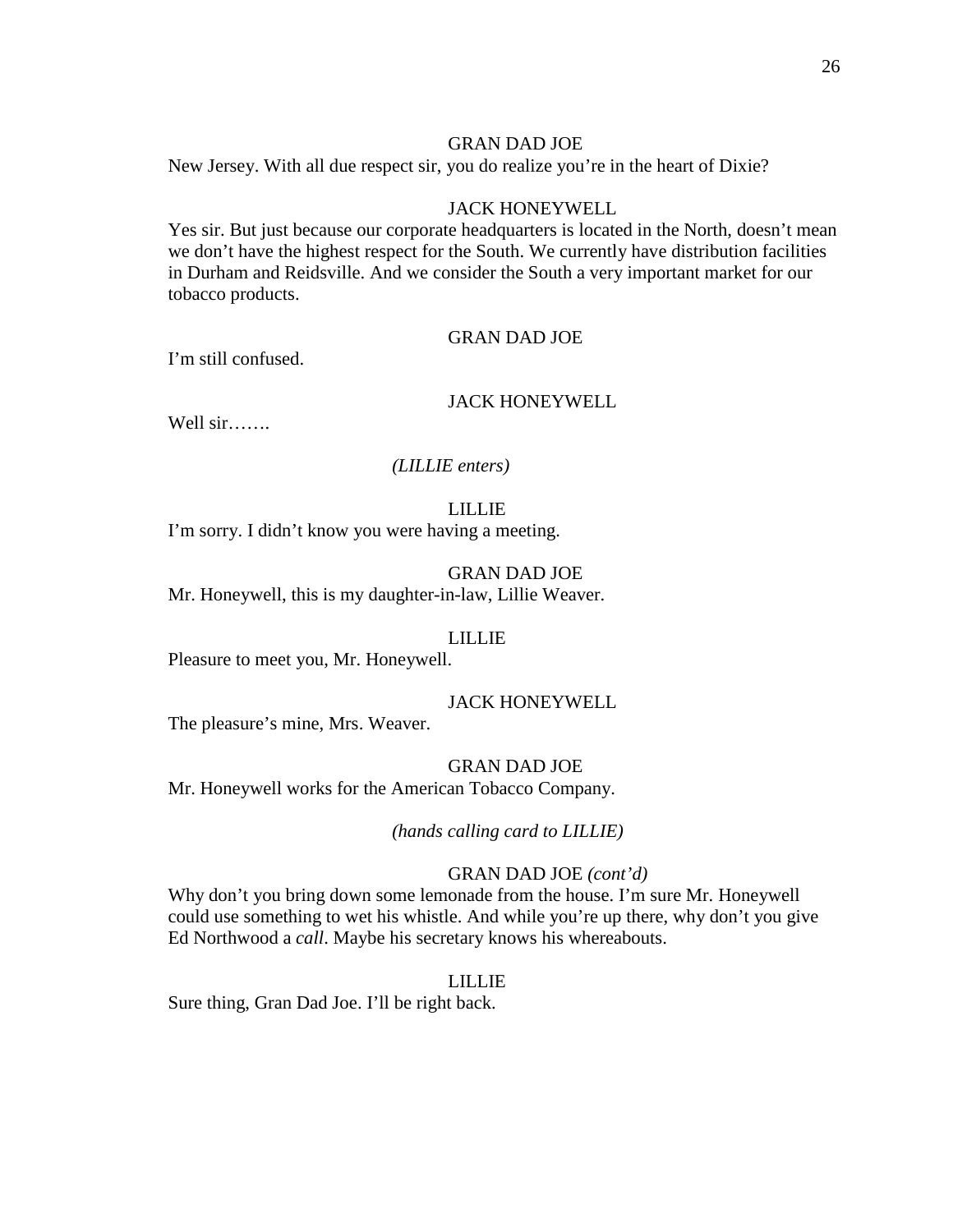GRAN DAD JOE

New Jersey. With all due respect sir, you do realize you're in the heart of Dixie?

JACK HONEYWELL

Yes sir. But just because our corporate headquarters is located in the North, doesn't mean we don't have the highest respect for the South. We currently have distribution facilities in Durham and Reidsville. And we consider the South a very important market for our tobacco products.

GRAN DAD JOE

I'm still confused.

JACK HONEYWELL

Well sir…….

*(LILLIE enters)*

LILLIE

I'm sorry. I didn't know you were having a meeting.

GRAN DAD JOE

Mr. Honeywell, this is my daughter-in-law, Lillie Weaver.

LILLIE

Pleasure to meet you, Mr. Honeywell.

JACK HONEYWELL

The pleasure's mine, Mrs. Weaver.

GRAN DAD JOE

Mr. Honeywell works for the American Tobacco Company.

*(hands calling card to LILLIE)*

GRAN DAD JOE *(cont'd)*

Why don't you bring down some lemonade from the house. I'm sure Mr. Honeywell could use something to wet his whistle. And while you're up there, why don't you give Ed Northwood a *call*. Maybe his secretary knows his whereabouts.

LILLIE

Sure thing, Gran Dad Joe. I'll be right back.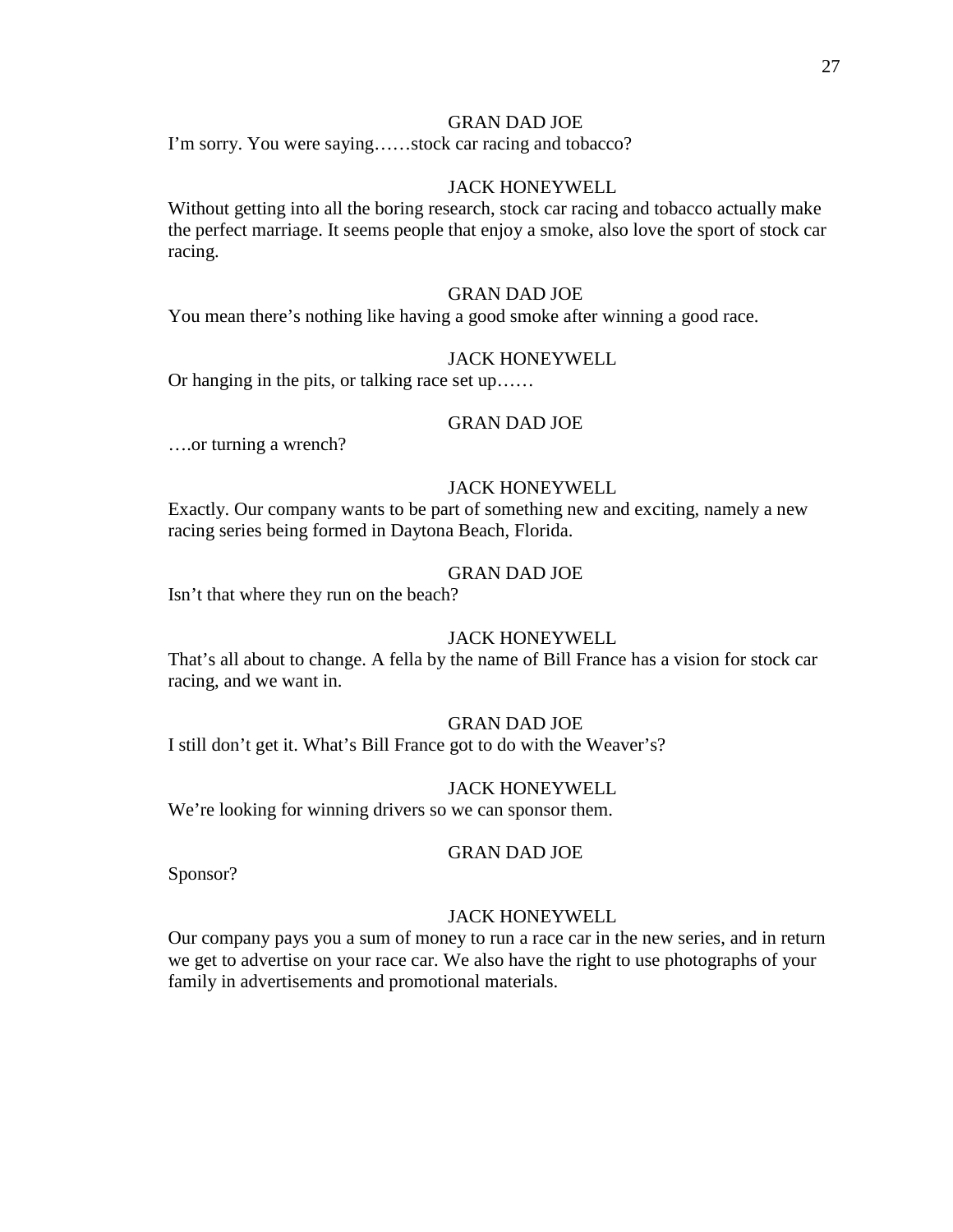GRAN DAD JOE

I'm sorry. You were saying……stock car racing and tobacco?

JACK HONEYWELL

Without getting into all the boring research, stock car racing and tobacco actually make the perfect marriage. It seems people that enjoy a smoke, also love the sport of stock car racing.

GRAN DAD JOE

You mean there's nothing like having a good smoke after winning a good race.

JACK HONEYWELL

Or hanging in the pits, or talking race set up……

GRAN DAD JOE

….or turning a wrench?

JACK HONEYWELL

Exactly. Our company wants to be part of something new and exciting, namely a new racing series being formed in Daytona Beach, Florida.

GRAN DAD JOE

Isn't that where they run on the beach?

JACK HONEYWELL

That's all about to change. A fella by the name of Bill France has a vision for stock car racing, and we want in.

GRAN DAD JOE

I still don't get it. What's Bill France got to do with the Weaver's?

JACK HONEYWELL

We're looking for winning drivers so we can sponsor them.

GRAN DAD JOE

Sponsor?

JACK HONEYWELL

Our company pays you a sum of money to run a race car in the new series, and in return we get to advertise on your race car. We also have the right to use photographs of your family in advertisements and promotional materials.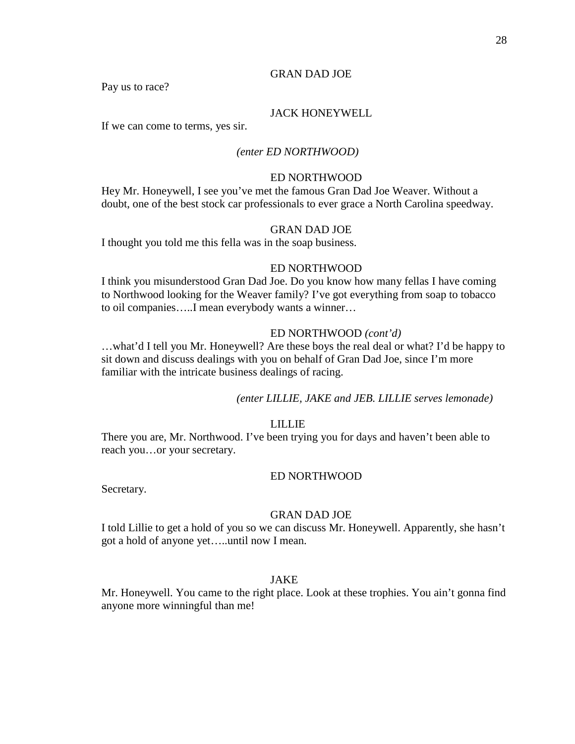GRAN DAD JOE

Pay us to race?

JACK HONEYWELL

If we can come to terms, yes sir.

*(enter ED NORTHWOOD)*

ED NORTHWOOD

Hey Mr. Honeywell, I see you've met the famous Gran Dad Joe Weaver. Without a doubt, one of the best stock car professionals to ever grace a North Carolina speedway.

GRAN DAD JOE

I thought you told me this fella was in the soap business.

ED NORTHWOOD

I think you misunderstood Gran Dad Joe. Do you know how many fellas I have coming to Northwood looking for the Weaver family? I've got everything from soap to tobacco to oil companies…..I mean everybody wants a winner…

ED NORTHWOOD *(cont'd)*

…what'd I tell you Mr. Honeywell? Are these boys the real deal or what? I'd be happy to sit down and discuss dealings with you on behalf of Gran Dad Joe, since I'm more familiar with the intricate business dealings of racing.

*(enter LILLIE, JAKE and JEB. LILLIE serves lemonade)*

LILLIE

There you are, Mr. Northwood. I've been trying you for days and haven't been able to reach you…or your secretary.

ED NORTHWOOD

Secretary.

GRAN DAD JOE

I told Lillie to get a hold of you so we can discuss Mr. Honeywell. Apparently, she hasn't got a hold of anyone yet…..until now I mean.

JAKE

Mr. Honeywell. You came to the right place. Look at these trophies. You ain't gonna find anyone more winningful than me!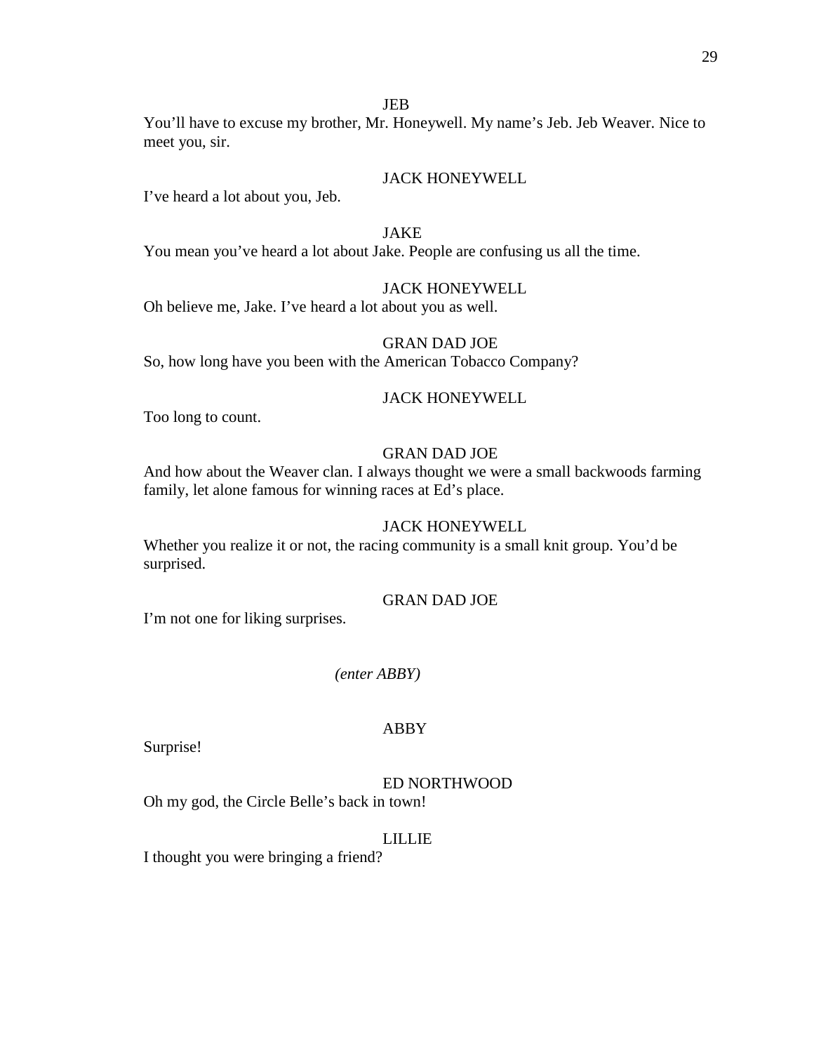JEB

You'll have to excuse my brother, Mr. Honeywell. My name's Jeb. Jeb Weaver. Nice to meet you, sir.

JACK HONEYWELL

I've heard a lot about you, Jeb.

JAKE

You mean you've heard a lot about Jake. People are confusing us all the time.

JACK HONEYWELL

Oh believe me, Jake. I've heard a lot about you as well.

GRAN DAD JOE

So, how long have you been with the American Tobacco Company?

JACK HONEYWELL

Too long to count.

GRAN DAD JOE

And how about the Weaver clan. I always thought we were a small backwoods farming family, let alone famous for winning races at Ed's place.

JACK HONEYWELL

Whether you realize it or not, the racing community is a small knit group. You'd be surprised.

GRAN DAD JOE

I'm not one for liking surprises.

*(enter ABBY)*

ABBY

Surprise!

ED NORTHWOOD

Oh my god, the Circle Belle's back in town!

LILLIE

I thought you were bringing a friend?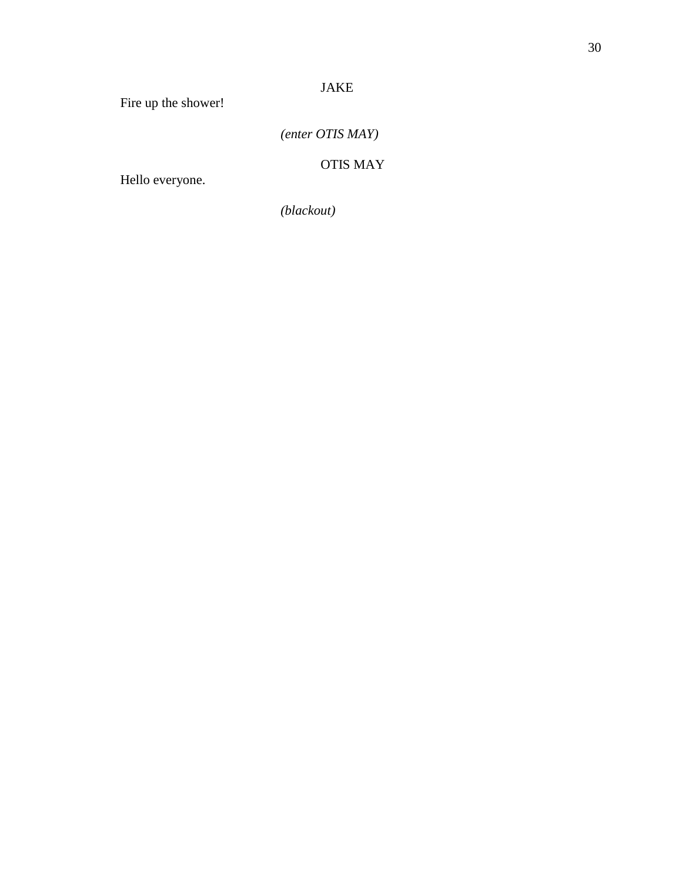JAKE

Fire up the shower!

*(enter OTIS MAY)*

OTIS MAY

Hello everyone.

*(blackout)*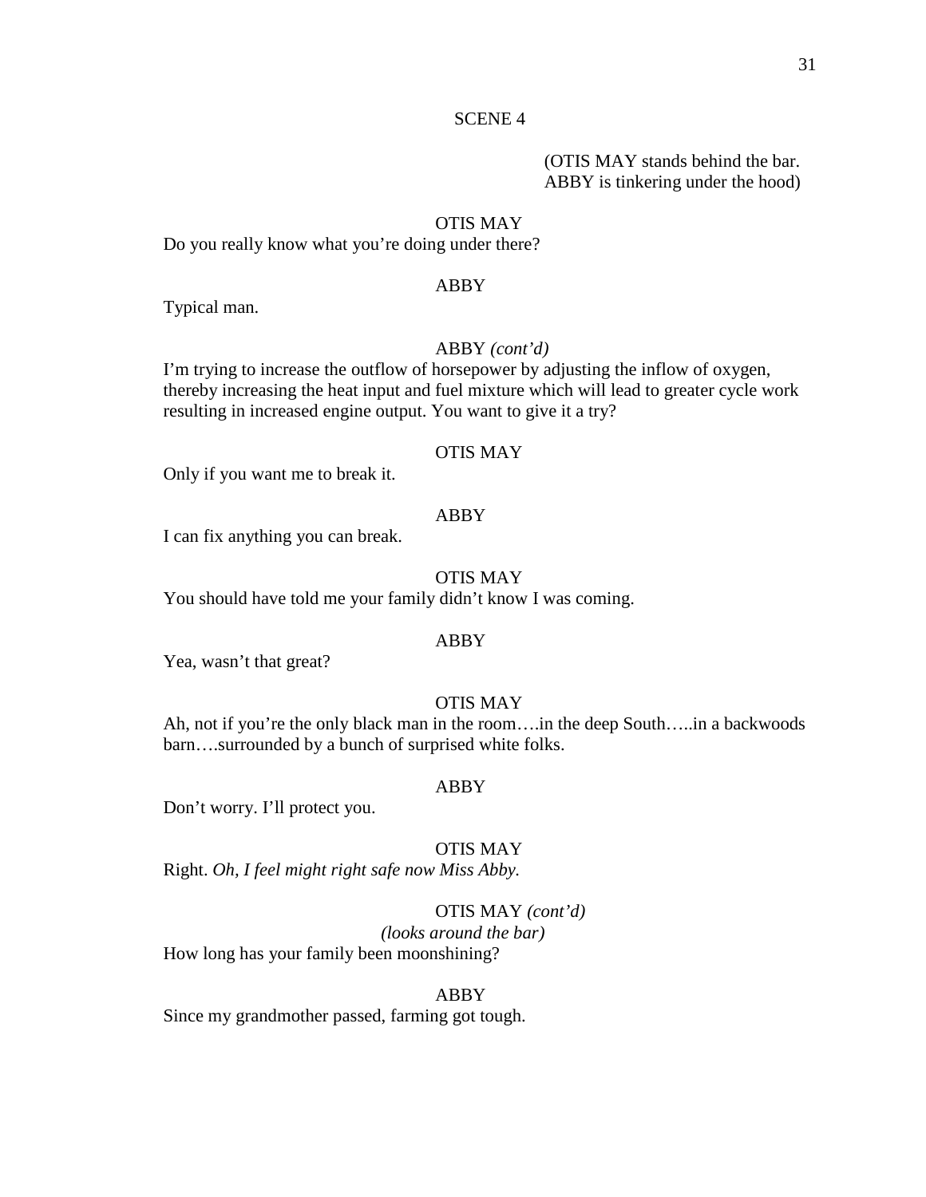SCENE 4

(OTIS MAY stands behind the bar. ABBY is tinkering under the hood)

OTIS MAY

Do you really know what you're doing under there?

ABBY

Typical man.

ABBY *(cont'd)*

I'm trying to increase the outflow of horsepower by adjusting the inflow of oxygen, thereby increasing the heat input and fuel mixture which will lead to greater cycle work resulting in increased engine output. You want to give it a try?

OTIS MAY

Only if you want me to break it.

ABBY

I can fix anything you can break.

OTIS MAY

You should have told me your family didn't know I was coming.

ABBY

Yea, wasn't that great?

OTIS MAY

Ah, not if you're the only black man in the room….in the deep South…..in a backwoods barn….surrounded by a bunch of surprised white folks.

ABBY

Don't worry. I'll protect you.

OTIS MAY

Right. *Oh, I feel might right safe now Miss Abby.*

OTIS MAY *(cont'd)*

*(looks around the bar)*

How long has your family been moonshining?

ABBY

Since my grandmother passed, farming got tough.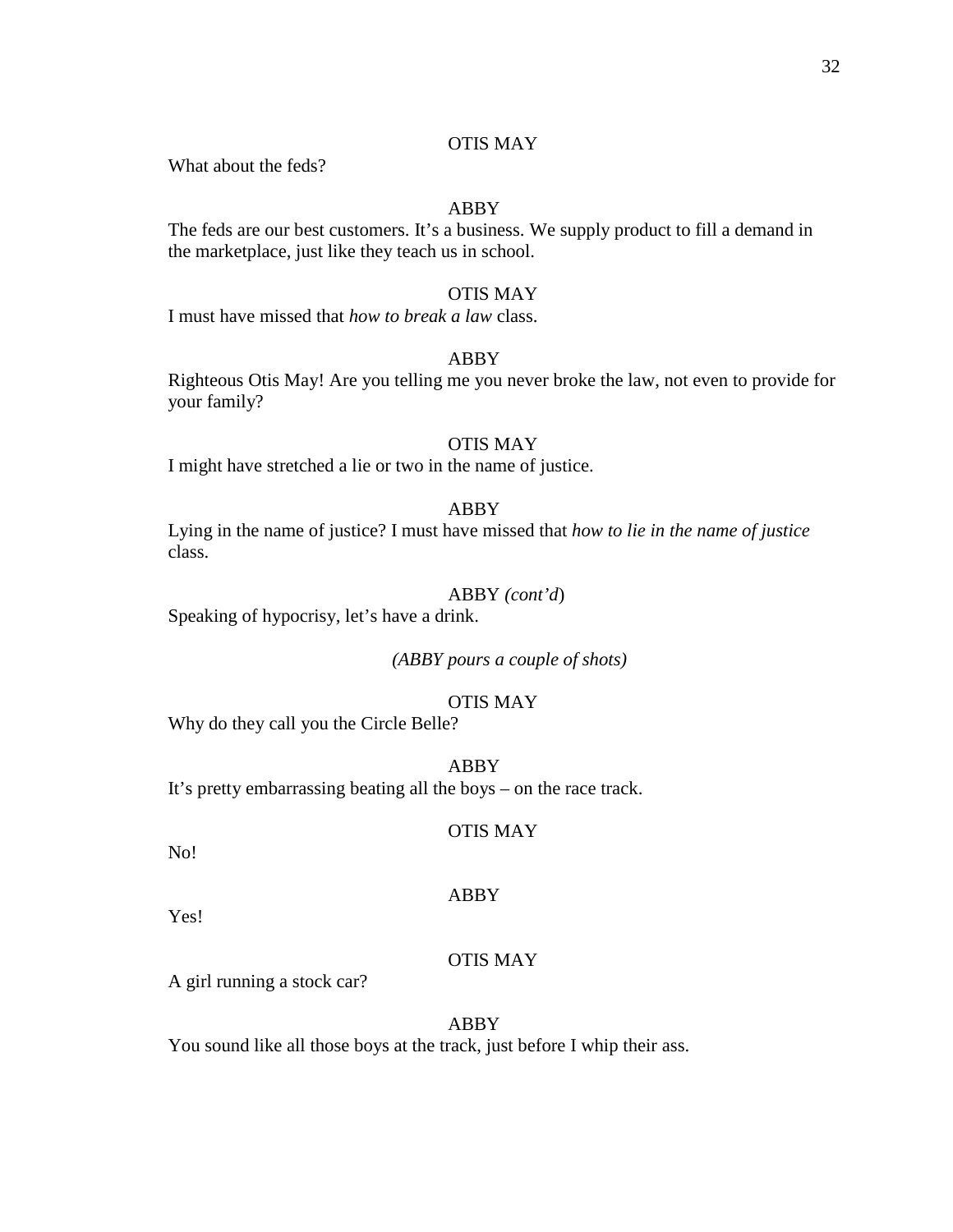OTIS MAY

What about the feds?

ABBY

The feds are our best customers. It's a business. We supply product to fill a demand in the marketplace, just like they teach us in school.

OTIS MAY

I must have missed that *how to break a law* class.

ABBY

Righteous Otis May! Are you telling me you never broke the law, not even to provide for your family?

OTIS MAY

I might have stretched a lie or two in the name of justice.

ABBY

Lying in the name of justice? I must have missed that *how to lie in the name of justice* class.

ABBY *(cont'd)*

Speaking of hypocrisy, let's have a drink.

*(ABBY pours a couple of shots)*

OTIS MAY

Why do they call you the Circle Belle?

ABBY

It's pretty embarrassing beating all the boys – on the race track.

OTIS MAY

No!

ABBY

Yes!

OTIS MAY

A girl running a stock car?

ABBY

You sound like all those boys at the track, just before I whip their ass.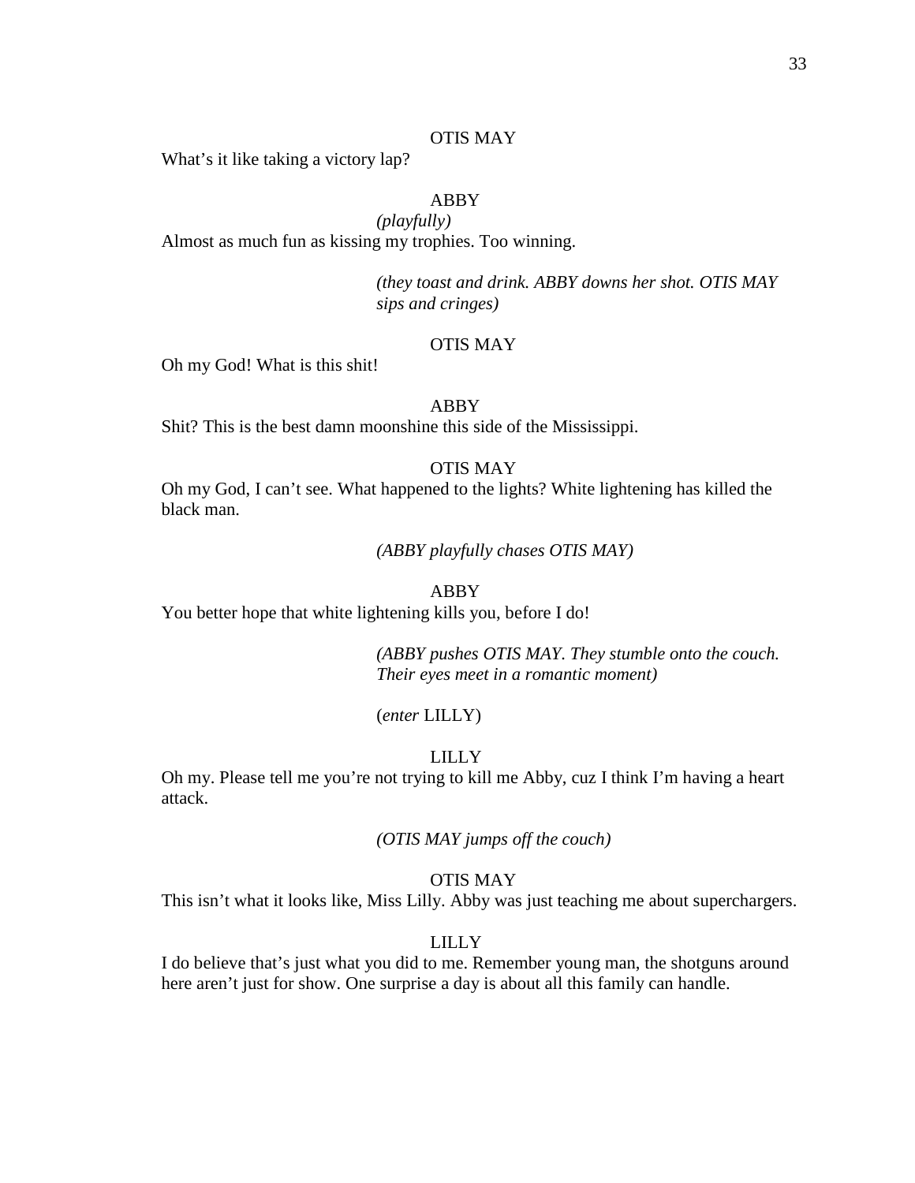OTIS MAY

What's it like taking a victory lap?

ABBY

*(playfully)*

Almost as much fun as kissing my trophies. Too winning.

*(they toast and drink. ABBY downs her shot. OTIS MAY sips and cringes)*

OTIS MAY

Oh my God! What is this shit!

ABBY

Shit? This is the best damn moonshine this side of the Mississippi.

OTIS MAY

Oh my God, I can't see. What happened to the lights? White lightening has killed the black man.

*(ABBY playfully chases OTIS MAY)*

ABBY

You better hope that white lightening kills you, before I do!

*(ABBY pushes OTIS MAY. They stumble onto the couch. Their eyes meet in a romantic moment)*

(*enter* LILLY)

LILLY

Oh my. Please tell me you're not trying to kill me Abby, cuz I think I'm having a heart attack.

*(OTIS MAY jumps off the couch)*

OTIS MAY

This isn't what it looks like, Miss Lilly. Abby was just teaching me about superchargers.

LILLY

I do believe that's just what you did to me. Remember young man, the shotguns around here aren't just for show. One surprise a day is about all this family can handle.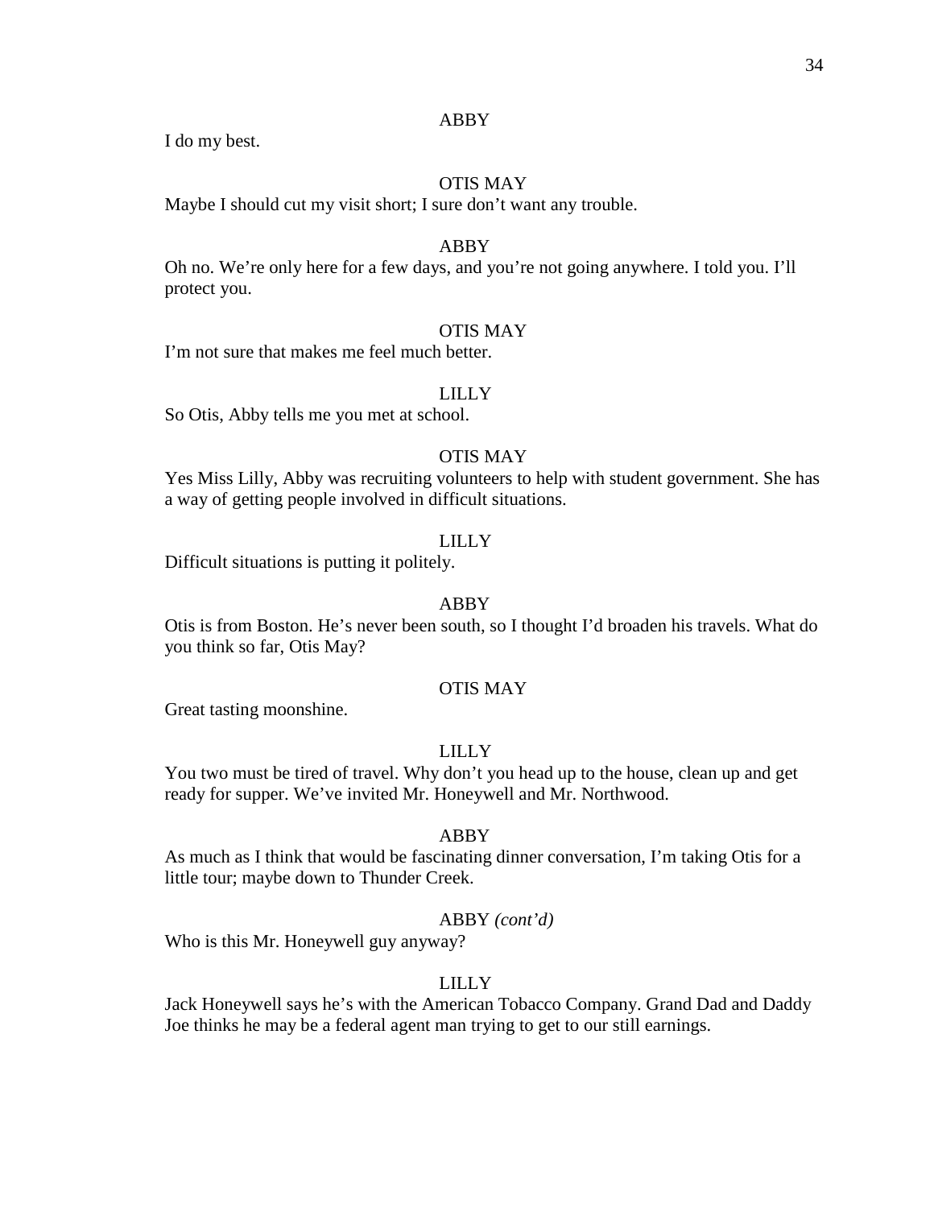ABBY

I do my best.

OTIS MAY

Maybe I should cut my visit short; I sure don't want any trouble.

ABBY

Oh no. We're only here for a few days, and you're not going anywhere. I told you. I'll protect you.

OTIS MAY

I'm not sure that makes me feel much better.

LILLY

So Otis, Abby tells me you met at school.

OTIS MAY

Yes Miss Lilly, Abby was recruiting volunteers to help with student government. She has a way of getting people involved in difficult situations.

LILLY

Difficult situations is putting it politely.

ABBY

Otis is from Boston. He's never been south, so I thought I'd broaden his travels. What do you think so far, Otis May?

OTIS MAY

Great tasting moonshine.

LILLY

You two must be tired of travel. Why don't you head up to the house, clean up and get ready for supper. We've invited Mr. Honeywell and Mr. Northwood.

ABBY

As much as I think that would be fascinating dinner conversation, I'm taking Otis for a little tour; maybe down to Thunder Creek.

ABBY *(cont'd)*

Who is this Mr. Honeywell guy anyway?

LILLY

Jack Honeywell says he's with the American Tobacco Company. Grand Dad and Daddy Joe thinks he may be a federal agent man trying to get to our still earnings.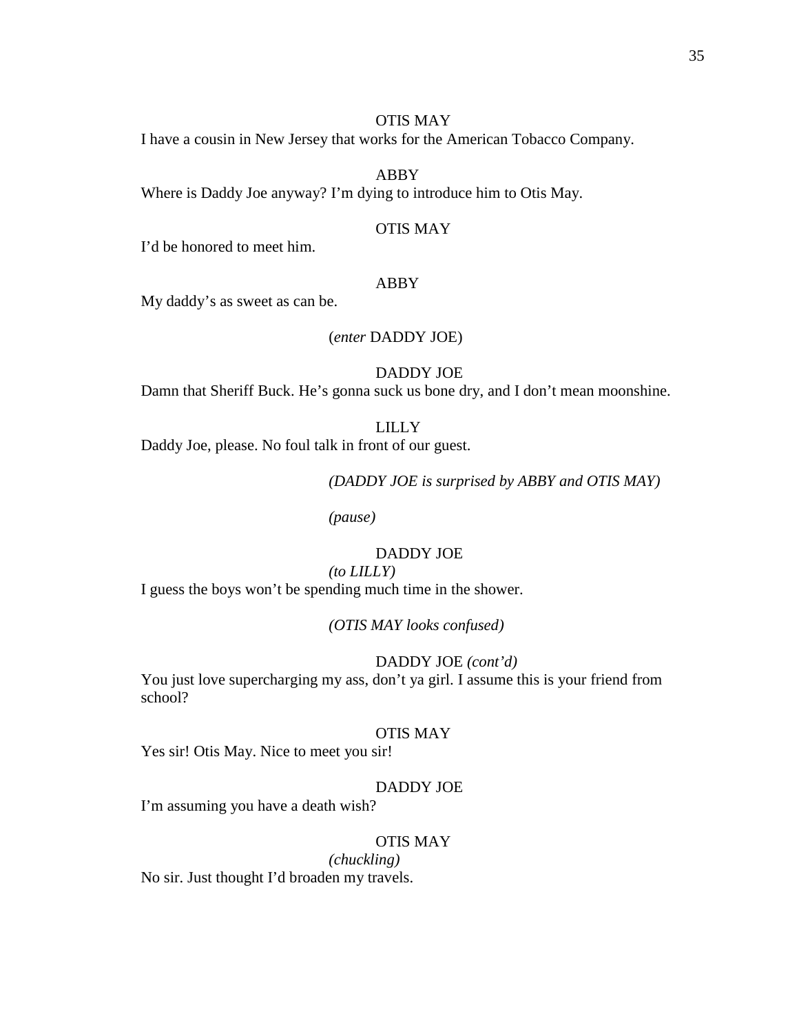OTIS MAY

I have a cousin in New Jersey that works for the American Tobacco Company.

ABBY

Where is Daddy Joe anyway? I'm dying to introduce him to Otis May.

OTIS MAY

I'd be honored to meet him.

ABBY

My daddy's as sweet as can be.

(*enter* DADDY JOE)

DADDY JOE

Damn that Sheriff Buck. He's gonna suck us bone dry, and I don't mean moonshine.

LILLY

Daddy Joe, please. No foul talk in front of our guest.

*(DADDY JOE is surprised by ABBY and OTIS MAY)*

*(pause)*

DADDY JOE

*(to LILLY)*

I guess the boys won't be spending much time in the shower.

*(OTIS MAY looks confused)*

DADDY JOE *(cont'd)*

You just love supercharging my ass, don't ya girl. I assume this is your friend from school?

OTIS MAY

Yes sir! Otis May. Nice to meet you sir!

DADDY JOE

I'm assuming you have a death wish?

OTIS MAY

*(chuckling)*

No sir. Just thought I'd broaden my travels.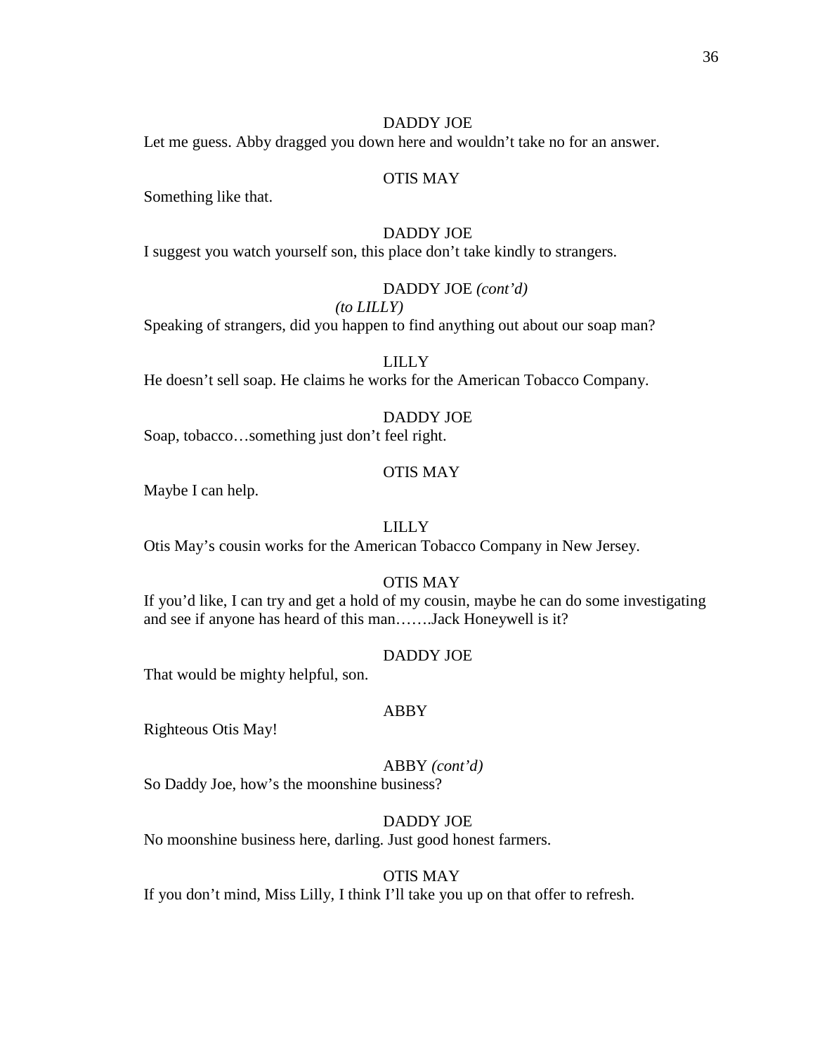DADDY JOE

Let me guess. Abby dragged you down here and wouldn't take no for an answer.

OTIS MAY

Something like that.

DADDY JOE

I suggest you watch yourself son, this place don't take kindly to strangers.

DADDY JOE *(cont'd)*

*(to LILLY)*

Speaking of strangers, did you happen to find anything out about our soap man?

LILLY

He doesn't sell soap. He claims he works for the American Tobacco Company.

DADDY JOE

Soap, tobacco…something just don't feel right.

OTIS MAY

Maybe I can help.

LILLY

Otis May's cousin works for the American Tobacco Company in New Jersey.

OTIS MAY

If you'd like, I can try and get a hold of my cousin, maybe he can do some investigating and see if anyone has heard of this man…….Jack Honeywell is it?

DADDY JOE

That would be mighty helpful, son.

ABBY

Righteous Otis May!

ABBY *(cont'd)*

So Daddy Joe, how's the moonshine business?

DADDY JOE

No moonshine business here, darling. Just good honest farmers.

OTIS MAY

If you don't mind, Miss Lilly, I think I'll take you up on that offer to refresh.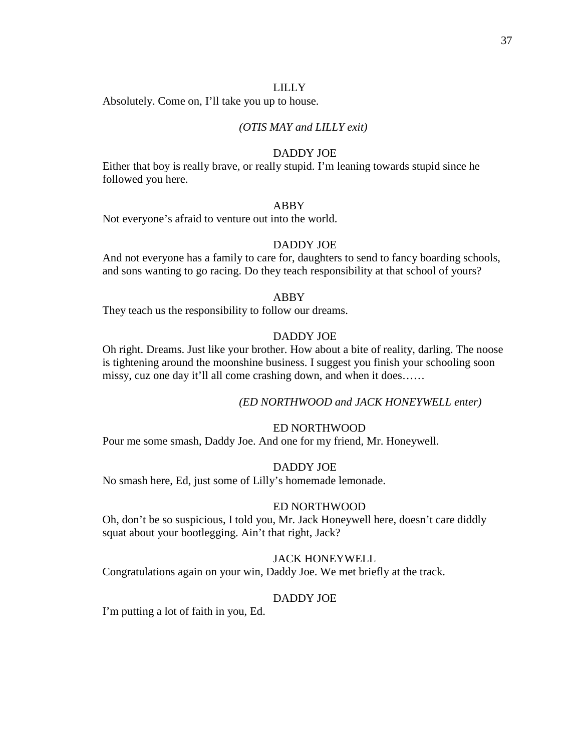LILLY

Absolutely. Come on, I'll take you up to house.

*(OTIS MAY and LILLY exit)*

DADDY JOE

Either that boy is really brave, or really stupid. I'm leaning towards stupid since he followed you here.

ABBY

Not everyone's afraid to venture out into the world.

DADDY JOE

And not everyone has a family to care for, daughters to send to fancy boarding schools, and sons wanting to go racing. Do they teach responsibility at that school of yours?

ABBY

They teach us the responsibility to follow our dreams.

DADDY JOE

Oh right. Dreams. Just like your brother. How about a bite of reality, darling. The noose is tightening around the moonshine business. I suggest you finish your schooling soon missy, cuz one day it'll all come crashing down, and when it does……

*(ED NORTHWOOD and JACK HONEYWELL enter)*

ED NORTHWOOD

Pour me some smash, Daddy Joe. And one for my friend, Mr. Honeywell.

DADDY JOE

No smash here, Ed, just some of Lilly's homemade lemonade.

ED NORTHWOOD

Oh, don't be so suspicious, I told you, Mr. Jack Honeywell here, doesn't care diddly squat about your bootlegging. Ain't that right, Jack?

JACK HONEYWELL

Congratulations again on your win, Daddy Joe. We met briefly at the track.

DADDY JOE

I'm putting a lot of faith in you, Ed.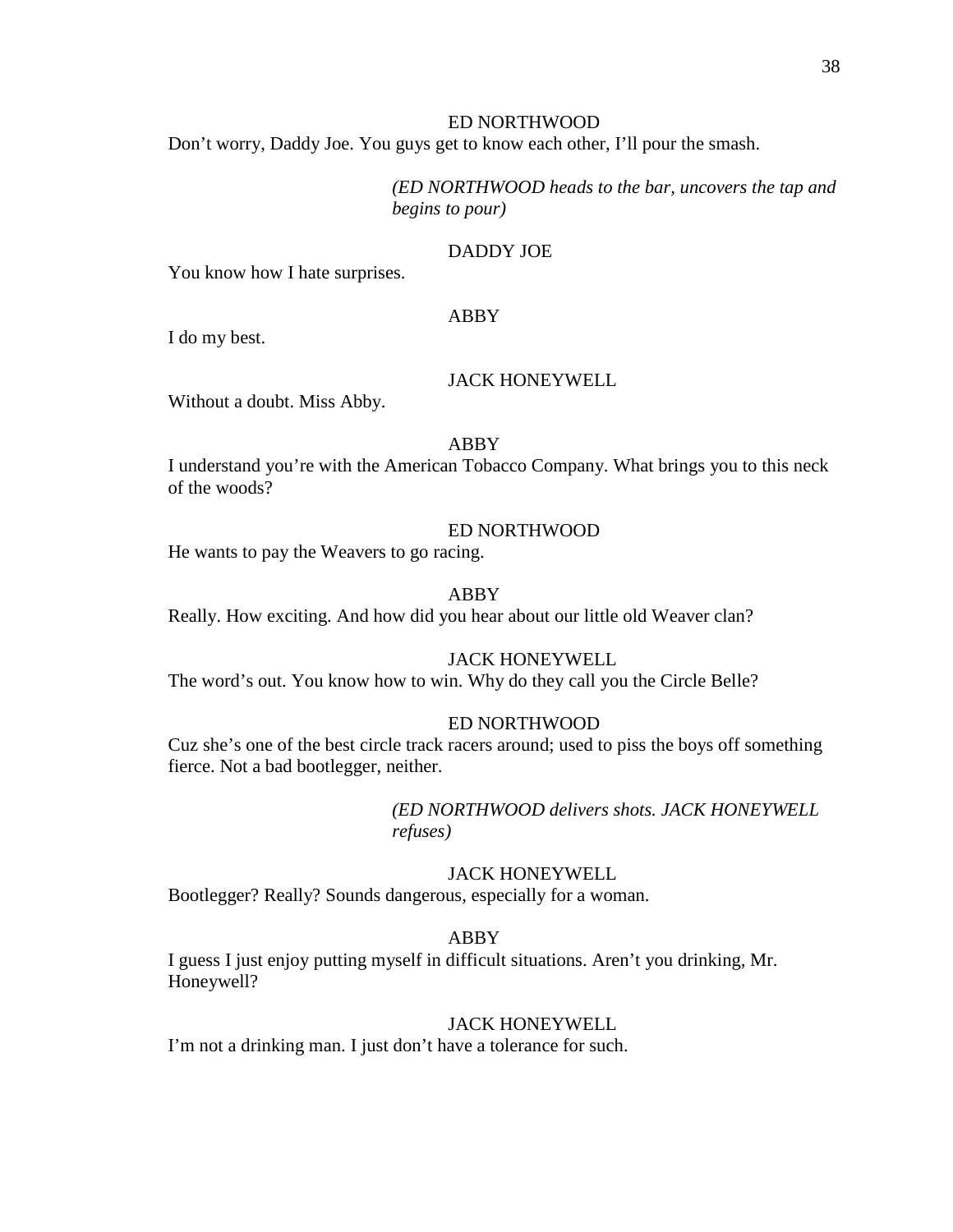ED NORTHWOOD

Don't worry, Daddy Joe. You guys get to know each other, I'll pour the smash.

*(ED NORTHWOOD heads to the bar, uncovers the tap and begins to pour)*

DADDY JOE

You know how I hate surprises.

ABBY

I do my best.

JACK HONEYWELL

Without a doubt. Miss Abby.

ABBY

I understand you're with the American Tobacco Company. What brings you to this neck of the woods?

ED NORTHWOOD

He wants to pay the Weavers to go racing.

ABBY

Really. How exciting. And how did you hear about our little old Weaver clan?

JACK HONEYWELL

The word's out. You know how to win. Why do they call you the Circle Belle?

ED NORTHWOOD

Cuz she's one of the best circle track racers around; used to piss the boys off something fierce. Not a bad bootlegger, neither.

*(ED NORTHWOOD delivers shots. JACK HONEYWELL refuses)*

JACK HONEYWELL

Bootlegger? Really? Sounds dangerous, especially for a woman.

ABBY

I guess I just enjoy putting myself in difficult situations. Aren't you drinking, Mr. Honeywell?

JACK HONEYWELL

I'm not a drinking man. I just don't have a tolerance for such.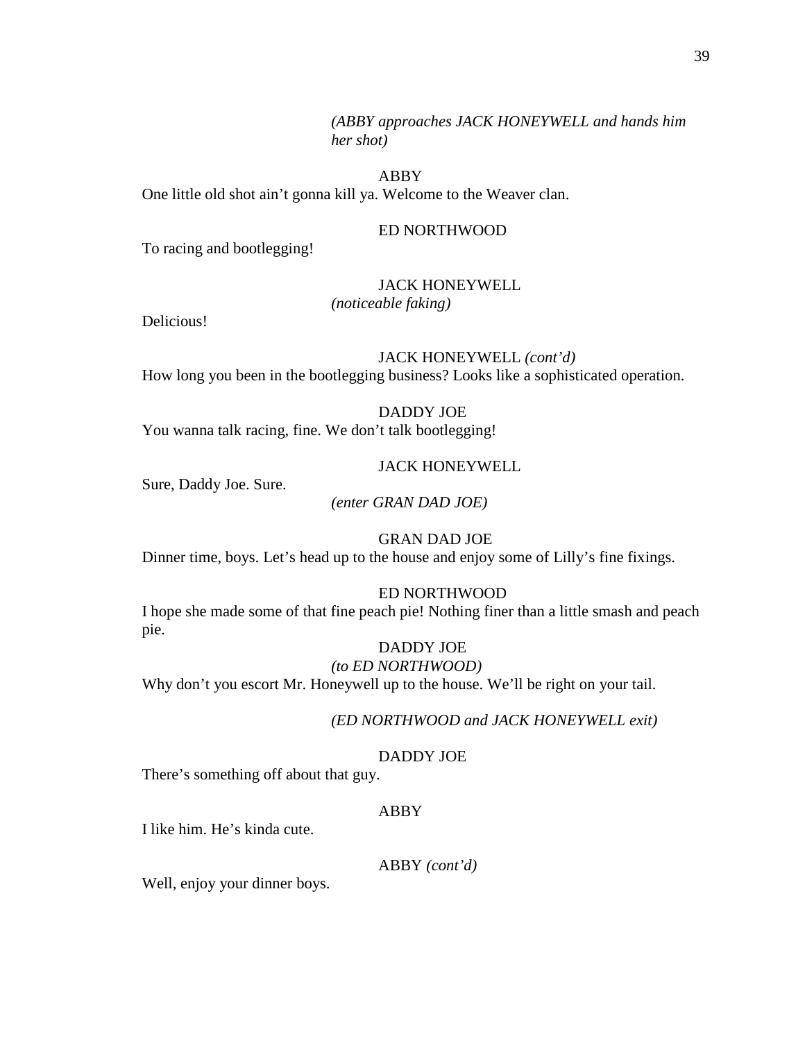*(ABBY approaches JACK HONEYWELL and hands him her shot)*

ABBY

One little old shot ain't gonna kill ya. Welcome to the Weaver clan.

ED NORTHWOOD

To racing and bootlegging!

JACK HONEYWELL

*(noticeable faking)*

Delicious!

JACK HONEYWELL *(cont'd)*

How long you been in the bootlegging business? Looks like a sophisticated operation.

DADDY JOE

You wanna talk racing, fine. We don't talk bootlegging!

JACK HONEYWELL

Sure, Daddy Joe. Sure.

*(enter GRAN DAD JOE)*

GRAN DAD JOE

Dinner time, boys. Let's head up to the house and enjoy some of Lilly's fine fixings.

ED NORTHWOOD

I hope she made some of that fine peach pie! Nothing finer than a little smash and peach pie.

DADDY JOE

*(to ED NORTHWOOD)*

Why don't you escort Mr. Honeywell up to the house. We'll be right on your tail.

*(ED NORTHWOOD and JACK HONEYWELL exit)*

DADDY JOE

There's something off about that guy.

ABBY

I like him. He's kinda cute.

ABBY *(cont'd)*

Well, enjoy your dinner boys.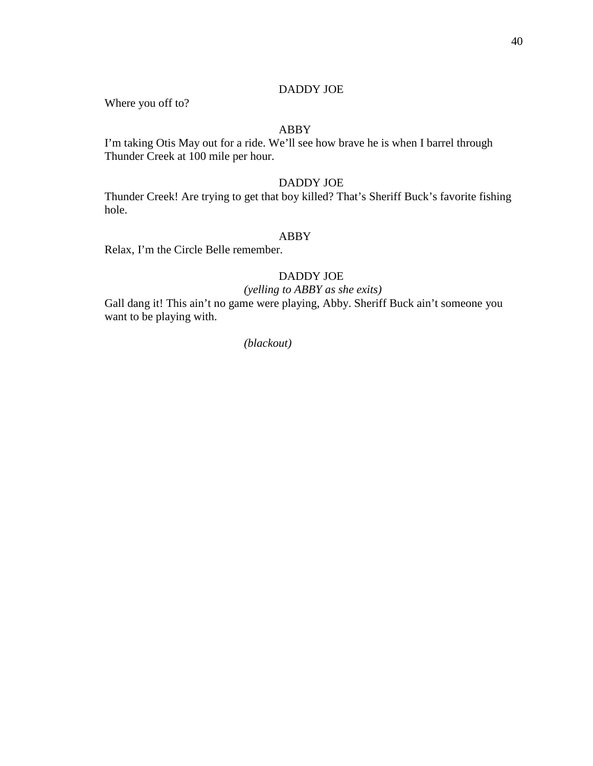DADDY JOE

Where you off to?

ABBY

I’m taking Otis May out for a ride. We’ll see how brave he is when I barrel through Thunder Creek at 100 mile per hour.

DADDY JOE

Thunder Creek! Are trying to get that boy killed? That’s Sheriff Buck’s favorite fishing hole.

ABBY

Relax, I’m the Circle Belle remember.

DADDY JOE

*(yelling to ABBY as she exits)*

Gall dang it! This ain’t no game were playing, Abby. Sheriff Buck ain’t someone you want to be playing with.

*(blackout)*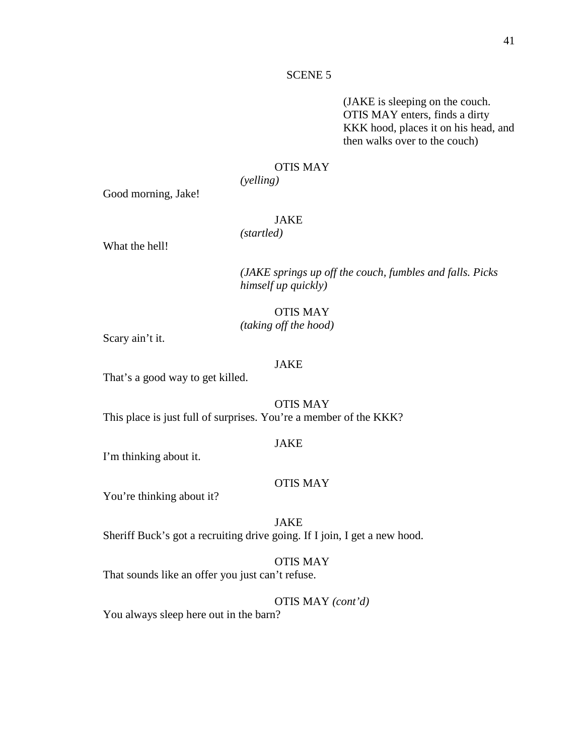SCENE 5

(JAKE is sleeping on the couch. OTIS MAY enters, finds a dirty KKK hood, places it on his head, and then walks over to the couch)

OTIS MAY
*(yelling)*

Good morning, Jake!

JAKE
*(startled)*

What the hell!

*(JAKE springs up off the couch, fumbles and falls. Picks himself up quickly)*

OTIS MAY
*(taking off the hood)*

Scary ain't it.

JAKE

That's a good way to get killed.

OTIS MAY

This place is just full of surprises. You're a member of the KKK?

JAKE

I'm thinking about it.

OTIS MAY

You're thinking about it?

JAKE

Sheriff Buck's got a recruiting drive going. If I join, I get a new hood.

OTIS MAY

That sounds like an offer you just can't refuse.

OTIS MAY *(cont'd)*

You always sleep here out in the barn?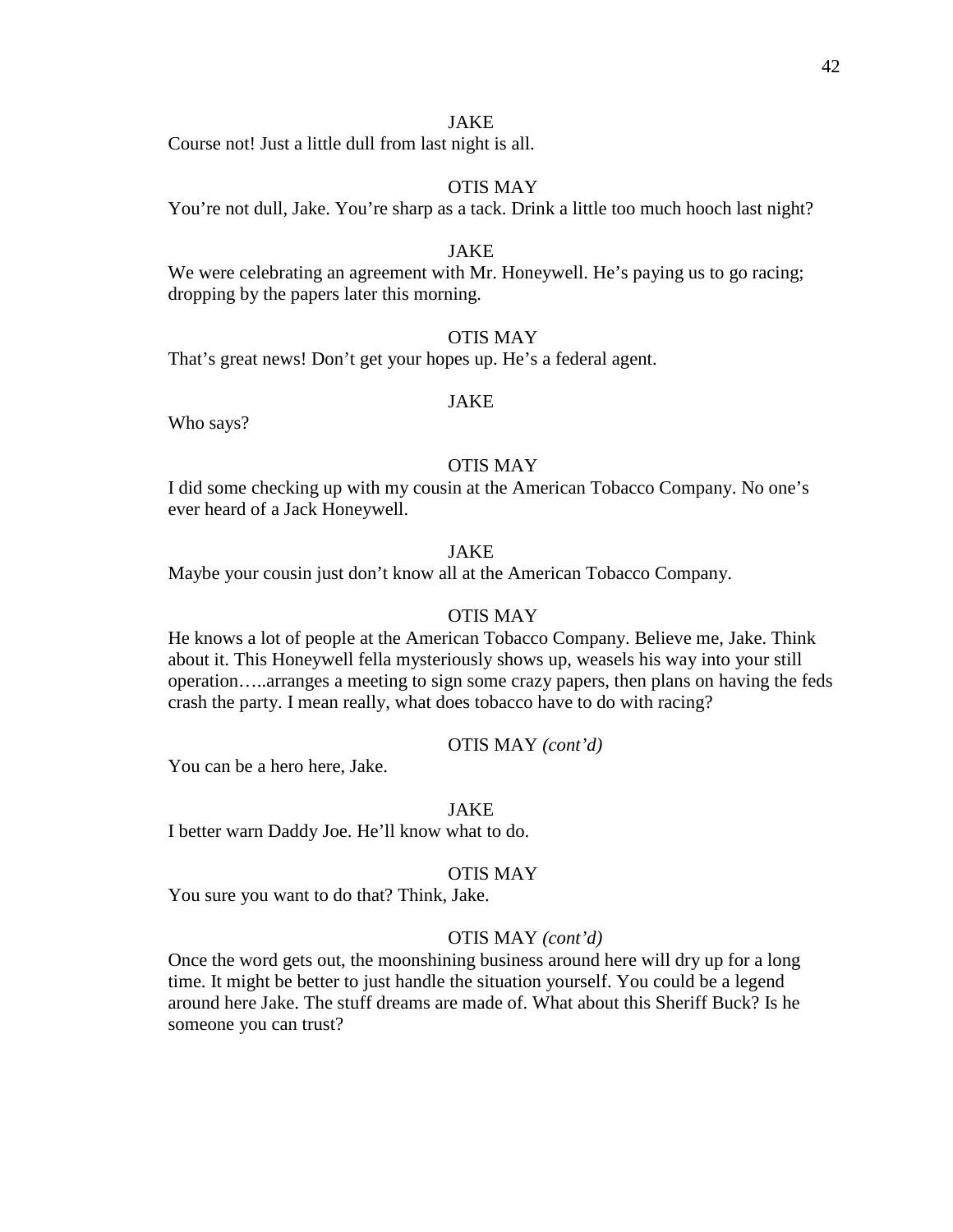JAKE

Course not! Just a little dull from last night is all.

OTIS MAY

You're not dull, Jake. You're sharp as a tack. Drink a little too much hooch last night?

JAKE

We were celebrating an agreement with Mr. Honeywell. He's paying us to go racing; dropping by the papers later this morning.

OTIS MAY

That's great news! Don't get your hopes up. He's a federal agent.

JAKE

Who says?

OTIS MAY

I did some checking up with my cousin at the American Tobacco Company. No one's ever heard of a Jack Honeywell.

JAKE

Maybe your cousin just don't know all at the American Tobacco Company.

OTIS MAY

He knows a lot of people at the American Tobacco Company. Believe me, Jake. Think about it. This Honeywell fella mysteriously shows up, weasels his way into your still operation…..arranges a meeting to sign some crazy papers, then plans on having the feds crash the party. I mean really, what does tobacco have to do with racing?

OTIS MAY *(cont'd)*

You can be a hero here, Jake.

JAKE

I better warn Daddy Joe. He'll know what to do.

OTIS MAY

You sure you want to do that? Think, Jake.

OTIS MAY *(cont'd)*

Once the word gets out, the moonshining business around here will dry up for a long time. It might be better to just handle the situation yourself. You could be a legend around here Jake. The stuff dreams are made of. What about this Sheriff Buck? Is he someone you can trust?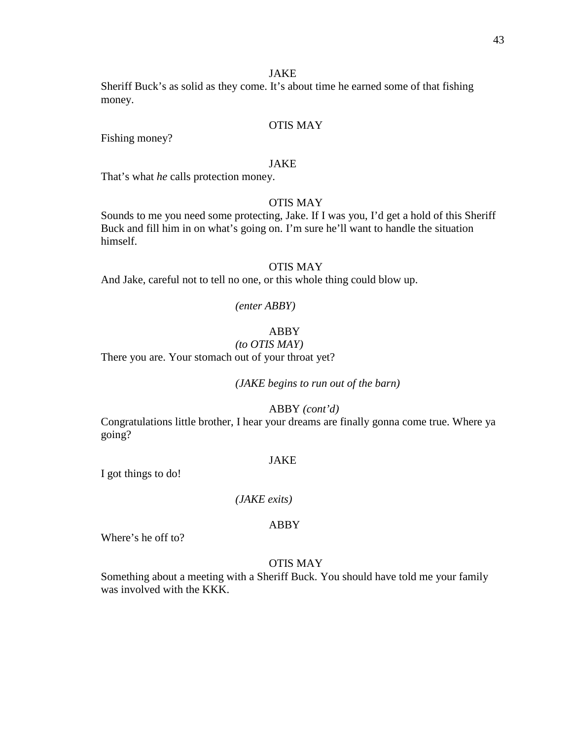JAKE

Sheriff Buck's as solid as they come. It's about time he earned some of that fishing money.

OTIS MAY

Fishing money?

JAKE

That's what *he* calls protection money.

OTIS MAY

Sounds to me you need some protecting, Jake. If I was you, I'd get a hold of this Sheriff Buck and fill him in on what's going on. I'm sure he'll want to handle the situation himself.

OTIS MAY

And Jake, careful not to tell no one, or this whole thing could blow up.

*(enter ABBY)*

ABBY

*(to OTIS MAY)*

There you are. Your stomach out of your throat yet?

*(JAKE begins to run out of the barn)*

ABBY *(cont'd)*

Congratulations little brother, I hear your dreams are finally gonna come true. Where ya going?

JAKE

I got things to do!

*(JAKE exits)*

ABBY

Where's he off to?

OTIS MAY

Something about a meeting with a Sheriff Buck. You should have told me your family was involved with the KKK.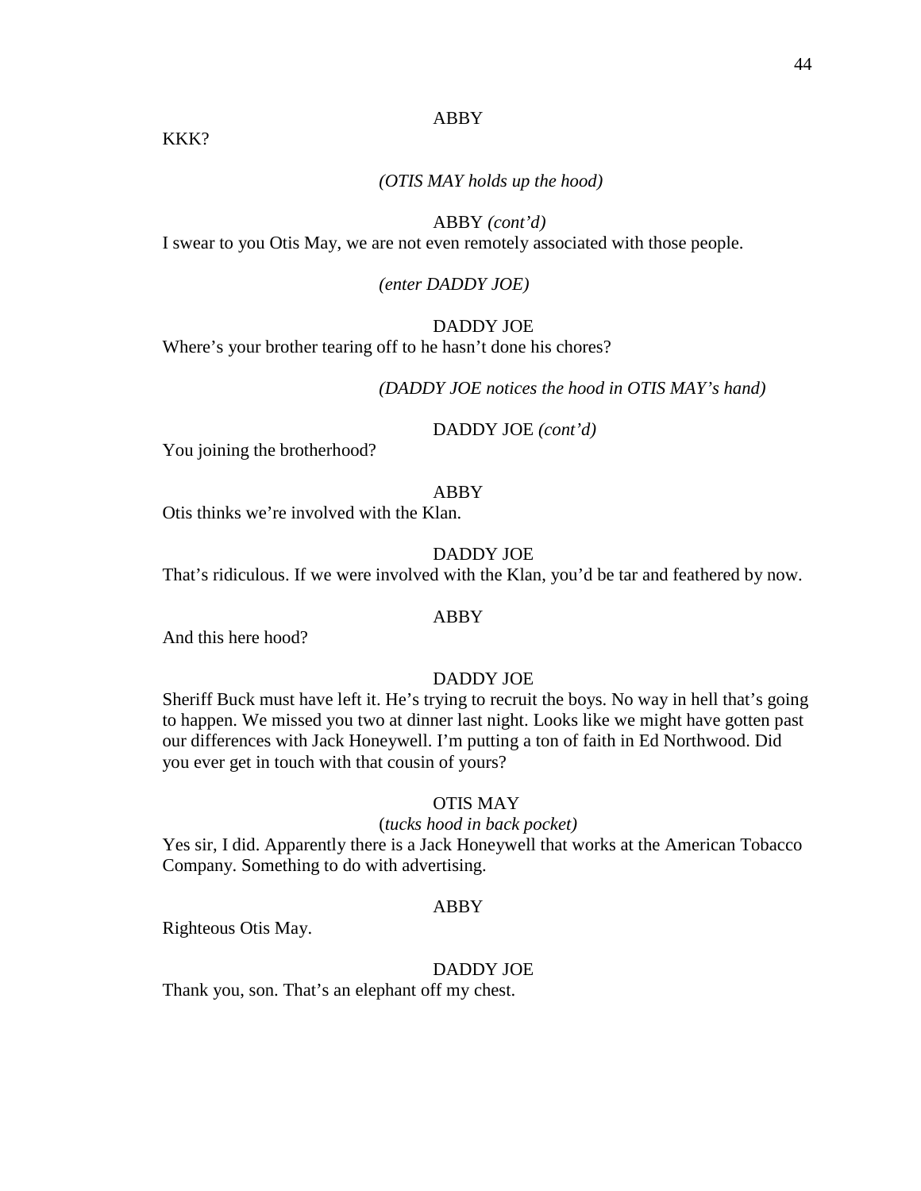ABBY

KKK?

*(OTIS MAY holds up the hood)*

ABBY *(cont'd)*

I swear to you Otis May, we are not even remotely associated with those people.

*(enter DADDY JOE)*

DADDY JOE

Where's your brother tearing off to he hasn't done his chores?

*(DADDY JOE notices the hood in OTIS MAY's hand)*

DADDY JOE *(cont'd)*

You joining the brotherhood?

ABBY

Otis thinks we're involved with the Klan.

DADDY JOE

That's ridiculous. If we were involved with the Klan, you'd be tar and feathered by now.

ABBY

And this here hood?

DADDY JOE

Sheriff Buck must have left it. He's trying to recruit the boys. No way in hell that's going to happen. We missed you two at dinner last night. Looks like we might have gotten past our differences with Jack Honeywell. I'm putting a ton of faith in Ed Northwood. Did you ever get in touch with that cousin of yours?

OTIS MAY

(*tucks hood in back pocket)*

Yes sir, I did. Apparently there is a Jack Honeywell that works at the American Tobacco Company. Something to do with advertising.

ABBY

Righteous Otis May.

DADDY JOE

Thank you, son. That's an elephant off my chest.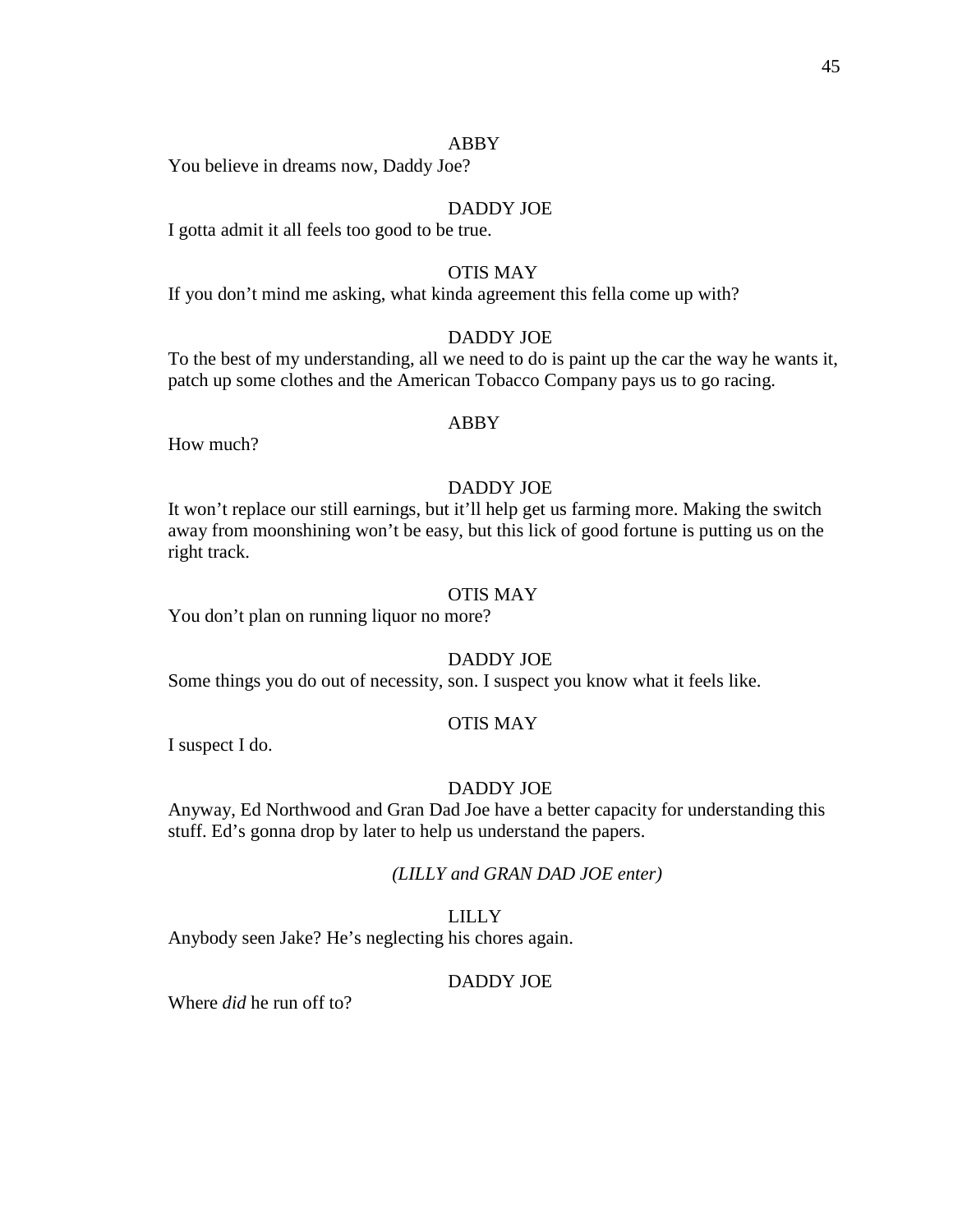ABBY

You believe in dreams now, Daddy Joe?

DADDY JOE

I gotta admit it all feels too good to be true.

OTIS MAY

If you don't mind me asking, what kinda agreement this fella come up with?

DADDY JOE

To the best of my understanding, all we need to do is paint up the car the way he wants it, patch up some clothes and the American Tobacco Company pays us to go racing.

ABBY

How much?

DADDY JOE

It won't replace our still earnings, but it'll help get us farming more. Making the switch away from moonshining won't be easy, but this lick of good fortune is putting us on the right track.

OTIS MAY

You don't plan on running liquor no more?

DADDY JOE

Some things you do out of necessity, son. I suspect you know what it feels like.

OTIS MAY

I suspect I do.

DADDY JOE

Anyway, Ed Northwood and Gran Dad Joe have a better capacity for understanding this stuff. Ed's gonna drop by later to help us understand the papers.

*(LILLY and GRAN DAD JOE enter)*

LILLY

Anybody seen Jake? He's neglecting his chores again.

DADDY JOE

Where *did* he run off to?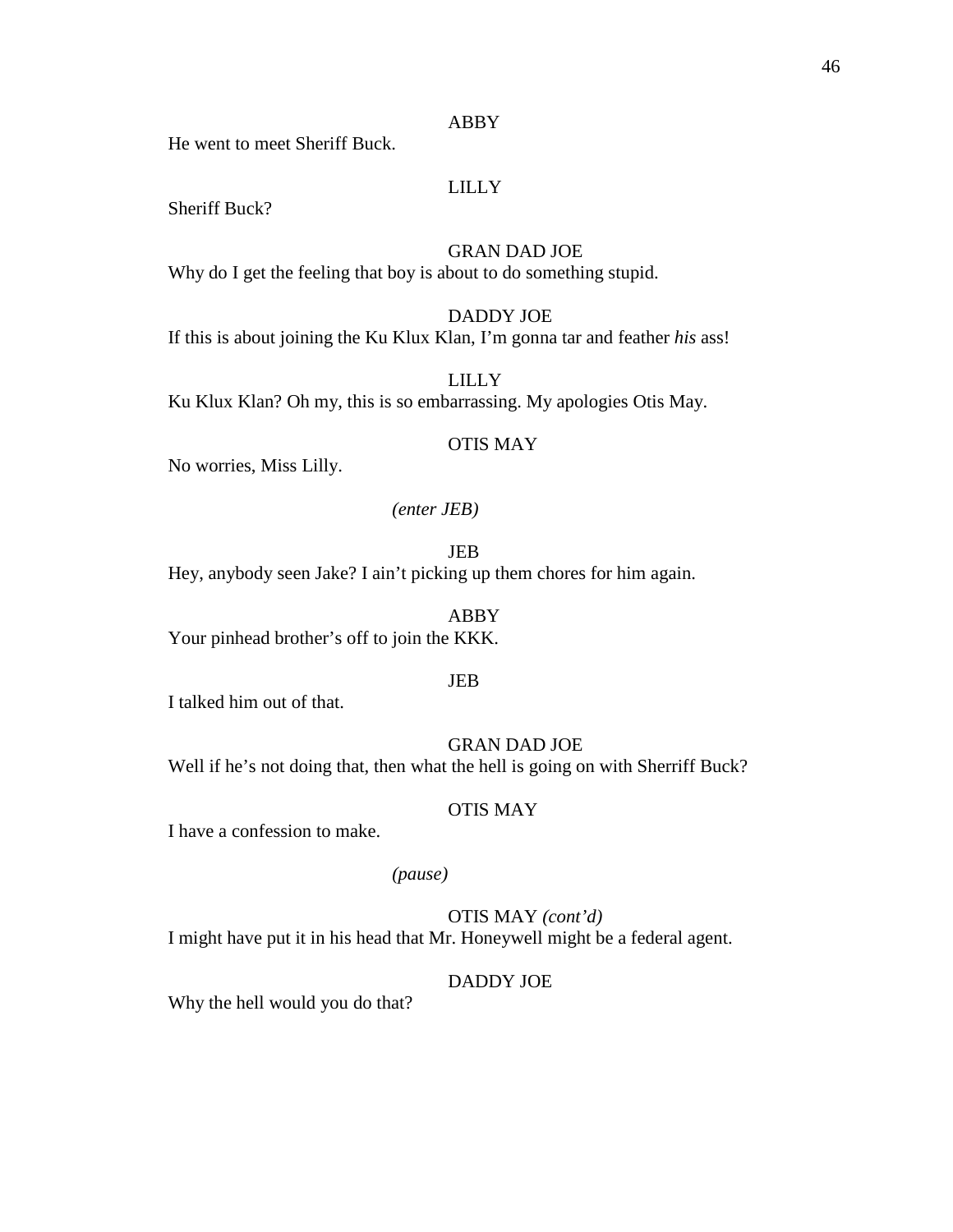ABBY

He went to meet Sheriff Buck.

LILLY

Sheriff Buck?

GRAN DAD JOE

Why do I get the feeling that boy is about to do something stupid.

DADDY JOE

If this is about joining the Ku Klux Klan, I'm gonna tar and feather *his* ass!

LILLY

Ku Klux Klan? Oh my, this is so embarrassing. My apologies Otis May.

OTIS MAY

No worries, Miss Lilly.

*(enter JEB)*

JEB

Hey, anybody seen Jake? I ain't picking up them chores for him again.

ABBY

Your pinhead brother's off to join the KKK.

JEB

I talked him out of that.

GRAN DAD JOE

Well if he's not doing that, then what the hell is going on with Sherriff Buck?

OTIS MAY

I have a confession to make.

*(pause)*

OTIS MAY *(cont'd)*

I might have put it in his head that Mr. Honeywell might be a federal agent.

DADDY JOE

Why the hell would you do that?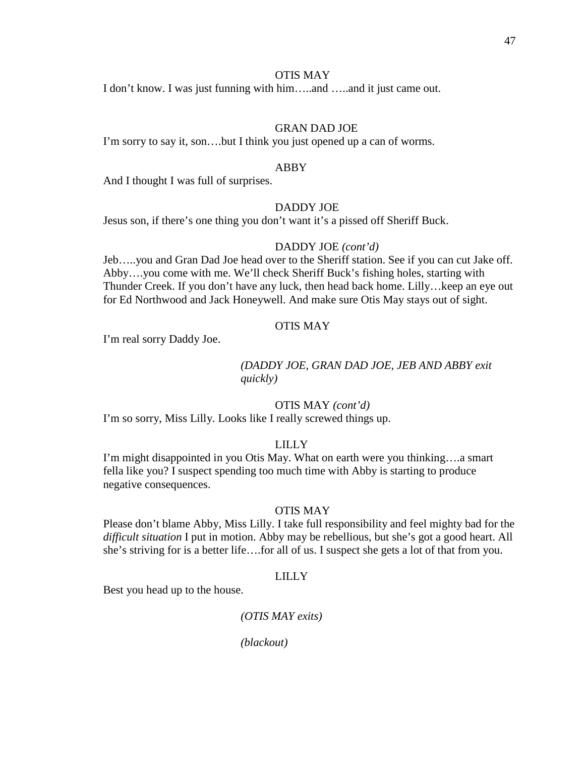OTIS MAY

I don't know. I was just funning with him…..and …..and it just came out.

GRAN DAD JOE

I'm sorry to say it, son….but I think you just opened up a can of worms.

ABBY

And I thought I was full of surprises.

DADDY JOE

Jesus son, if there's one thing you don't want it's a pissed off Sheriff Buck.

DADDY JOE *(cont'd)*

Jeb…..you and Gran Dad Joe head over to the Sheriff station. See if you can cut Jake off. Abby….you come with me. We'll check Sheriff Buck's fishing holes, starting with Thunder Creek. If you don't have any luck, then head back home. Lilly…keep an eye out for Ed Northwood and Jack Honeywell. And make sure Otis May stays out of sight.

OTIS MAY

I'm real sorry Daddy Joe.

*(DADDY JOE, GRAN DAD JOE, JEB AND ABBY exit quickly)*

OTIS MAY *(cont'd)*

I'm so sorry, Miss Lilly. Looks like I really screwed things up.

LILLY

I'm might disappointed in you Otis May. What on earth were you thinking….a smart fella like you? I suspect spending too much time with Abby is starting to produce negative consequences.

OTIS MAY

Please don't blame Abby, Miss Lilly. I take full responsibility and feel mighty bad for the *difficult situation* I put in motion. Abby may be rebellious, but she's got a good heart. All she's striving for is a better life….for all of us. I suspect she gets a lot of that from you.

LILLY

Best you head up to the house.

*(OTIS MAY exits)*

*(blackout)*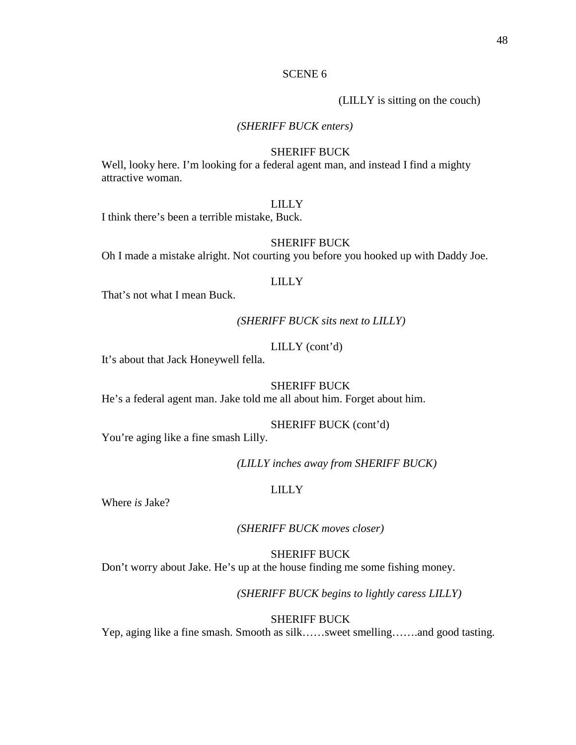SCENE 6

(LILLY is sitting on the couch)

*(SHERIFF BUCK enters)*

SHERIFF BUCK

Well, looky here. I'm looking for a federal agent man, and instead I find a mighty attractive woman.

LILLY

I think there's been a terrible mistake, Buck.

SHERIFF BUCK

Oh I made a mistake alright. Not courting you before you hooked up with Daddy Joe.

LILLY

That's not what I mean Buck.

*(SHERIFF BUCK sits next to LILLY)*

LILLY (cont'd)

It's about that Jack Honeywell fella.

SHERIFF BUCK

He's a federal agent man. Jake told me all about him. Forget about him.

SHERIFF BUCK (cont'd)

You're aging like a fine smash Lilly.

*(LILLY inches away from SHERIFF BUCK)*

LILLY

Where *is* Jake?

*(SHERIFF BUCK moves closer)*

SHERIFF BUCK

Don't worry about Jake. He's up at the house finding me some fishing money.

*(SHERIFF BUCK begins to lightly caress LILLY)*

SHERIFF BUCK

Yep, aging like a fine smash. Smooth as silk……sweet smelling…….and good tasting.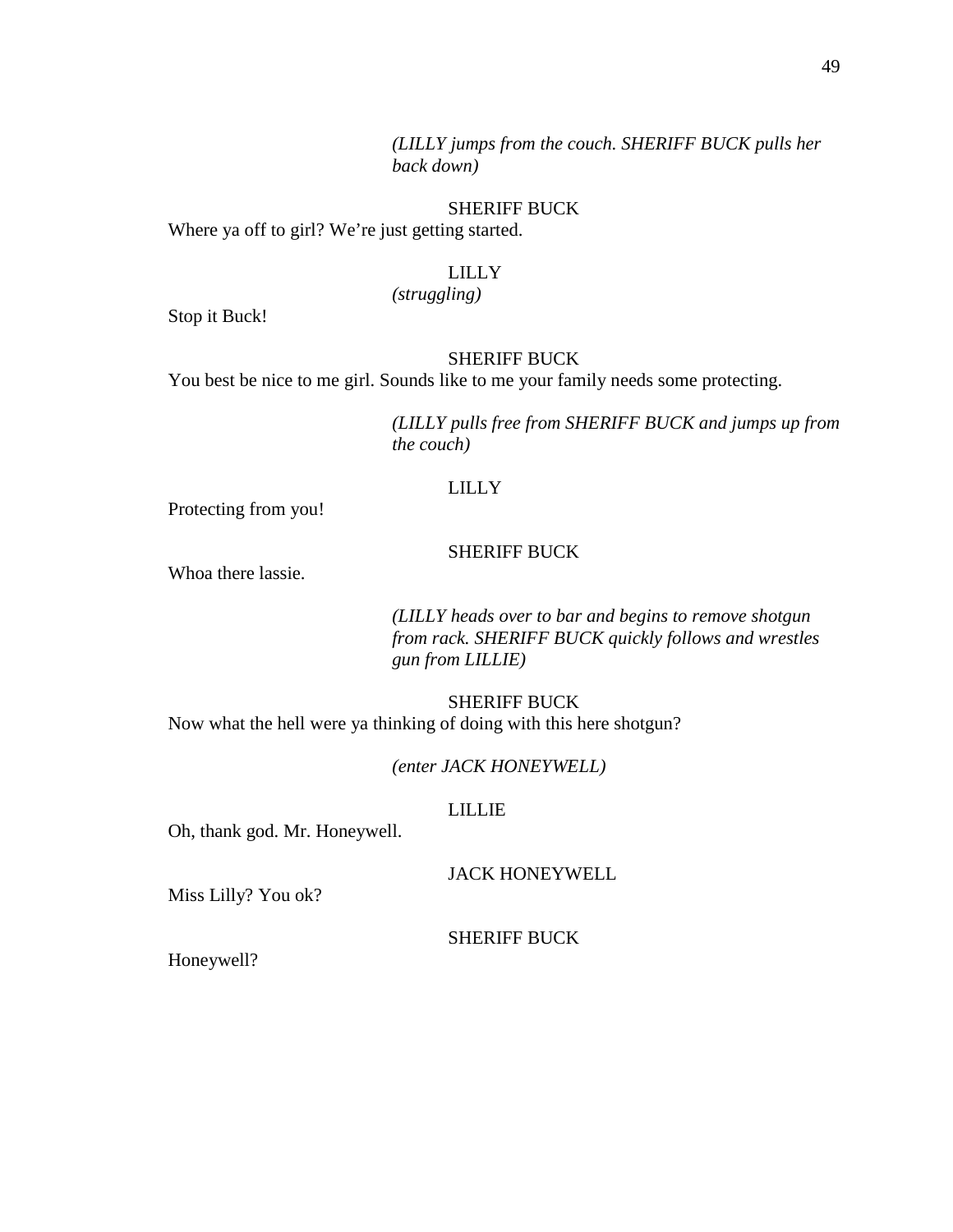*(LILLY jumps from the couch. SHERIFF BUCK pulls her back down)*

SHERIFF BUCK

Where ya off to girl? We're just getting started.

LILLY

*(struggling)*

Stop it Buck!

SHERIFF BUCK

You best be nice to me girl. Sounds like to me your family needs some protecting.

*(LILLY pulls free from SHERIFF BUCK and jumps up from the couch)*

LILLY

Protecting from you!

SHERIFF BUCK

Whoa there lassie.

*(LILLY heads over to bar and begins to remove shotgun from rack. SHERIFF BUCK quickly follows and wrestles gun from LILLIE)*

SHERIFF BUCK

Now what the hell were ya thinking of doing with this here shotgun?

*(enter JACK HONEYWELL)*

LILLIE

Oh, thank god. Mr. Honeywell.

JACK HONEYWELL

Miss Lilly? You ok?

SHERIFF BUCK

Honeywell?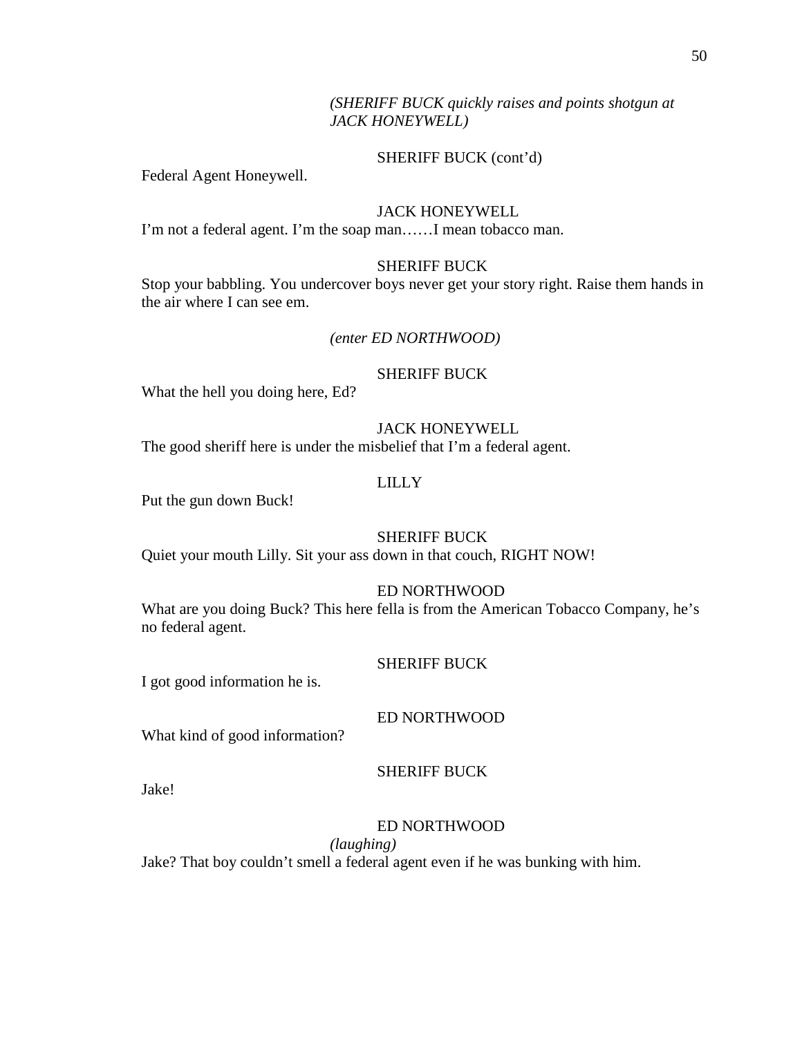*(SHERIFF BUCK quickly raises and points shotgun at JACK HONEYWELL)*

SHERIFF BUCK (cont'd)

Federal Agent Honeywell.

JACK HONEYWELL

I'm not a federal agent. I'm the soap man……I mean tobacco man.

SHERIFF BUCK

Stop your babbling. You undercover boys never get your story right. Raise them hands in the air where I can see em.

*(enter ED NORTHWOOD)*

SHERIFF BUCK

What the hell you doing here, Ed?

JACK HONEYWELL

The good sheriff here is under the misbelief that I'm a federal agent.

LILLY

Put the gun down Buck!

SHERIFF BUCK

Quiet your mouth Lilly. Sit your ass down in that couch, RIGHT NOW!

ED NORTHWOOD

What are you doing Buck? This here fella is from the American Tobacco Company, he's no federal agent.

SHERIFF BUCK

I got good information he is.

ED NORTHWOOD

What kind of good information?

SHERIFF BUCK

Jake!

ED NORTHWOOD

*(laughing)*

Jake? That boy couldn't smell a federal agent even if he was bunking with him.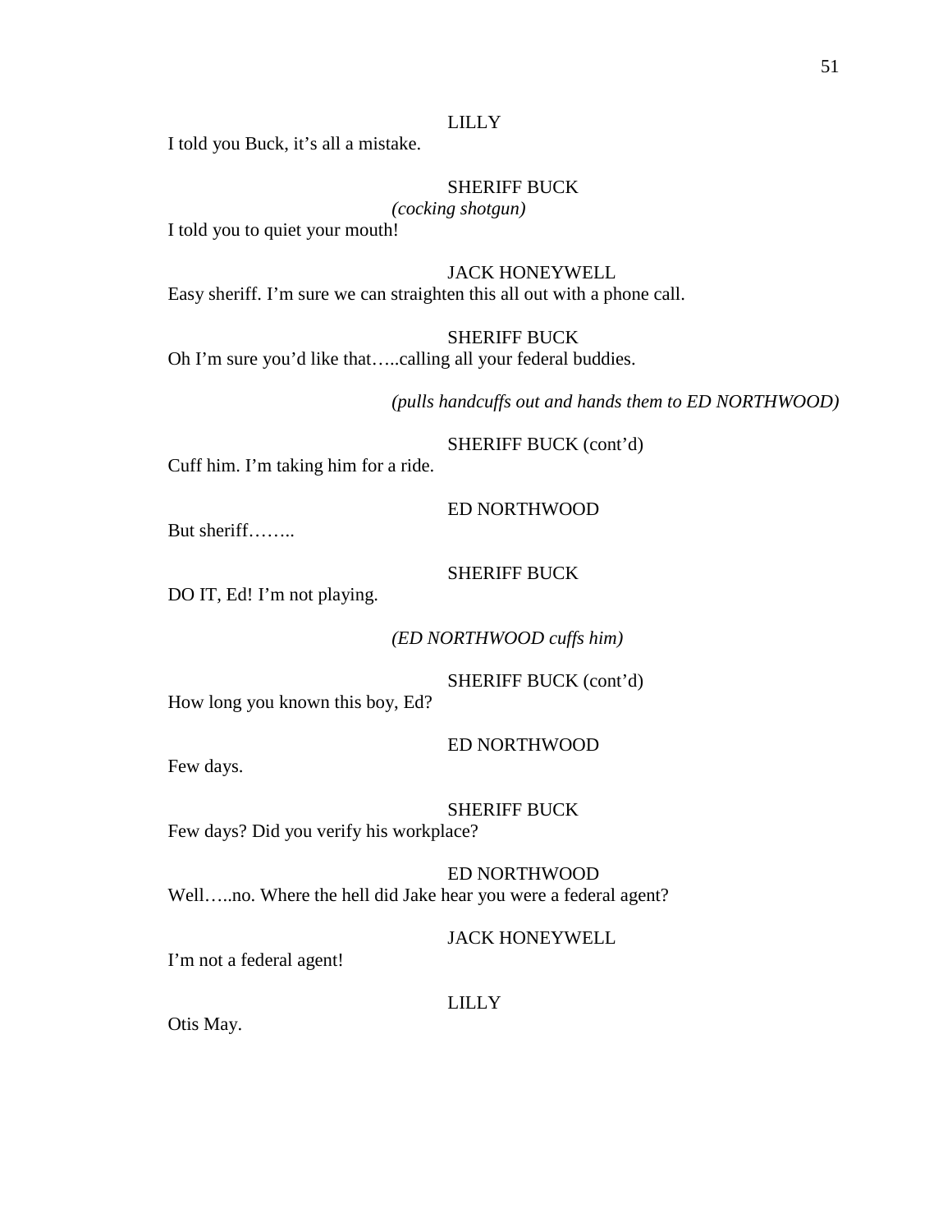LILLY

I told you Buck, it's all a mistake.

SHERIFF BUCK

*(cocking shotgun)*

I told you to quiet your mouth!

JACK HONEYWELL

Easy sheriff. I'm sure we can straighten this all out with a phone call.

SHERIFF BUCK

Oh I'm sure you'd like that…..calling all your federal buddies.

*(pulls handcuffs out and hands them to ED NORTHWOOD)*

SHERIFF BUCK (cont'd)

Cuff him. I'm taking him for a ride.

ED NORTHWOOD

But sheriff……..

SHERIFF BUCK

DO IT, Ed! I'm not playing.

*(ED NORTHWOOD cuffs him)*

SHERIFF BUCK (cont'd)

How long you known this boy, Ed?

ED NORTHWOOD

Few days.

SHERIFF BUCK

Few days? Did you verify his workplace?

ED NORTHWOOD

Well…..no. Where the hell did Jake hear you were a federal agent?

JACK HONEYWELL

I'm not a federal agent!

LILLY

Otis May.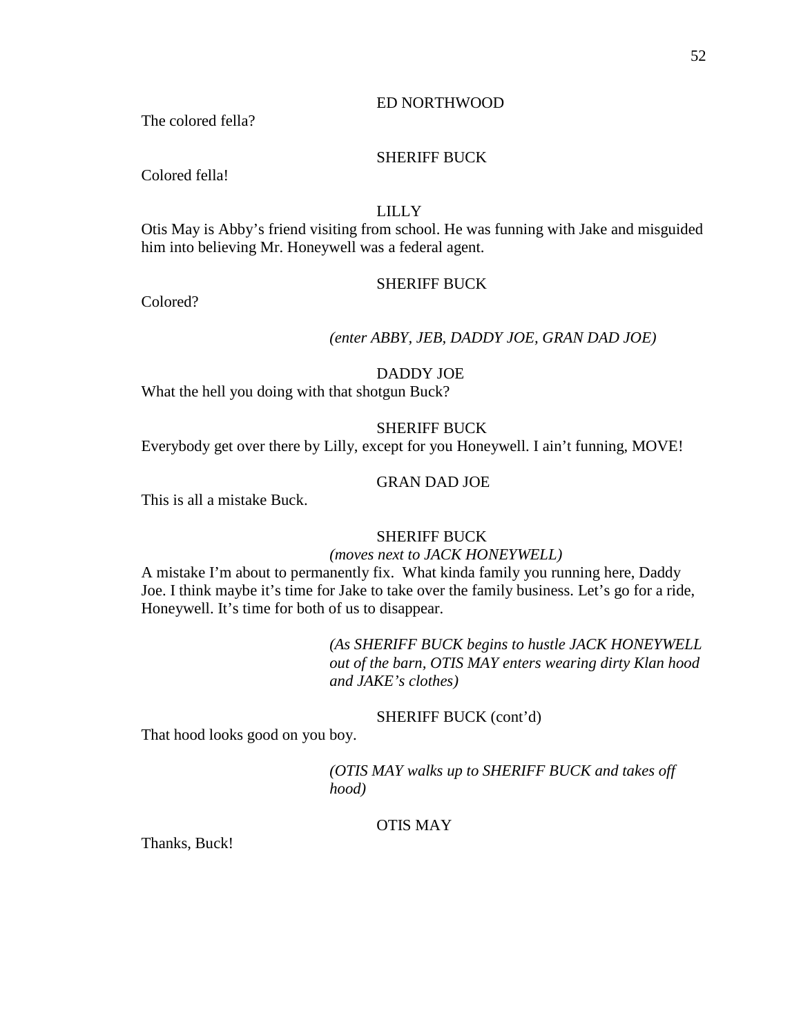ED NORTHWOOD

The colored fella?

SHERIFF BUCK

Colored fella!

LILLY

Otis May is Abby's friend visiting from school. He was funning with Jake and misguided him into believing Mr. Honeywell was a federal agent.

SHERIFF BUCK

Colored?

*(enter ABBY, JEB, DADDY JOE, GRAN DAD JOE)*

DADDY JOE

What the hell you doing with that shotgun Buck?

SHERIFF BUCK

Everybody get over there by Lilly, except for you Honeywell. I ain't funning, MOVE!

GRAN DAD JOE

This is all a mistake Buck.

SHERIFF BUCK

*(moves next to JACK HONEYWELL)*

A mistake I'm about to permanently fix. What kinda family you running here, Daddy Joe. I think maybe it's time for Jake to take over the family business. Let's go for a ride, Honeywell. It's time for both of us to disappear.

*(As SHERIFF BUCK begins to hustle JACK HONEYWELL out of the barn, OTIS MAY enters wearing dirty Klan hood and JAKE's clothes)*

SHERIFF BUCK (cont'd)

That hood looks good on you boy.

*(OTIS MAY walks up to SHERIFF BUCK and takes off hood)*

OTIS MAY

Thanks, Buck!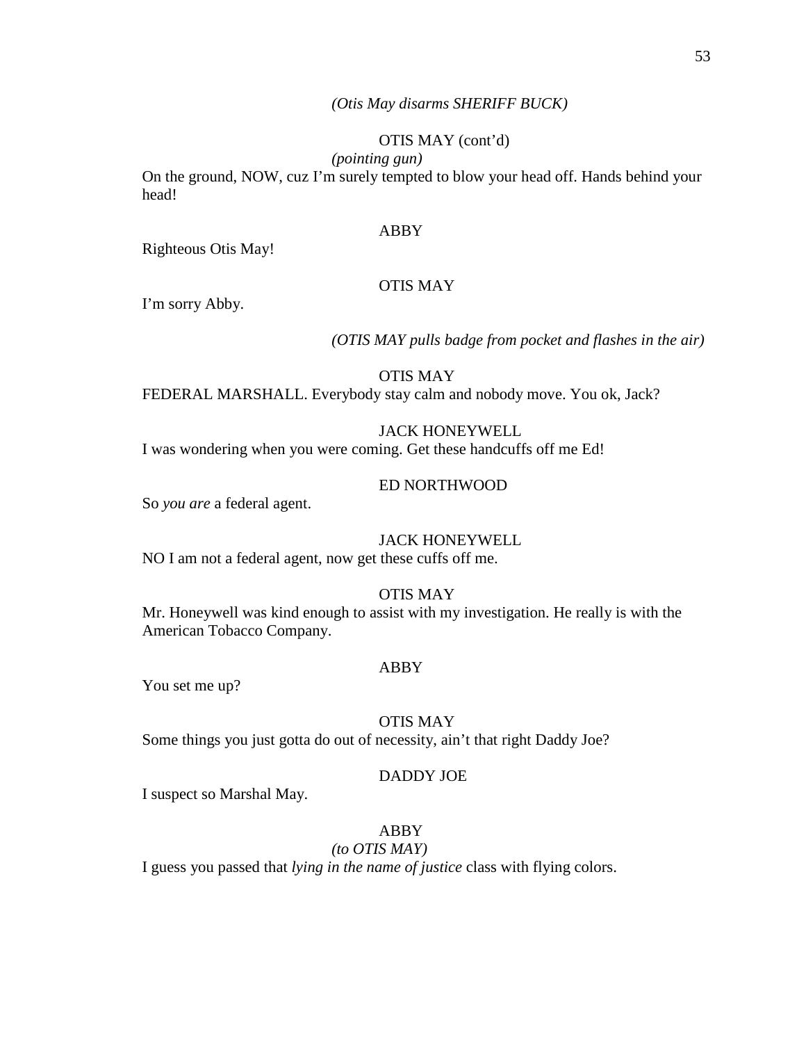*(Otis May disarms SHERIFF BUCK)*

OTIS MAY (cont'd)
*(pointing gun)*
On the ground, NOW, cuz I'm surely tempted to blow your head off. Hands behind your head!

ABBY
Righteous Otis May!

OTIS MAY
I'm sorry Abby.

*(OTIS MAY pulls badge from pocket and flashes in the air)*

OTIS MAY
FEDERAL MARSHALL. Everybody stay calm and nobody move. You ok, Jack?

JACK HONEYWELL
I was wondering when you were coming. Get these handcuffs off me Ed!

ED NORTHWOOD
So *you are* a federal agent.

JACK HONEYWELL
NO I am not a federal agent, now get these cuffs off me.

OTIS MAY
Mr. Honeywell was kind enough to assist with my investigation. He really is with the American Tobacco Company.

ABBY
You set me up?

OTIS MAY
Some things you just gotta do out of necessity, ain't that right Daddy Joe?

DADDY JOE
I suspect so Marshal May.

ABBY
*(to OTIS MAY)*
I guess you passed that *lying in the name of justice* class with flying colors.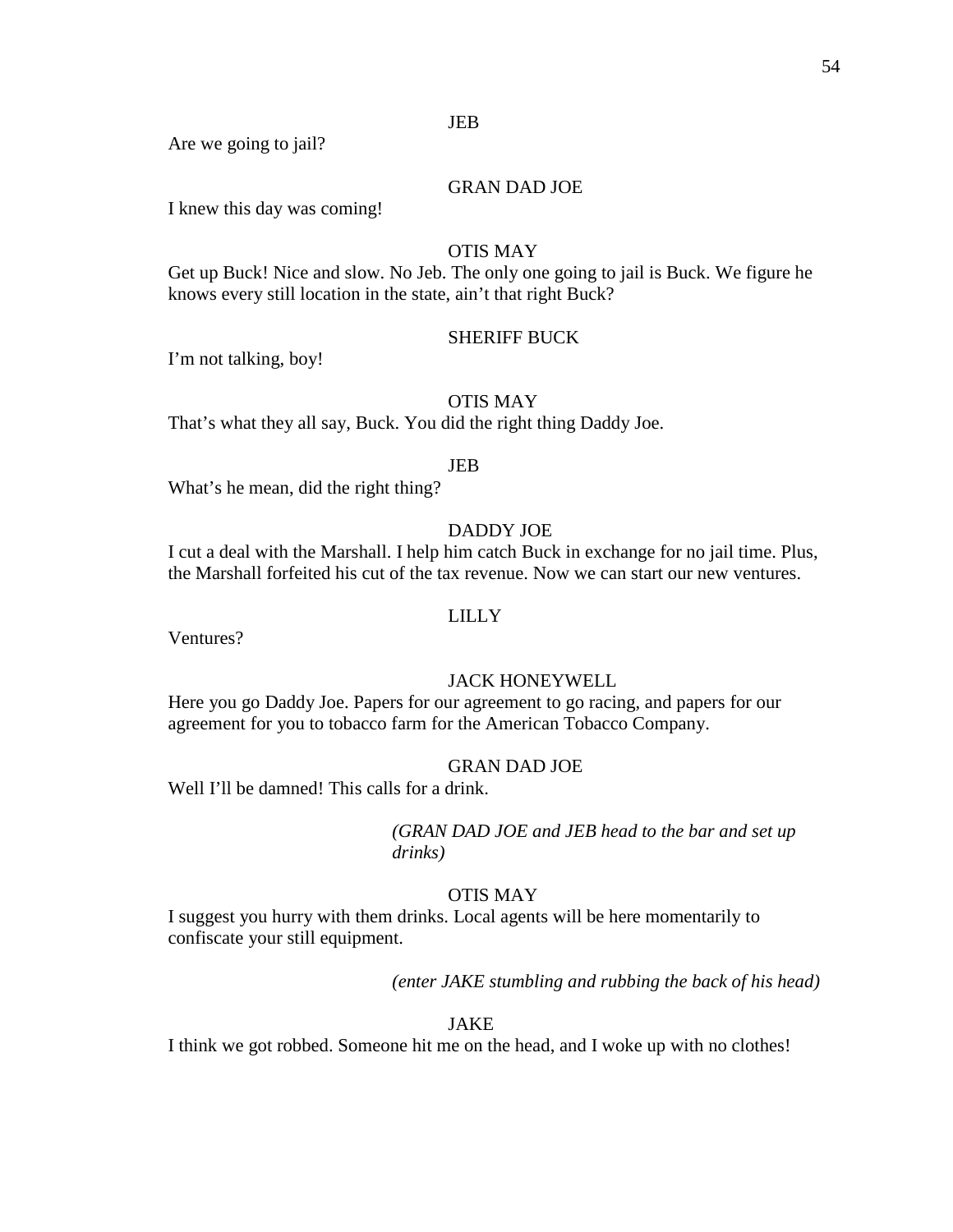JEB

Are we going to jail?

GRAN DAD JOE

I knew this day was coming!

OTIS MAY

Get up Buck! Nice and slow. No Jeb. The only one going to jail is Buck. We figure he knows every still location in the state, ain't that right Buck?

SHERIFF BUCK

I'm not talking, boy!

OTIS MAY

That's what they all say, Buck. You did the right thing Daddy Joe.

JEB

What's he mean, did the right thing?

DADDY JOE

I cut a deal with the Marshall. I help him catch Buck in exchange for no jail time. Plus, the Marshall forfeited his cut of the tax revenue. Now we can start our new ventures.

LILLY

Ventures?

JACK HONEYWELL

Here you go Daddy Joe. Papers for our agreement to go racing, and papers for our agreement for you to tobacco farm for the American Tobacco Company.

GRAN DAD JOE

Well I'll be damned! This calls for a drink.

*(GRAN DAD JOE and JEB head to the bar and set up drinks)*

OTIS MAY

I suggest you hurry with them drinks. Local agents will be here momentarily to confiscate your still equipment.

*(enter JAKE stumbling and rubbing the back of his head)*

JAKE

I think we got robbed. Someone hit me on the head, and I woke up with no clothes!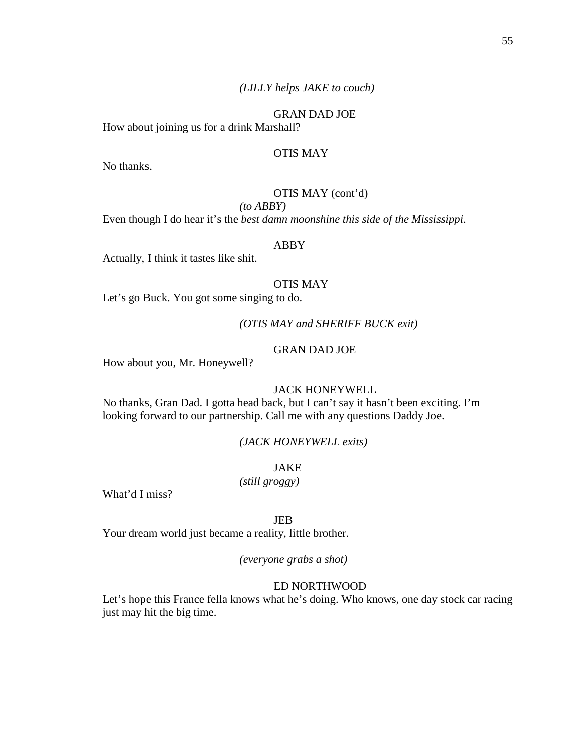*(LILLY helps JAKE to couch)*

GRAN DAD JOE

How about joining us for a drink Marshall?

OTIS MAY

No thanks.

OTIS MAY (cont'd)

*(to ABBY)*

Even though I do hear it's the *best damn moonshine this side of the Mississippi*.

ABBY

Actually, I think it tastes like shit.

OTIS MAY

Let's go Buck. You got some singing to do.

*(OTIS MAY and SHERIFF BUCK exit)*

GRAN DAD JOE

How about you, Mr. Honeywell?

JACK HONEYWELL

No thanks, Gran Dad. I gotta head back, but I can't say it hasn't been exciting. I'm looking forward to our partnership. Call me with any questions Daddy Joe.

*(JACK HONEYWELL exits)*

JAKE

*(still groggy)*

What'd I miss?

JEB

Your dream world just became a reality, little brother.

*(everyone grabs a shot)*

ED NORTHWOOD

Let's hope this France fella knows what he's doing. Who knows, one day stock car racing just may hit the big time.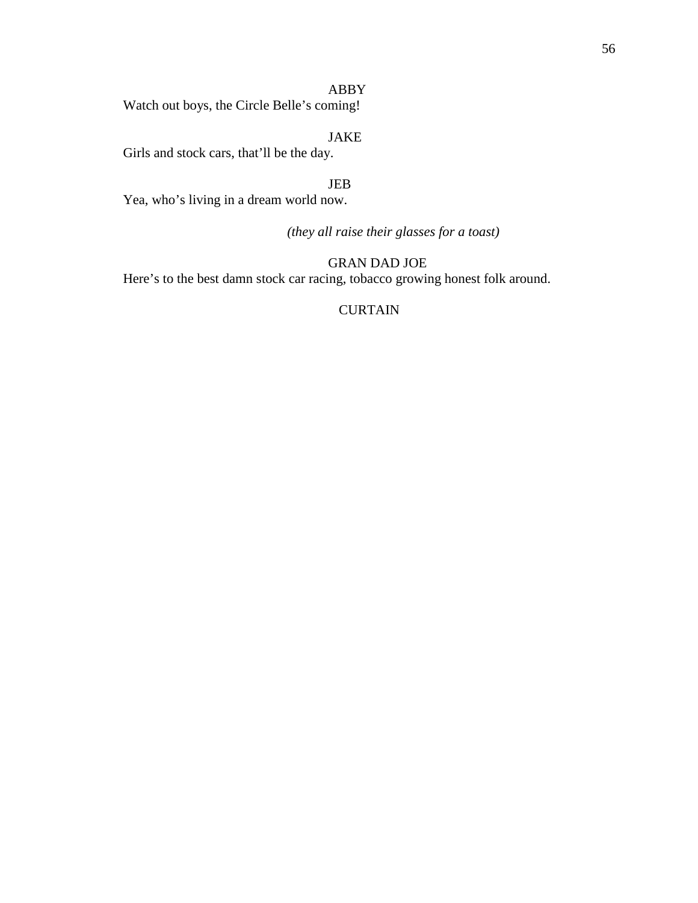ABBY

Watch out boys, the Circle Belle's coming!

JAKE

Girls and stock cars, that'll be the day.

JEB

Yea, who's living in a dream world now.

*(they all raise their glasses for a toast)*

GRAN DAD JOE

Here's to the best damn stock car racing, tobacco growing honest folk around.

CURTAIN